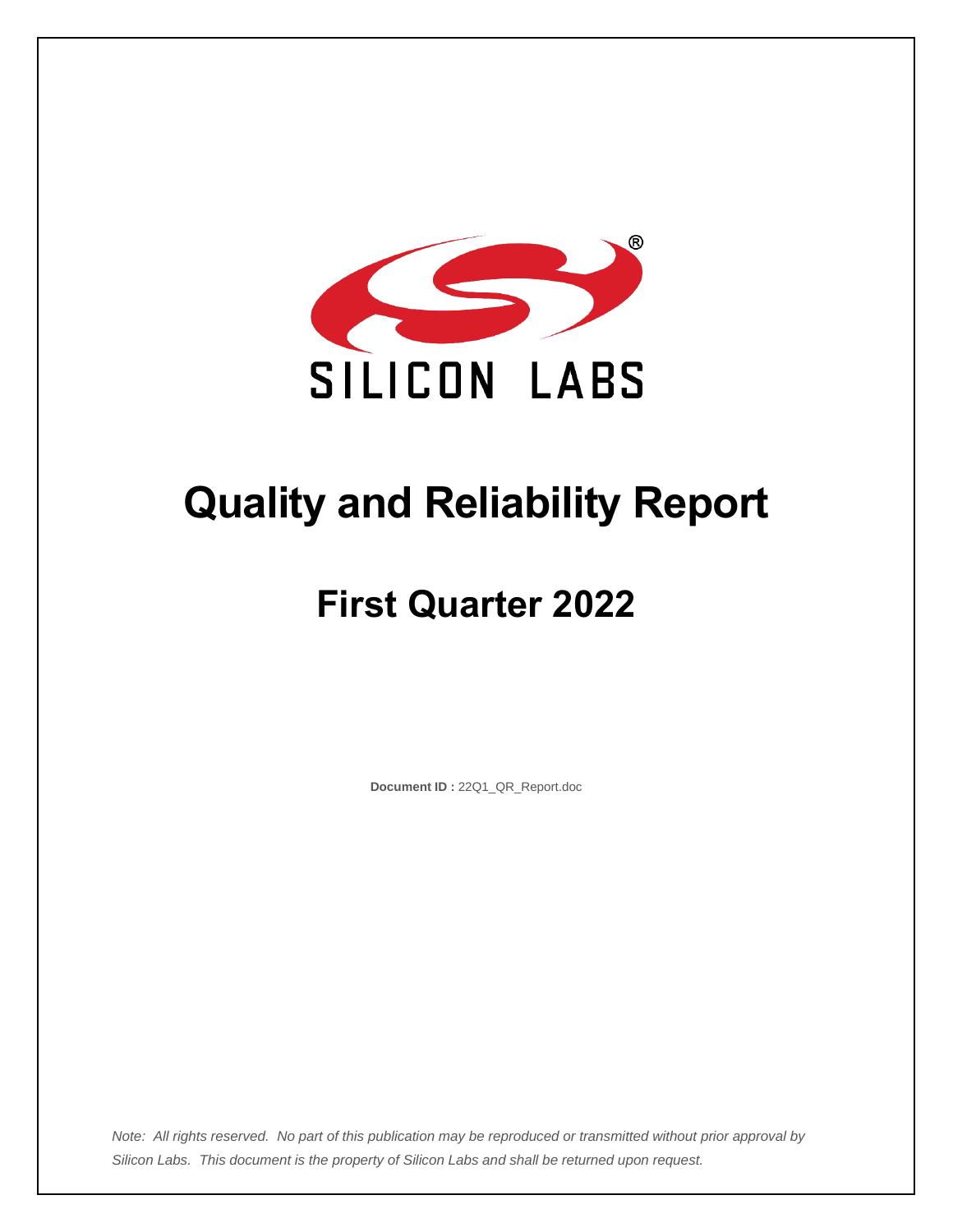SILICON LABS

# Quality and Reliability Report

## First Quarter 2022

**Document ID :** 22Q1_QR_Report.doc

*Note: All rights reserved. No part of this publication may be reproduced or transmitted without prior approval by Silicon Labs. This document is the property of Silicon Labs and shall be returned upon request.*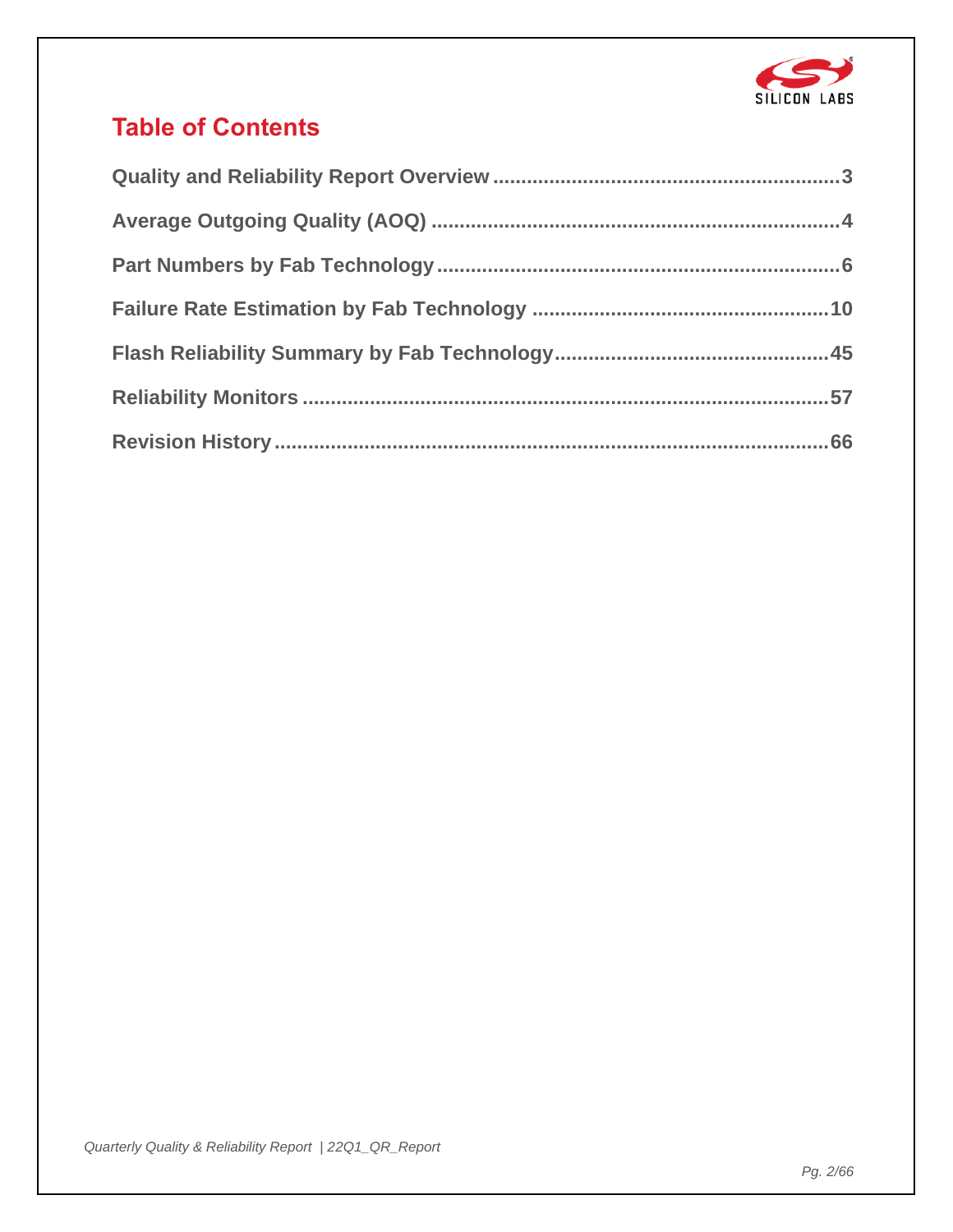# Table of Contents

Quality and Reliability Report Overview ............ 3

Average Outgoing Quality (AOQ) ............ 4

Part Numbers by Fab Technology ............ 6

Failure Rate Estimation by Fab Technology ............ 10

Flash Reliability Summary by Fab Technology ............ 45

Reliability Monitors ............ 57

Revision History ............ 66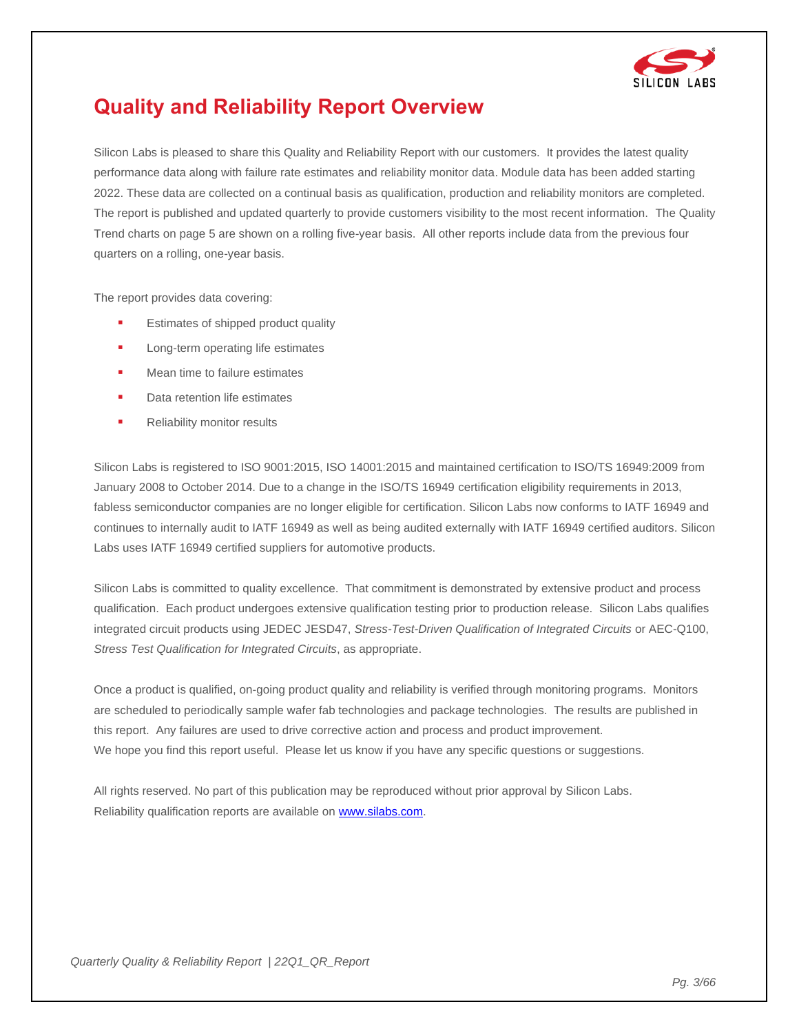# Quality and Reliability Report Overview

Silicon Labs is pleased to share this Quality and Reliability Report with our customers. It provides the latest quality performance data along with failure rate estimates and reliability monitor data. Module data has been added starting 2022. These data are collected on a continual basis as qualification, production and reliability monitors are completed. The report is published and updated quarterly to provide customers visibility to the most recent information. The Quality Trend charts on page 5 are shown on a rolling five-year basis. All other reports include data from the previous four quarters on a rolling, one-year basis.

The report provides data covering:

- Estimates of shipped product quality
- Long-term operating life estimates
- Mean time to failure estimates
- Data retention life estimates
- Reliability monitor results

Silicon Labs is registered to ISO 9001:2015, ISO 14001:2015 and maintained certification to ISO/TS 16949:2009 from January 2008 to October 2014. Due to a change in the ISO/TS 16949 certification eligibility requirements in 2013, fabless semiconductor companies are no longer eligible for certification. Silicon Labs now conforms to IATF 16949 and continues to internally audit to IATF 16949 as well as being audited externally with IATF 16949 certified auditors. Silicon Labs uses IATF 16949 certified suppliers for automotive products.

Silicon Labs is committed to quality excellence. That commitment is demonstrated by extensive product and process qualification. Each product undergoes extensive qualification testing prior to production release. Silicon Labs qualifies integrated circuit products using JEDEC JESD47, *Stress-Test-Driven Qualification of Integrated Circuits* or AEC-Q100, *Stress Test Qualification for Integrated Circuits*, as appropriate.

Once a product is qualified, on-going product quality and reliability is verified through monitoring programs. Monitors are scheduled to periodically sample wafer fab technologies and package technologies. The results are published in this report. Any failures are used to drive corrective action and process and product improvement.
We hope you find this report useful. Please let us know if you have any specific questions or suggestions.

All rights reserved. No part of this publication may be reproduced without prior approval by Silicon Labs.
Reliability qualification reports are available on [www.silabs.com](http://www.silabs.com).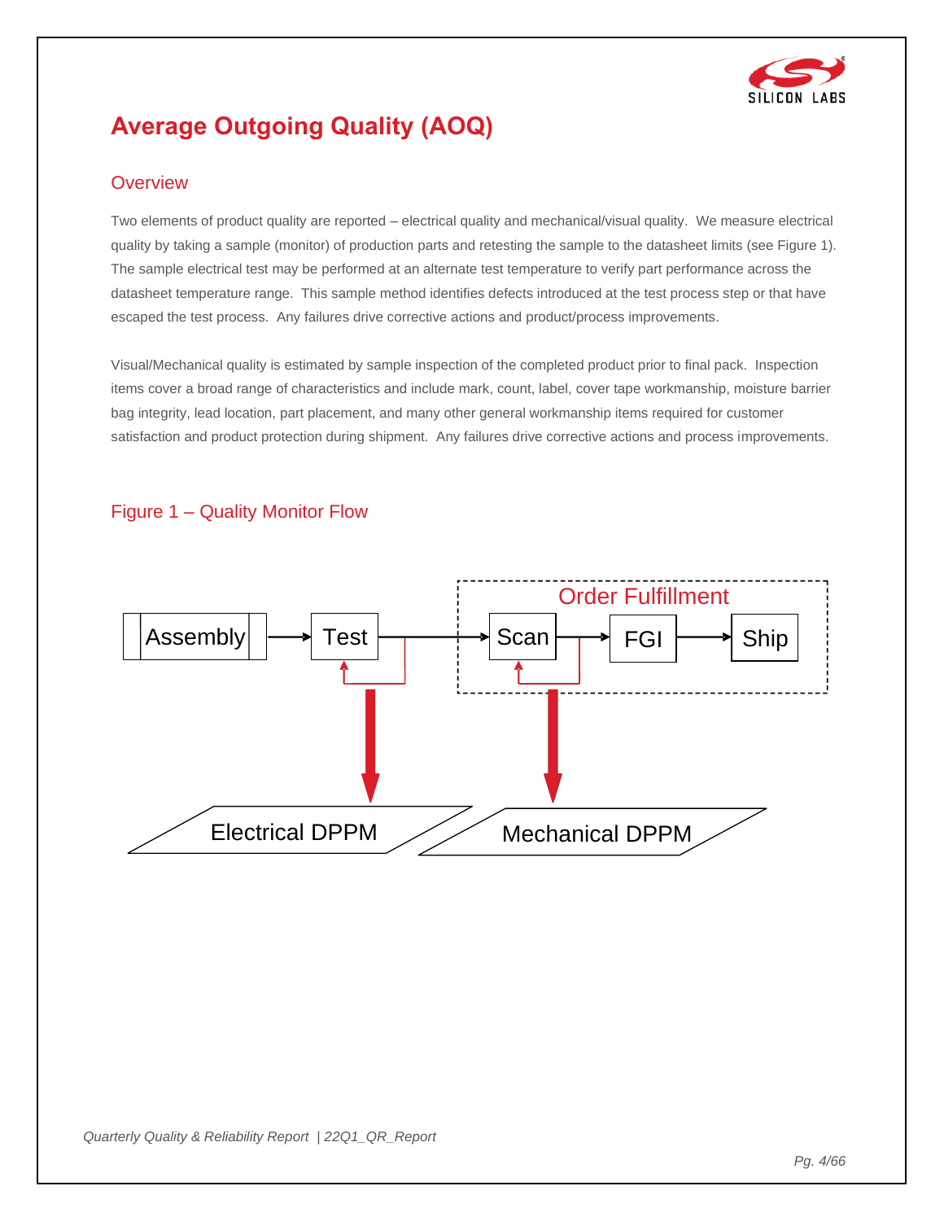# Average Outgoing Quality (AOQ)

## Overview

Two elements of product quality are reported – electrical quality and mechanical/visual quality. We measure electrical quality by taking a sample (monitor) of production parts and retesting the sample to the datasheet limits (see Figure 1). The sample electrical test may be performed at an alternate test temperature to verify part performance across the datasheet temperature range. This sample method identifies defects introduced at the test process step or that have escaped the test process. Any failures drive corrective actions and product/process improvements.

Visual/Mechanical quality is estimated by sample inspection of the completed product prior to final pack. Inspection items cover a broad range of characteristics and include mark, count, label, cover tape workmanship, moisture barrier bag integrity, lead location, part placement, and many other general workmanship items required for customer satisfaction and product protection during shipment. Any failures drive corrective actions and process improvements.

## Figure 1 – Quality Monitor Flow

Order Fulfillment

Assembly → Test → Scan → FGI → Ship

Electrical DPPM

Mechanical DPPM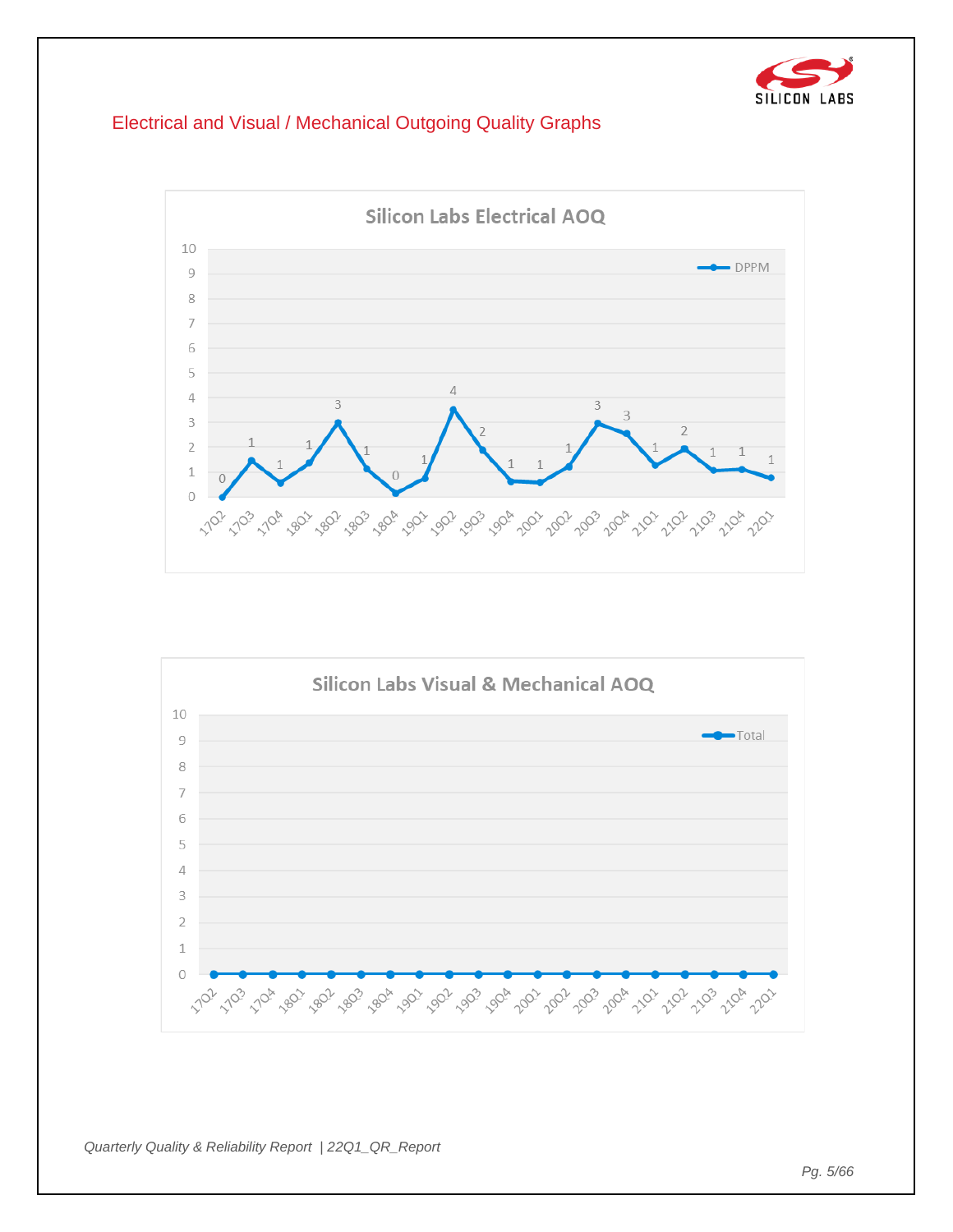## Electrical and Visual / Mechanical Outgoing Quality Graphs

**Silicon Labs Electrical AOQ**

| Quarter | 17Q2 | 17Q3 | 17Q4 | 18Q1 | 18Q2 | 18Q3 | 18Q4 | 19Q1 | 19Q2 | 19Q3 | 19Q4 | 20Q1 | 20Q2 | 20Q3 | 20Q4 | 21Q1 | 21Q2 | 21Q3 | 21Q4 | 22Q1 |
|---|---|---|---|---|---|---|---|---|---|---|---|---|---|---|---|---|---|---|---|---|
| DPPM | 0 | 1 | 1 | 1 | 3 | 1 | 0 | 1 | 4 | 2 | 1 | 1 | 1 | 3 | 3 | 1 | 2 | 1 | 1 | 1 |

**Silicon Labs Visual & Mechanical AOQ**

| Quarter | 17Q2 | 17Q3 | 17Q4 | 18Q1 | 18Q2 | 18Q3 | 18Q4 | 19Q1 | 19Q2 | 19Q3 | 19Q4 | 20Q1 | 20Q2 | 20Q3 | 20Q4 | 21Q1 | 21Q2 | 21Q3 | 21Q4 | 22Q1 |
|---|---|---|---|---|---|---|---|---|---|---|---|---|---|---|---|---|---|---|---|---|
| Total | 0 | 0 | 0 | 0 | 0 | 0 | 0 | 0 | 0 | 0 | 0 | 0 | 0 | 0 | 0 | 0 | 0 | 0 | 0 | 0 |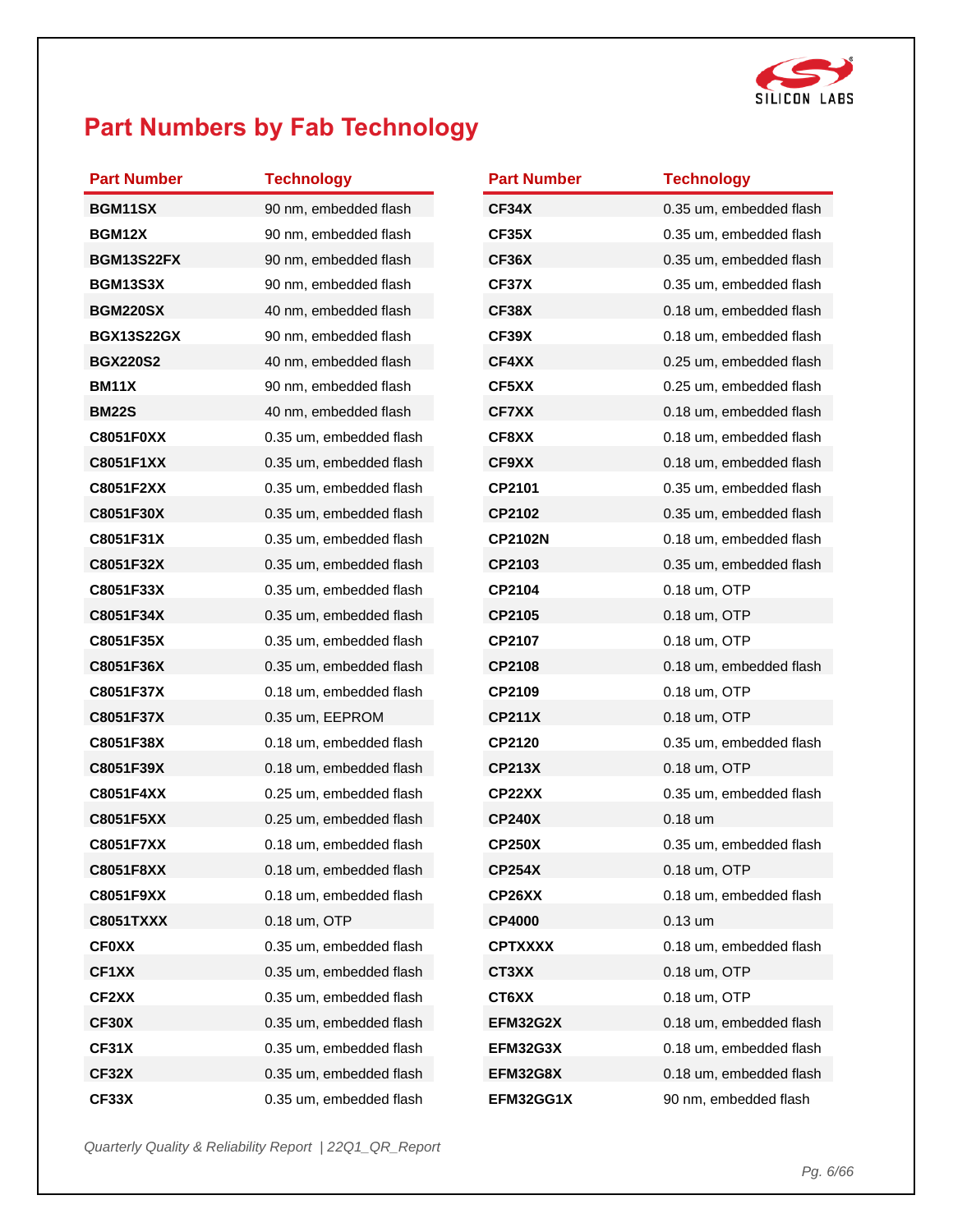## Part Numbers by Fab Technology

| Part Number | Technology |
|---|---|
| BGM11SX | 90 nm, embedded flash |
| BGM12X | 90 nm, embedded flash |
| BGM13S22FX | 90 nm, embedded flash |
| BGM13S3X | 90 nm, embedded flash |
| BGM220SX | 40 nm, embedded flash |
| BGX13S22GX | 90 nm, embedded flash |
| BGX220S2 | 40 nm, embedded flash |
| BM11X | 90 nm, embedded flash |
| BM22S | 40 nm, embedded flash |
| C8051F0XX | 0.35 um, embedded flash |
| C8051F1XX | 0.35 um, embedded flash |
| C8051F2XX | 0.35 um, embedded flash |
| C8051F30X | 0.35 um, embedded flash |
| C8051F31X | 0.35 um, embedded flash |
| C8051F32X | 0.35 um, embedded flash |
| C8051F33X | 0.35 um, embedded flash |
| C8051F34X | 0.35 um, embedded flash |
| C8051F35X | 0.35 um, embedded flash |
| C8051F36X | 0.35 um, embedded flash |
| C8051F37X | 0.18 um, embedded flash |
| C8051F37X | 0.35 um, EEPROM |
| C8051F38X | 0.18 um, embedded flash |
| C8051F39X | 0.18 um, embedded flash |
| C8051F4XX | 0.25 um, embedded flash |
| C8051F5XX | 0.25 um, embedded flash |
| C8051F7XX | 0.18 um, embedded flash |
| C8051F8XX | 0.18 um, embedded flash |
| C8051F9XX | 0.18 um, embedded flash |
| C8051TXXX | 0.18 um, OTP |
| CF0XX | 0.35 um, embedded flash |
| CF1XX | 0.35 um, embedded flash |
| CF2XX | 0.35 um, embedded flash |
| CF30X | 0.35 um, embedded flash |
| CF31X | 0.35 um, embedded flash |
| CF32X | 0.35 um, embedded flash |
| CF33X | 0.35 um, embedded flash |
| CF34X | 0.35 um, embedded flash |
| CF35X | 0.35 um, embedded flash |
| CF36X | 0.35 um, embedded flash |
| CF37X | 0.35 um, embedded flash |
| CF38X | 0.18 um, embedded flash |
| CF39X | 0.18 um, embedded flash |
| CF4XX | 0.25 um, embedded flash |
| CF5XX | 0.25 um, embedded flash |
| CF7XX | 0.18 um, embedded flash |
| CF8XX | 0.18 um, embedded flash |
| CF9XX | 0.18 um, embedded flash |
| CP2101 | 0.35 um, embedded flash |
| CP2102 | 0.35 um, embedded flash |
| CP2102N | 0.18 um, embedded flash |
| CP2103 | 0.35 um, embedded flash |
| CP2104 | 0.18 um, OTP |
| CP2105 | 0.18 um, OTP |
| CP2107 | 0.18 um, OTP |
| CP2108 | 0.18 um, embedded flash |
| CP2109 | 0.18 um, OTP |
| CP211X | 0.18 um, OTP |
| CP2120 | 0.35 um, embedded flash |
| CP213X | 0.18 um, OTP |
| CP22XX | 0.35 um, embedded flash |
| CP240X | 0.18 um |
| CP250X | 0.35 um, embedded flash |
| CP254X | 0.18 um, OTP |
| CP26XX | 0.18 um, embedded flash |
| CP4000 | 0.13 um |
| CPTXXXX | 0.18 um, embedded flash |
| CT3XX | 0.18 um, OTP |
| CT6XX | 0.18 um, OTP |
| EFM32G2X | 0.18 um, embedded flash |
| EFM32G3X | 0.18 um, embedded flash |
| EFM32G8X | 0.18 um, embedded flash |
| EFM32GG1X | 90 nm, embedded flash |

*Quarterly Quality & Reliability Report | 22Q1_QR_Report*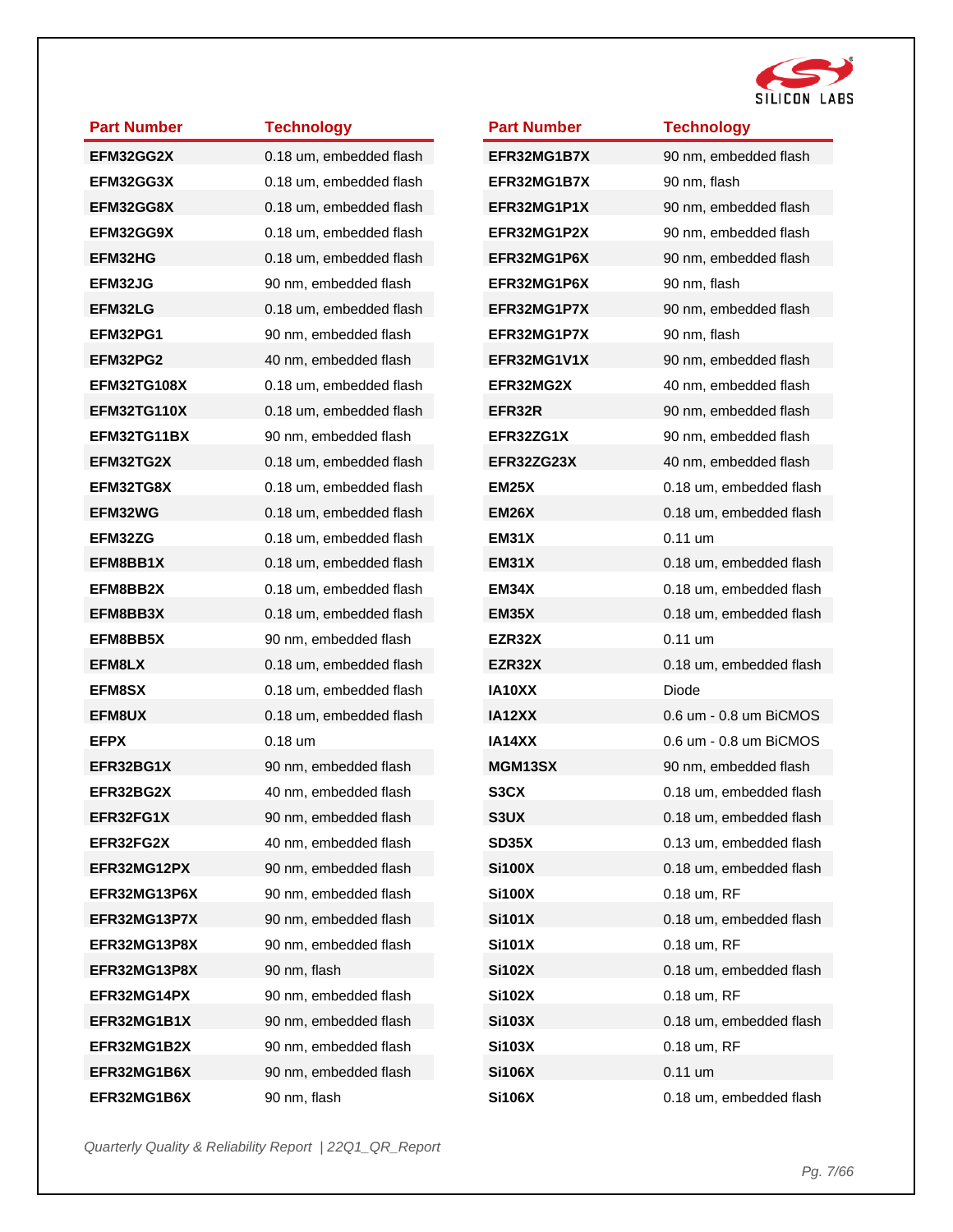| Part Number | Technology |
|---|---|
| EFM32GG2X | 0.18 um, embedded flash |
| EFM32GG3X | 0.18 um, embedded flash |
| EFM32GG8X | 0.18 um, embedded flash |
| EFM32GG9X | 0.18 um, embedded flash |
| EFM32HG | 0.18 um, embedded flash |
| EFM32JG | 90 nm, embedded flash |
| EFM32LG | 0.18 um, embedded flash |
| EFM32PG1 | 90 nm, embedded flash |
| EFM32PG2 | 40 nm, embedded flash |
| EFM32TG108X | 0.18 um, embedded flash |
| EFM32TG110X | 0.18 um, embedded flash |
| EFM32TG11BX | 90 nm, embedded flash |
| EFM32TG2X | 0.18 um, embedded flash |
| EFM32TG8X | 0.18 um, embedded flash |
| EFM32WG | 0.18 um, embedded flash |
| EFM32ZG | 0.18 um, embedded flash |
| EFM8BB1X | 0.18 um, embedded flash |
| EFM8BB2X | 0.18 um, embedded flash |
| EFM8BB3X | 0.18 um, embedded flash |
| EFM8BB5X | 90 nm, embedded flash |
| EFM8LX | 0.18 um, embedded flash |
| EFM8SX | 0.18 um, embedded flash |
| EFM8UX | 0.18 um, embedded flash |
| EFPX | 0.18 um |
| EFR32BG1X | 90 nm, embedded flash |
| EFR32BG2X | 40 nm, embedded flash |
| EFR32FG1X | 90 nm, embedded flash |
| EFR32FG2X | 40 nm, embedded flash |
| EFR32MG12PX | 90 nm, embedded flash |
| EFR32MG13P6X | 90 nm, embedded flash |
| EFR32MG13P7X | 90 nm, embedded flash |
| EFR32MG13P8X | 90 nm, embedded flash |
| EFR32MG13P8X | 90 nm, flash |
| EFR32MG14PX | 90 nm, embedded flash |
| EFR32MG1B1X | 90 nm, embedded flash |
| EFR32MG1B2X | 90 nm, embedded flash |
| EFR32MG1B6X | 90 nm, embedded flash |
| EFR32MG1B6X | 90 nm, flash |
| EFR32MG1B7X | 90 nm, embedded flash |
| EFR32MG1B7X | 90 nm, flash |
| EFR32MG1P1X | 90 nm, embedded flash |
| EFR32MG1P2X | 90 nm, embedded flash |
| EFR32MG1P6X | 90 nm, embedded flash |
| EFR32MG1P6X | 90 nm, flash |
| EFR32MG1P7X | 90 nm, embedded flash |
| EFR32MG1P7X | 90 nm, flash |
| EFR32MG1V1X | 90 nm, embedded flash |
| EFR32MG2X | 40 nm, embedded flash |
| EFR32R | 90 nm, embedded flash |
| EFR32ZG1X | 90 nm, embedded flash |
| EFR32ZG23X | 40 nm, embedded flash |
| EM25X | 0.18 um, embedded flash |
| EM26X | 0.18 um, embedded flash |
| EM31X | 0.11 um |
| EM31X | 0.18 um, embedded flash |
| EM34X | 0.18 um, embedded flash |
| EM35X | 0.18 um, embedded flash |
| EZR32X | 0.11 um |
| EZR32X | 0.18 um, embedded flash |
| IA10XX | Diode |
| IA12XX | 0.6 um - 0.8 um BiCMOS |
| IA14XX | 0.6 um - 0.8 um BiCMOS |
| MGM13SX | 90 nm, embedded flash |
| S3CX | 0.18 um, embedded flash |
| S3UX | 0.18 um, embedded flash |
| SD35X | 0.13 um, embedded flash |
| Si100X | 0.18 um, embedded flash |
| Si100X | 0.18 um, RF |
| Si101X | 0.18 um, embedded flash |
| Si101X | 0.18 um, RF |
| Si102X | 0.18 um, embedded flash |
| Si102X | 0.18 um, RF |
| Si103X | 0.18 um, embedded flash |
| Si103X | 0.18 um, RF |
| Si106X | 0.11 um |
| Si106X | 0.18 um, embedded flash |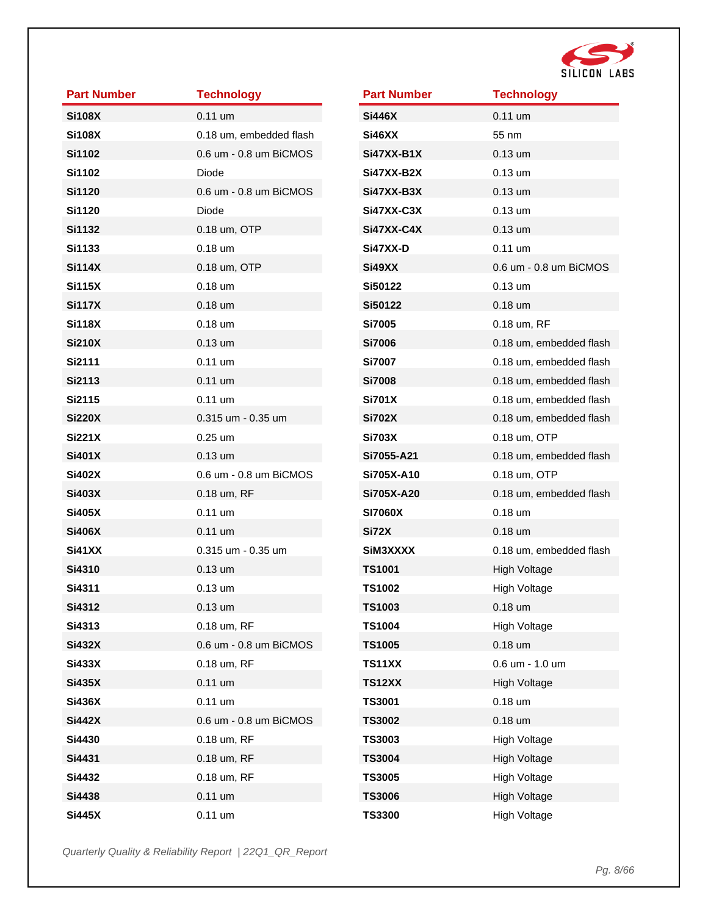| Part Number | Technology |
|---|---|
| Si108X | 0.11 um |
| Si108X | 0.18 um, embedded flash |
| Si1102 | 0.6 um - 0.8 um BiCMOS |
| Si1102 | Diode |
| Si1120 | 0.6 um - 0.8 um BiCMOS |
| Si1120 | Diode |
| Si1132 | 0.18 um, OTP |
| Si1133 | 0.18 um |
| Si114X | 0.18 um, OTP |
| Si115X | 0.18 um |
| Si117X | 0.18 um |
| Si118X | 0.18 um |
| Si210X | 0.13 um |
| Si2111 | 0.11 um |
| Si2113 | 0.11 um |
| Si2115 | 0.11 um |
| Si220X | 0.315 um - 0.35 um |
| Si221X | 0.25 um |
| Si401X | 0.13 um |
| Si402X | 0.6 um - 0.8 um BiCMOS |
| Si403X | 0.18 um, RF |
| Si405X | 0.11 um |
| Si406X | 0.11 um |
| Si41XX | 0.315 um - 0.35 um |
| Si4310 | 0.13 um |
| Si4311 | 0.13 um |
| Si4312 | 0.13 um |
| Si4313 | 0.18 um, RF |
| Si432X | 0.6 um - 0.8 um BiCMOS |
| Si433X | 0.18 um, RF |
| Si435X | 0.11 um |
| Si436X | 0.11 um |
| Si442X | 0.6 um - 0.8 um BiCMOS |
| Si4430 | 0.18 um, RF |
| Si4431 | 0.18 um, RF |
| Si4432 | 0.18 um, RF |
| Si4438 | 0.11 um |
| Si445X | 0.11 um |
| Si446X | 0.11 um |
| Si46XX | 55 nm |
| Si47XX-B1X | 0.13 um |
| Si47XX-B2X | 0.13 um |
| Si47XX-B3X | 0.13 um |
| Si47XX-C3X | 0.13 um |
| Si47XX-C4X | 0.13 um |
| Si47XX-D | 0.11 um |
| Si49XX | 0.6 um - 0.8 um BiCMOS |
| Si50122 | 0.13 um |
| Si50122 | 0.18 um |
| Si7005 | 0.18 um, RF |
| Si7006 | 0.18 um, embedded flash |
| Si7007 | 0.18 um, embedded flash |
| Si7008 | 0.18 um, embedded flash |
| Si701X | 0.18 um, embedded flash |
| Si702X | 0.18 um, embedded flash |
| Si703X | 0.18 um, OTP |
| Si7055-A21 | 0.18 um, embedded flash |
| Si705X-A10 | 0.18 um, OTP |
| Si705X-A20 | 0.18 um, embedded flash |
| SI7060X | 0.18 um |
| Si72X | 0.18 um |
| SiM3XXXX | 0.18 um, embedded flash |
| TS1001 | High Voltage |
| TS1002 | High Voltage |
| TS1003 | 0.18 um |
| TS1004 | High Voltage |
| TS1005 | 0.18 um |
| TS11XX | 0.6 um - 1.0 um |
| TS12XX | High Voltage |
| TS3001 | 0.18 um |
| TS3002 | 0.18 um |
| TS3003 | High Voltage |
| TS3004 | High Voltage |
| TS3005 | High Voltage |
| TS3006 | High Voltage |
| TS3300 | High Voltage |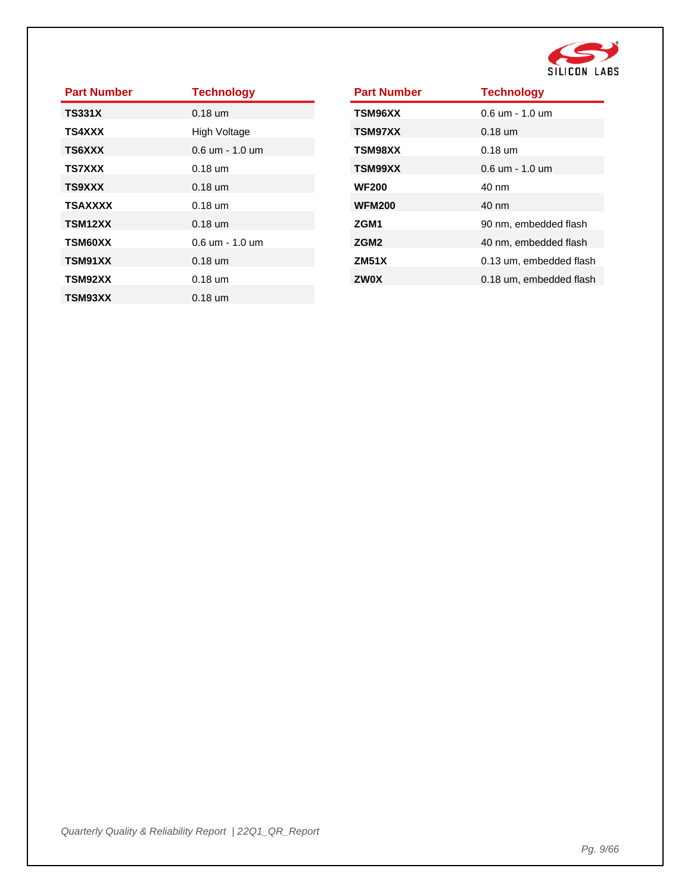| Part Number | Technology |
|---|---|
| **TS331X** | 0.18 um |
| **TS4XXX** | High Voltage |
| **TS6XXX** | 0.6 um - 1.0 um |
| **TS7XXX** | 0.18 um |
| **TS9XXX** | 0.18 um |
| **TSAXXXX** | 0.18 um |
| **TSM12XX** | 0.18 um |
| **TSM60XX** | 0.6 um - 1.0 um |
| **TSM91XX** | 0.18 um |
| **TSM92XX** | 0.18 um |
| **TSM93XX** | 0.18 um |

| Part Number | Technology |
|---|---|
| **TSM96XX** | 0.6 um - 1.0 um |
| **TSM97XX** | 0.18 um |
| **TSM98XX** | 0.18 um |
| **TSM99XX** | 0.6 um - 1.0 um |
| **WF200** | 40 nm |
| **WFM200** | 40 nm |
| **ZGM1** | 90 nm, embedded flash |
| **ZGM2** | 40 nm, embedded flash |
| **ZM51X** | 0.13 um, embedded flash |
| **ZW0X** | 0.18 um, embedded flash |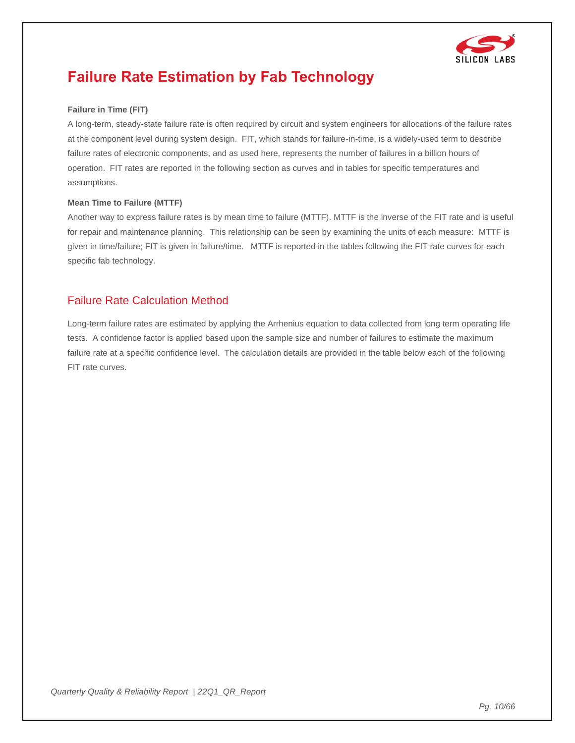# Failure Rate Estimation by Fab Technology

**Failure in Time (FIT)**

A long-term, steady-state failure rate is often required by circuit and system engineers for allocations of the failure rates at the component level during system design. FIT, which stands for failure-in-time, is a widely-used term to describe failure rates of electronic components, and as used here, represents the number of failures in a billion hours of operation. FIT rates are reported in the following section as curves and in tables for specific temperatures and assumptions.

**Mean Time to Failure (MTTF)**

Another way to express failure rates is by mean time to failure (MTTF). MTTF is the inverse of the FIT rate and is useful for repair and maintenance planning. This relationship can be seen by examining the units of each measure: MTTF is given in time/failure; FIT is given in failure/time. MTTF is reported in the tables following the FIT rate curves for each specific fab technology.

## Failure Rate Calculation Method

Long-term failure rates are estimated by applying the Arrhenius equation to data collected from long term operating life tests. A confidence factor is applied based upon the sample size and number of failures to estimate the maximum failure rate at a specific confidence level. The calculation details are provided in the table below each of the following FIT rate curves.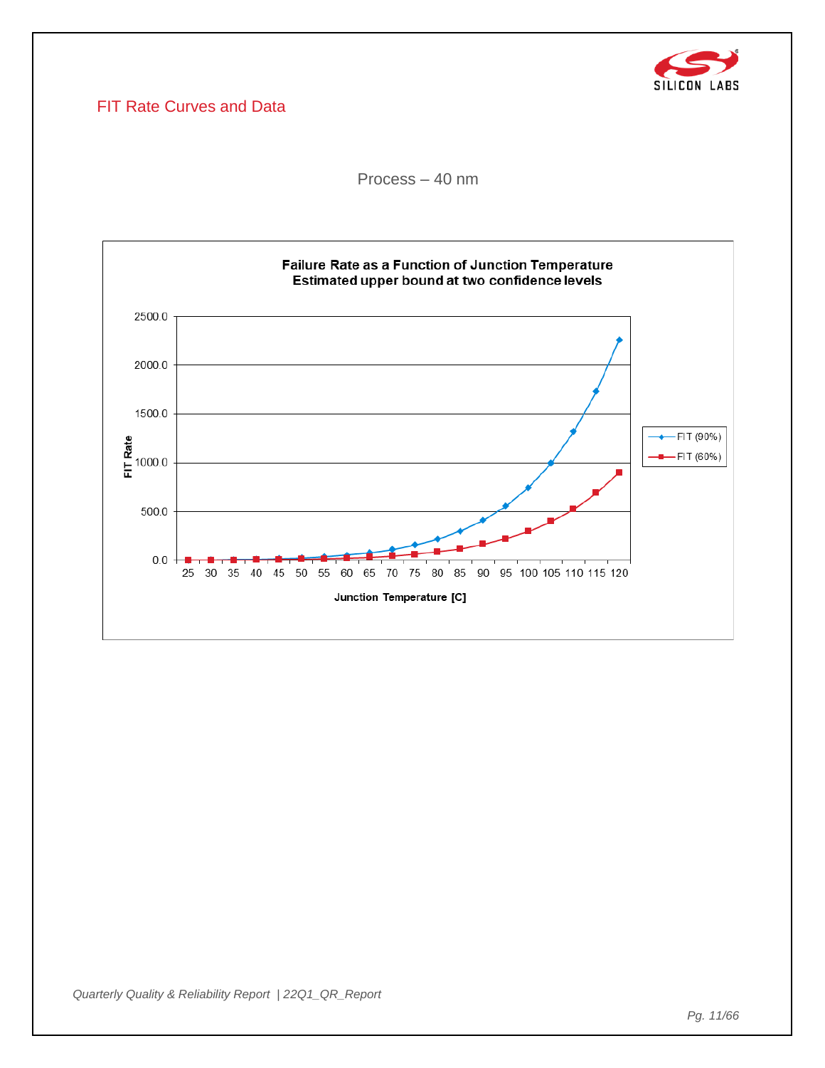## FIT Rate Curves and Data

Process – 40 nm

**Failure Rate as a Function of Junction Temperature**
**Estimated upper bound at two confidence levels**

FIT Rate

2500.0
2000.0
1500.0
1000.0
500.0
0.0

25 30 35 40 45 50 55 60 65 70 75 80 85 90 95 100 105 110 115 120

**Junction Temperature [C]**

FIT (90%)
FIT (60%)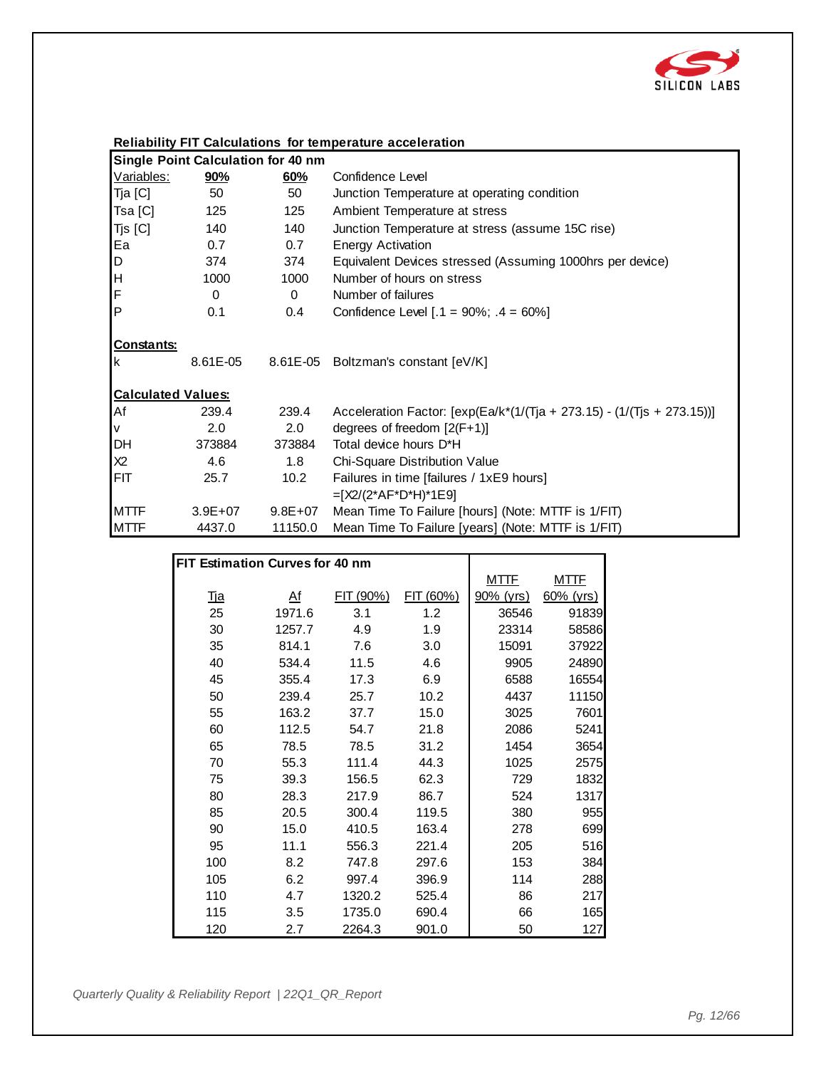## Reliability FIT Calculations for temperature acceleration

| Single Point Calculation for 40 nm | | | |
|---|---|---|---|
| Variables: | **90%** | **60%** | Confidence Level |
| Tja [C] | 50 | 50 | Junction Temperature at operating condition |
| Tsa [C] | 125 | 125 | Ambient Temperature at stress |
| Tjs [C] | 140 | 140 | Junction Temperature at stress (assume 15C rise) |
| Ea | 0.7 | 0.7 | Energy Activation |
| D | 374 | 374 | Equivalent Devices stressed (Assuming 1000hrs per device) |
| H | 1000 | 1000 | Number of hours on stress |
| F | 0 | 0 | Number of failures |
| P | 0.1 | 0.4 | Confidence Level [.1 = 90%; .4 = 60%] |
| **Constants:** | | | |
| k | 8.61E-05 | 8.61E-05 | Boltzman's constant [eV/K] |
| **Calculated Values:** | | | |
| Af | 239.4 | 239.4 | Acceleration Factor: [exp(Ea/k*(1/(Tja + 273.15) - (1/(Tjs + 273.15))] |
| v | 2.0 | 2.0 | degrees of freedom [2(F+1)] |
| DH | 373884 | 373884 | Total device hours D*H |
| X2 | 4.6 | 1.8 | Chi-Square Distribution Value |
| FIT | 25.7 | 10.2 | Failures in time [failures / 1xE9 hours] =[X2/(2*AF*D*H)*1E9] |
| MTTF | 3.9E+07 | 9.8E+07 | Mean Time To Failure [hours] (Note: MTTF is 1/FIT) |
| MTTF | 4437.0 | 11150.0 | Mean Time To Failure [years] (Note: MTTF is 1/FIT) |

**FIT Estimation Curves for 40 nm**

| Tja | Af | FIT (90%) | FIT (60%) | MTTF 90% (yrs) | MTTF 60% (yrs) |
|---|---|---|---|---|---|
| 25 | 1971.6 | 3.1 | 1.2 | 36546 | 91839 |
| 30 | 1257.7 | 4.9 | 1.9 | 23314 | 58586 |
| 35 | 814.1 | 7.6 | 3.0 | 15091 | 37922 |
| 40 | 534.4 | 11.5 | 4.6 | 9905 | 24890 |
| 45 | 355.4 | 17.3 | 6.9 | 6588 | 16554 |
| 50 | 239.4 | 25.7 | 10.2 | 4437 | 11150 |
| 55 | 163.2 | 37.7 | 15.0 | 3025 | 7601 |
| 60 | 112.5 | 54.7 | 21.8 | 2086 | 5241 |
| 65 | 78.5 | 78.5 | 31.2 | 1454 | 3654 |
| 70 | 55.3 | 111.4 | 44.3 | 1025 | 2575 |
| 75 | 39.3 | 156.5 | 62.3 | 729 | 1832 |
| 80 | 28.3 | 217.9 | 86.7 | 524 | 1317 |
| 85 | 20.5 | 300.4 | 119.5 | 380 | 955 |
| 90 | 15.0 | 410.5 | 163.4 | 278 | 699 |
| 95 | 11.1 | 556.3 | 221.4 | 205 | 516 |
| 100 | 8.2 | 747.8 | 297.6 | 153 | 384 |
| 105 | 6.2 | 997.4 | 396.9 | 114 | 288 |
| 110 | 4.7 | 1320.2 | 525.4 | 86 | 217 |
| 115 | 3.5 | 1735.0 | 690.4 | 66 | 165 |
| 120 | 2.7 | 2264.3 | 901.0 | 50 | 127 |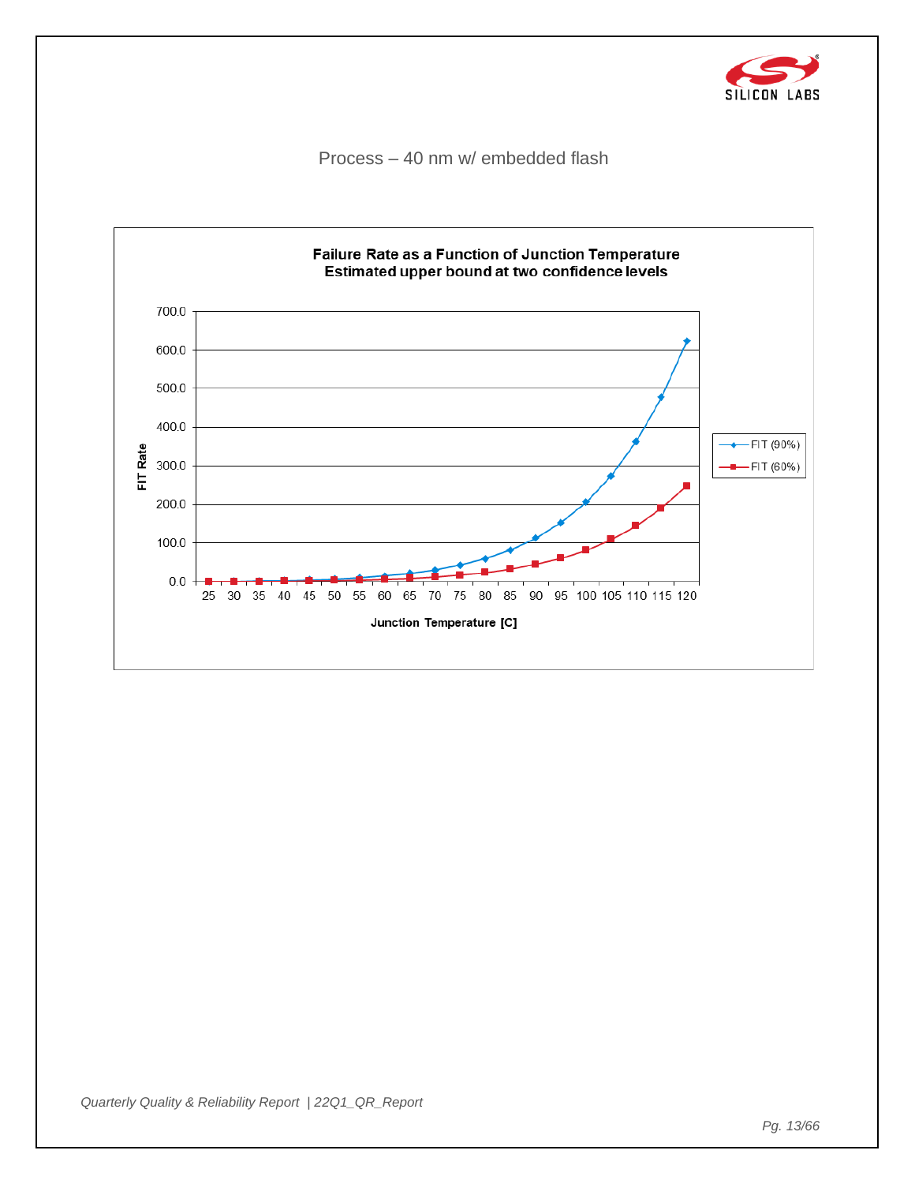Process – 40 nm w/ embedded flash

**Failure Rate as a Function of Junction Temperature**
**Estimated upper bound at two confidence levels**

FIT Rate

Junction Temperature [C]

FIT (90%)
FIT (60%)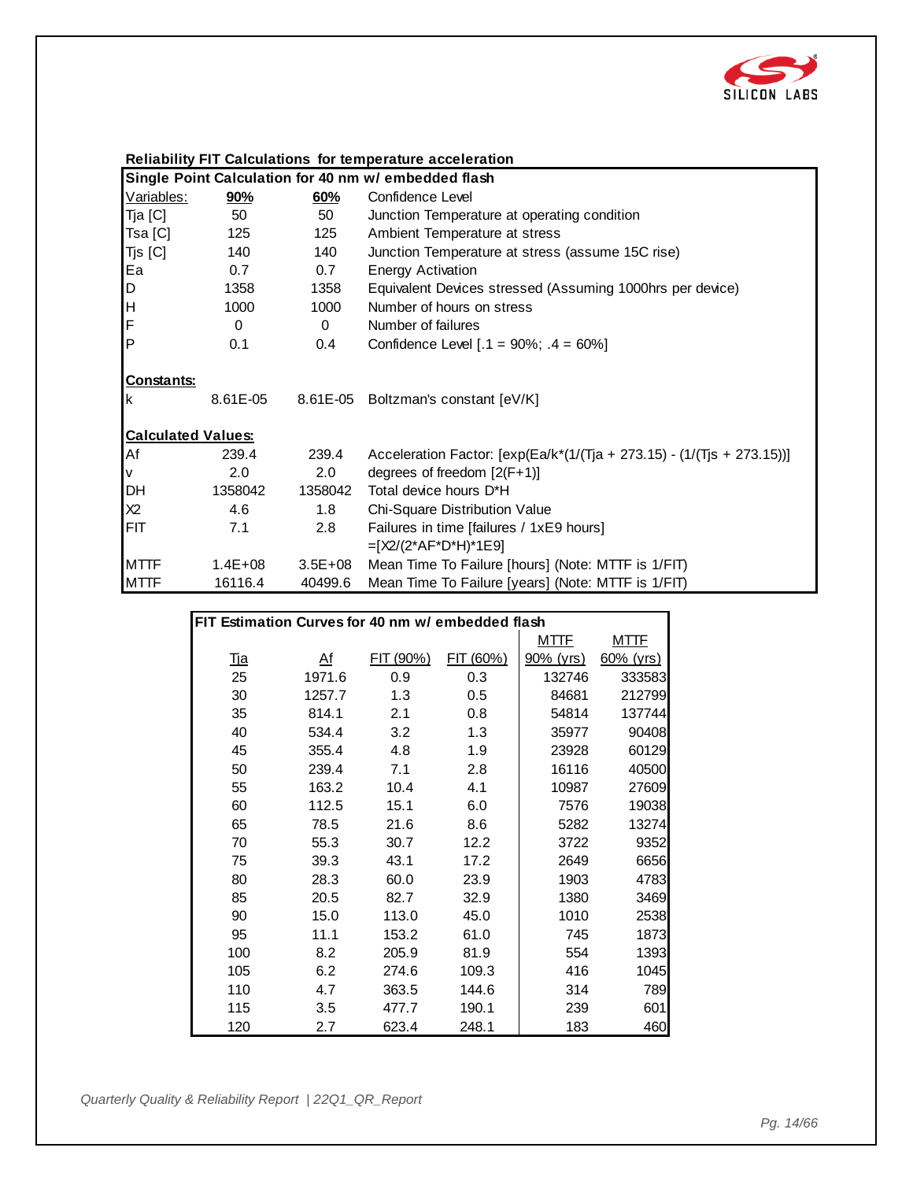**Reliability FIT Calculations for temperature acceleration**

| Single Point Calculation for 40 nm w/ embedded flash | | | |
|---|---|---|---|
| Variables: | **90%** | **60%** | Confidence Level |
| Tja [C] | 50 | 50 | Junction Temperature at operating condition |
| Tsa [C] | 125 | 125 | Ambient Temperature at stress |
| Tjs [C] | 140 | 140 | Junction Temperature at stress (assume 15C rise) |
| Ea | 0.7 | 0.7 | Energy Activation |
| D | 1358 | 1358 | Equivalent Devices stressed (Assuming 1000hrs per device) |
| H | 1000 | 1000 | Number of hours on stress |
| F | 0 | 0 | Number of failures |
| P | 0.1 | 0.4 | Confidence Level [.1 = 90%; .4 = 60%] |
| **Constants:** | | | |
| k | 8.61E-05 | 8.61E-05 | Boltzman's constant [eV/K] |
| **Calculated Values:** | | | |
| Af | 239.4 | 239.4 | Acceleration Factor: [exp(Ea/k*(1/(Tja + 273.15) - (1/(Tjs + 273.15))] |
| v | 2.0 | 2.0 | degrees of freedom [2(F+1)] |
| DH | 1358042 | 1358042 | Total device hours D*H |
| X2 | 4.6 | 1.8 | Chi-Square Distribution Value |
| FIT | 7.1 | 2.8 | Failures in time [failures / 1xE9 hours] =[X2/(2*AF*D*H)*1E9] |
| MTTF | 1.4E+08 | 3.5E+08 | Mean Time To Failure [hours] (Note: MTTF is 1/FIT) |
| MTTF | 16116.4 | 40499.6 | Mean Time To Failure [years] (Note: MTTF is 1/FIT) |

**FIT Estimation Curves for 40 nm w/ embedded flash**

| Tja | Af | FIT (90%) | FIT (60%) | MTTF 90% (yrs) | MTTF 60% (yrs) |
|---|---|---|---|---|---|
| 25 | 1971.6 | 0.9 | 0.3 | 132746 | 333583 |
| 30 | 1257.7 | 1.3 | 0.5 | 84681 | 212799 |
| 35 | 814.1 | 2.1 | 0.8 | 54814 | 137744 |
| 40 | 534.4 | 3.2 | 1.3 | 35977 | 90408 |
| 45 | 355.4 | 4.8 | 1.9 | 23928 | 60129 |
| 50 | 239.4 | 7.1 | 2.8 | 16116 | 40500 |
| 55 | 163.2 | 10.4 | 4.1 | 10987 | 27609 |
| 60 | 112.5 | 15.1 | 6.0 | 7576 | 19038 |
| 65 | 78.5 | 21.6 | 8.6 | 5282 | 13274 |
| 70 | 55.3 | 30.7 | 12.2 | 3722 | 9352 |
| 75 | 39.3 | 43.1 | 17.2 | 2649 | 6656 |
| 80 | 28.3 | 60.0 | 23.9 | 1903 | 4783 |
| 85 | 20.5 | 82.7 | 32.9 | 1380 | 3469 |
| 90 | 15.0 | 113.0 | 45.0 | 1010 | 2538 |
| 95 | 11.1 | 153.2 | 61.0 | 745 | 1873 |
| 100 | 8.2 | 205.9 | 81.9 | 554 | 1393 |
| 105 | 6.2 | 274.6 | 109.3 | 416 | 1045 |
| 110 | 4.7 | 363.5 | 144.6 | 314 | 789 |
| 115 | 3.5 | 477.7 | 190.1 | 239 | 601 |
| 120 | 2.7 | 623.4 | 248.1 | 183 | 460 |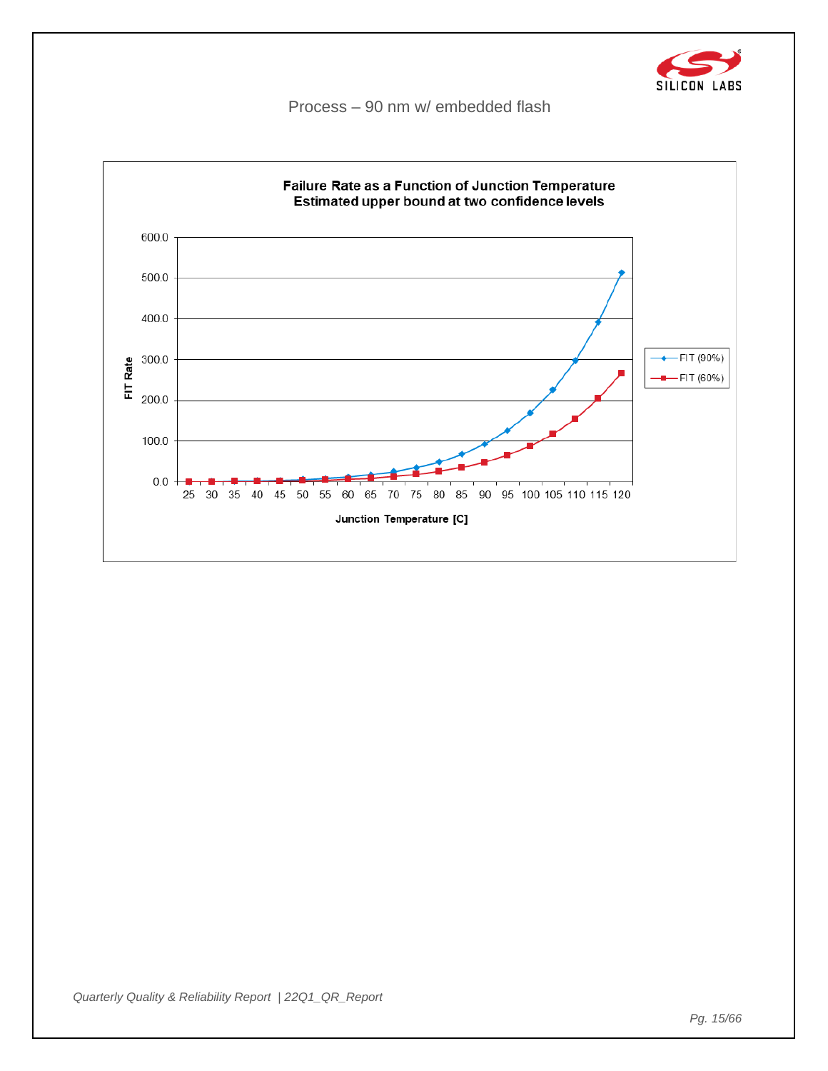Process – 90 nm w/ embedded flash

**Failure Rate as a Function of Junction Temperature**
**Estimated upper bound at two confidence levels**

FIT Rate

Junction Temperature [C]

FIT (90%)
FIT (60%)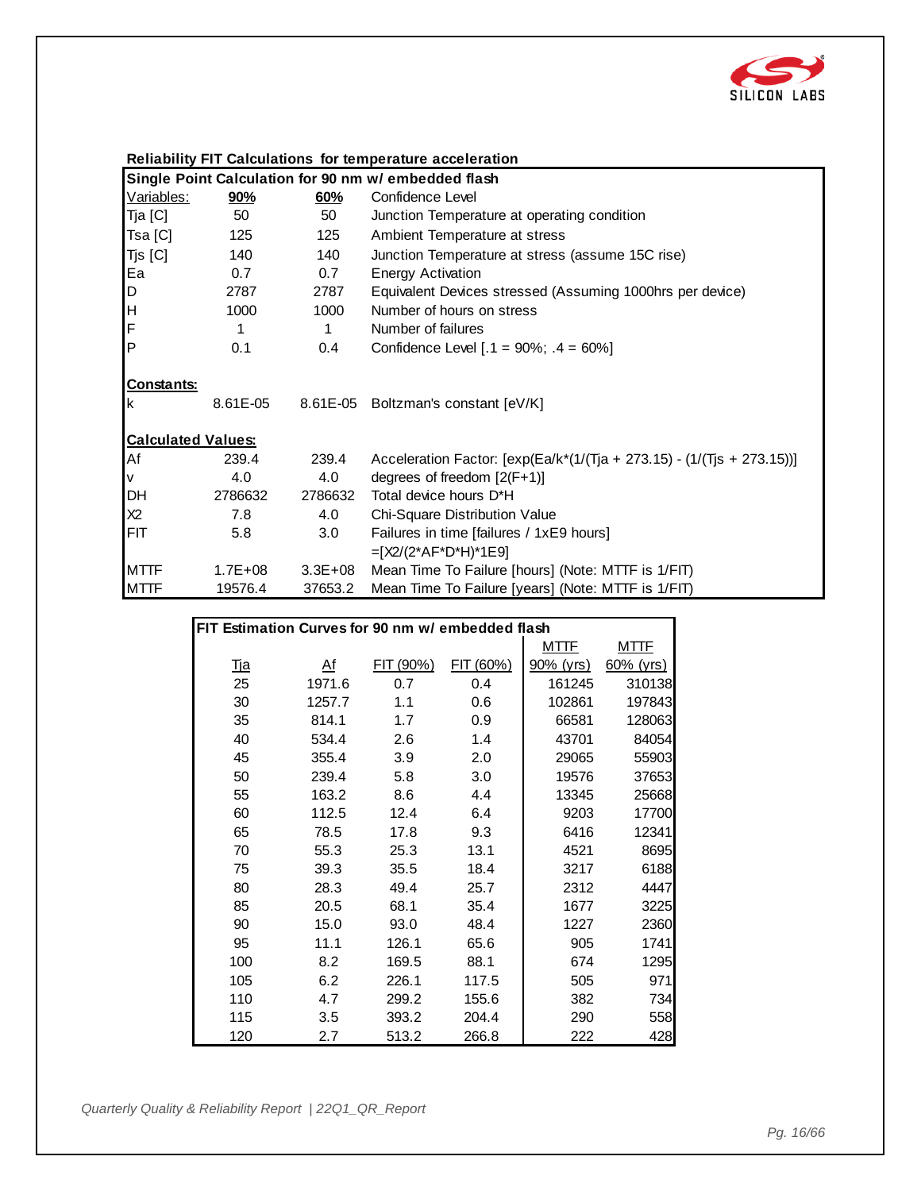## Reliability FIT Calculations for temperature acceleration

| Single Point Calculation for 90 nm w/ embedded flash | | | |
|---|---|---|---|
| Variables: | **90%** | **60%** | Confidence Level |
| Tja [C] | 50 | 50 | Junction Temperature at operating condition |
| Tsa [C] | 125 | 125 | Ambient Temperature at stress |
| Tjs [C] | 140 | 140 | Junction Temperature at stress (assume 15C rise) |
| Ea | 0.7 | 0.7 | Energy Activation |
| D | 2787 | 2787 | Equivalent Devices stressed (Assuming 1000hrs per device) |
| H | 1000 | 1000 | Number of hours on stress |
| F | 1 | 1 | Number of failures |
| P | 0.1 | 0.4 | Confidence Level [.1 = 90%; .4 = 60%] |
| **Constants:** | | | |
| k | 8.61E-05 | 8.61E-05 | Boltzman's constant [eV/K] |
| **Calculated Values:** | | | |
| Af | 239.4 | 239.4 | Acceleration Factor: [exp(Ea/k*(1/(Tja + 273.15) - (1/(Tjs + 273.15))] |
| v | 4.0 | 4.0 | degrees of freedom [2(F+1)] |
| DH | 2786632 | 2786632 | Total device hours D*H |
| X2 | 7.8 | 4.0 | Chi-Square Distribution Value |
| FIT | 5.8 | 3.0 | Failures in time [failures / 1xE9 hours] =[X2/(2*AF*D*H)*1E9] |
| MTTF | 1.7E+08 | 3.3E+08 | Mean Time To Failure [hours] (Note: MTTF is 1/FIT) |
| MTTF | 19576.4 | 37653.2 | Mean Time To Failure [years] (Note: MTTF is 1/FIT) |

| FIT Estimation Curves for 90 nm w/ embedded flash | | | | | |
|---|---|---|---|---|---|
| Tja | Af | FIT (90%) | FIT (60%) | MTTF 90% (yrs) | MTTF 60% (yrs) |
| 25 | 1971.6 | 0.7 | 0.4 | 161245 | 310138 |
| 30 | 1257.7 | 1.1 | 0.6 | 102861 | 197843 |
| 35 | 814.1 | 1.7 | 0.9 | 66581 | 128063 |
| 40 | 534.4 | 2.6 | 1.4 | 43701 | 84054 |
| 45 | 355.4 | 3.9 | 2.0 | 29065 | 55903 |
| 50 | 239.4 | 5.8 | 3.0 | 19576 | 37653 |
| 55 | 163.2 | 8.6 | 4.4 | 13345 | 25668 |
| 60 | 112.5 | 12.4 | 6.4 | 9203 | 17700 |
| 65 | 78.5 | 17.8 | 9.3 | 6416 | 12341 |
| 70 | 55.3 | 25.3 | 13.1 | 4521 | 8695 |
| 75 | 39.3 | 35.5 | 18.4 | 3217 | 6188 |
| 80 | 28.3 | 49.4 | 25.7 | 2312 | 4447 |
| 85 | 20.5 | 68.1 | 35.4 | 1677 | 3225 |
| 90 | 15.0 | 93.0 | 48.4 | 1227 | 2360 |
| 95 | 11.1 | 126.1 | 65.6 | 905 | 1741 |
| 100 | 8.2 | 169.5 | 88.1 | 674 | 1295 |
| 105 | 6.2 | 226.1 | 117.5 | 505 | 971 |
| 110 | 4.7 | 299.2 | 155.6 | 382 | 734 |
| 115 | 3.5 | 393.2 | 204.4 | 290 | 558 |
| 120 | 2.7 | 513.2 | 266.8 | 222 | 428 |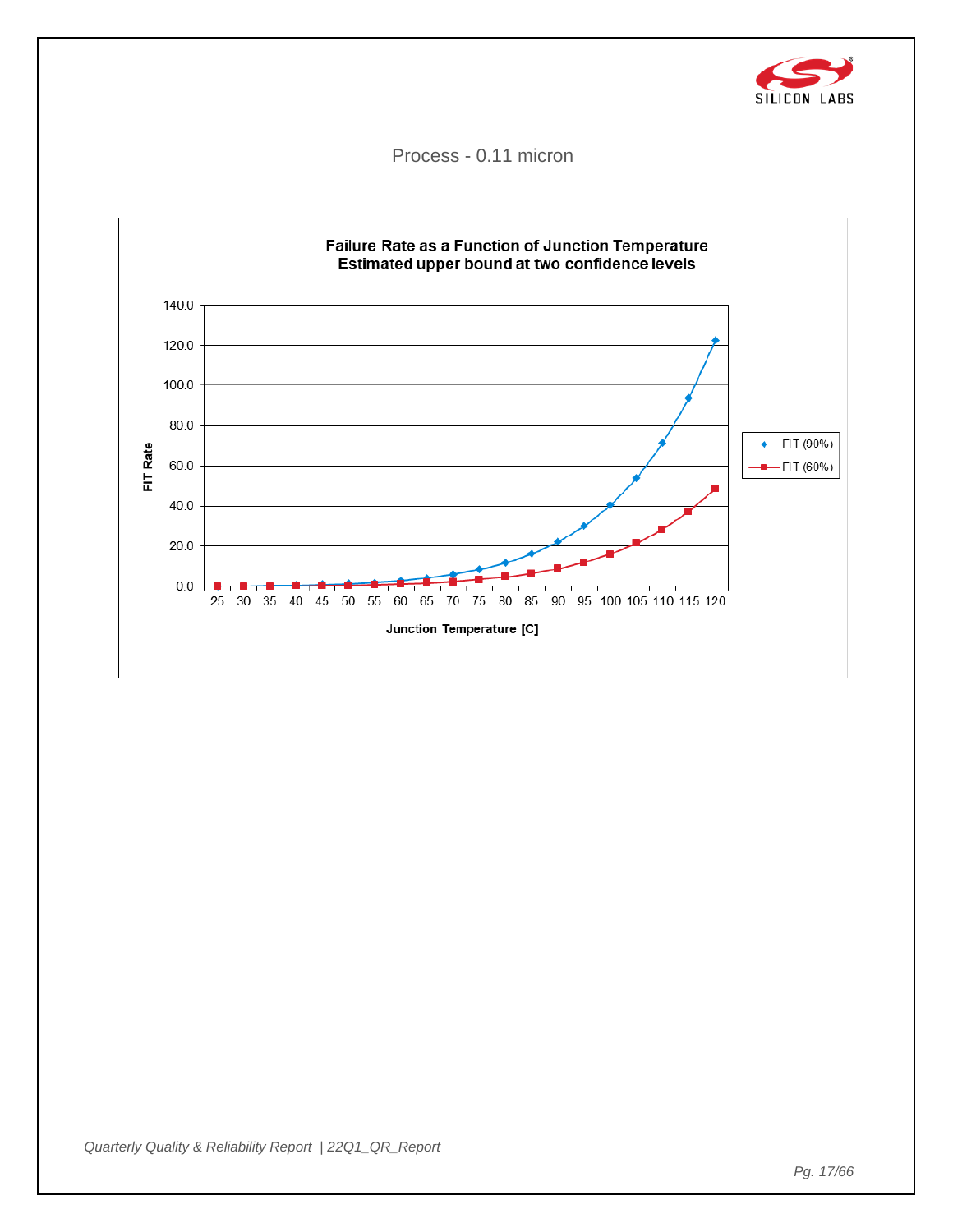Process - 0.11 micron

**Failure Rate as a Function of Junction Temperature**
**Estimated upper bound at two confidence levels**

FIT Rate

Junction Temperature [C]

FIT (90%)
FIT (60%)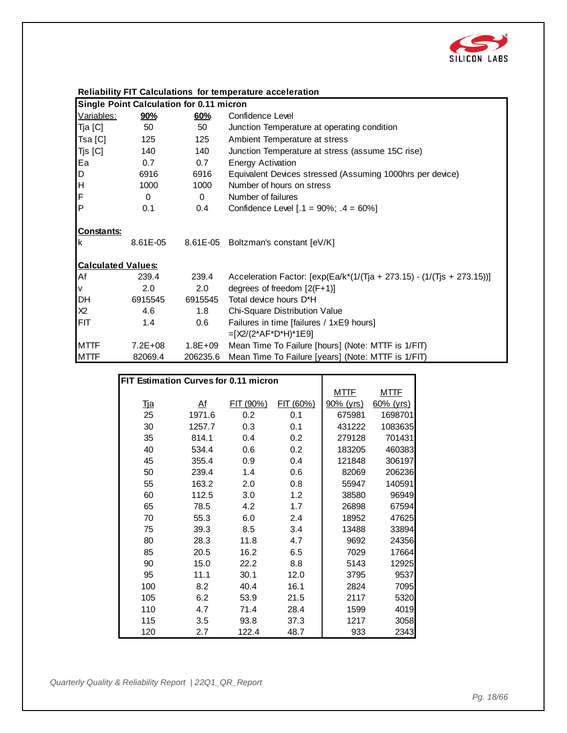**Reliability FIT Calculations for temperature acceleration**

| Single Point Calculation for 0.11 micron | | | |
|---|---|---|---|
| Variables: | **90%** | **60%** | Confidence Level |
| Tja [C] | 50 | 50 | Junction Temperature at operating condition |
| Tsa [C] | 125 | 125 | Ambient Temperature at stress |
| Tjs [C] | 140 | 140 | Junction Temperature at stress (assume 15C rise) |
| Ea | 0.7 | 0.7 | Energy Activation |
| D | 6916 | 6916 | Equivalent Devices stressed (Assuming 1000hrs per device) |
| H | 1000 | 1000 | Number of hours on stress |
| F | 0 | 0 | Number of failures |
| P | 0.1 | 0.4 | Confidence Level [.1 = 90%; .4 = 60%] |
| **Constants:** | | | |
| k | 8.61E-05 | 8.61E-05 | Boltzman's constant [eV/K] |
| **Calculated Values:** | | | |
| Af | 239.4 | 239.4 | Acceleration Factor: [exp(Ea/k*(1/(Tja + 273.15) - (1/(Tjs + 273.15))] |
| v | 2.0 | 2.0 | degrees of freedom [2(F+1)] |
| DH | 6915545 | 6915545 | Total device hours D*H |
| X2 | 4.6 | 1.8 | Chi-Square Distribution Value |
| FIT | 1.4 | 0.6 | Failures in time [failures / 1xE9 hours] =[X2/(2*AF*D*H)*1E9] |
| MTTF | 7.2E+08 | 1.8E+09 | Mean Time To Failure [hours] (Note: MTTF is 1/FIT) |
| MTTF | 82069.4 | 206235.6 | Mean Time To Failure [years] (Note: MTTF is 1/FIT) |

**FIT Estimation Curves for 0.11 micron**

| Tja | Af | FIT (90%) | FIT (60%) | MTTF 90% (yrs) | MTTF 60% (yrs) |
|---|---|---|---|---|---|
| 25 | 1971.6 | 0.2 | 0.1 | 675981 | 1698701 |
| 30 | 1257.7 | 0.3 | 0.1 | 431222 | 1083635 |
| 35 | 814.1 | 0.4 | 0.2 | 279128 | 701431 |
| 40 | 534.4 | 0.6 | 0.2 | 183205 | 460383 |
| 45 | 355.4 | 0.9 | 0.4 | 121848 | 306197 |
| 50 | 239.4 | 1.4 | 0.6 | 82069 | 206236 |
| 55 | 163.2 | 2.0 | 0.8 | 55947 | 140591 |
| 60 | 112.5 | 3.0 | 1.2 | 38580 | 96949 |
| 65 | 78.5 | 4.2 | 1.7 | 26898 | 67594 |
| 70 | 55.3 | 6.0 | 2.4 | 18952 | 47625 |
| 75 | 39.3 | 8.5 | 3.4 | 13488 | 33894 |
| 80 | 28.3 | 11.8 | 4.7 | 9692 | 24356 |
| 85 | 20.5 | 16.2 | 6.5 | 7029 | 17664 |
| 90 | 15.0 | 22.2 | 8.8 | 5143 | 12925 |
| 95 | 11.1 | 30.1 | 12.0 | 3795 | 9537 |
| 100 | 8.2 | 40.4 | 16.1 | 2824 | 7095 |
| 105 | 6.2 | 53.9 | 21.5 | 2117 | 5320 |
| 110 | 4.7 | 71.4 | 28.4 | 1599 | 4019 |
| 115 | 3.5 | 93.8 | 37.3 | 1217 | 3058 |
| 120 | 2.7 | 122.4 | 48.7 | 933 | 2343 |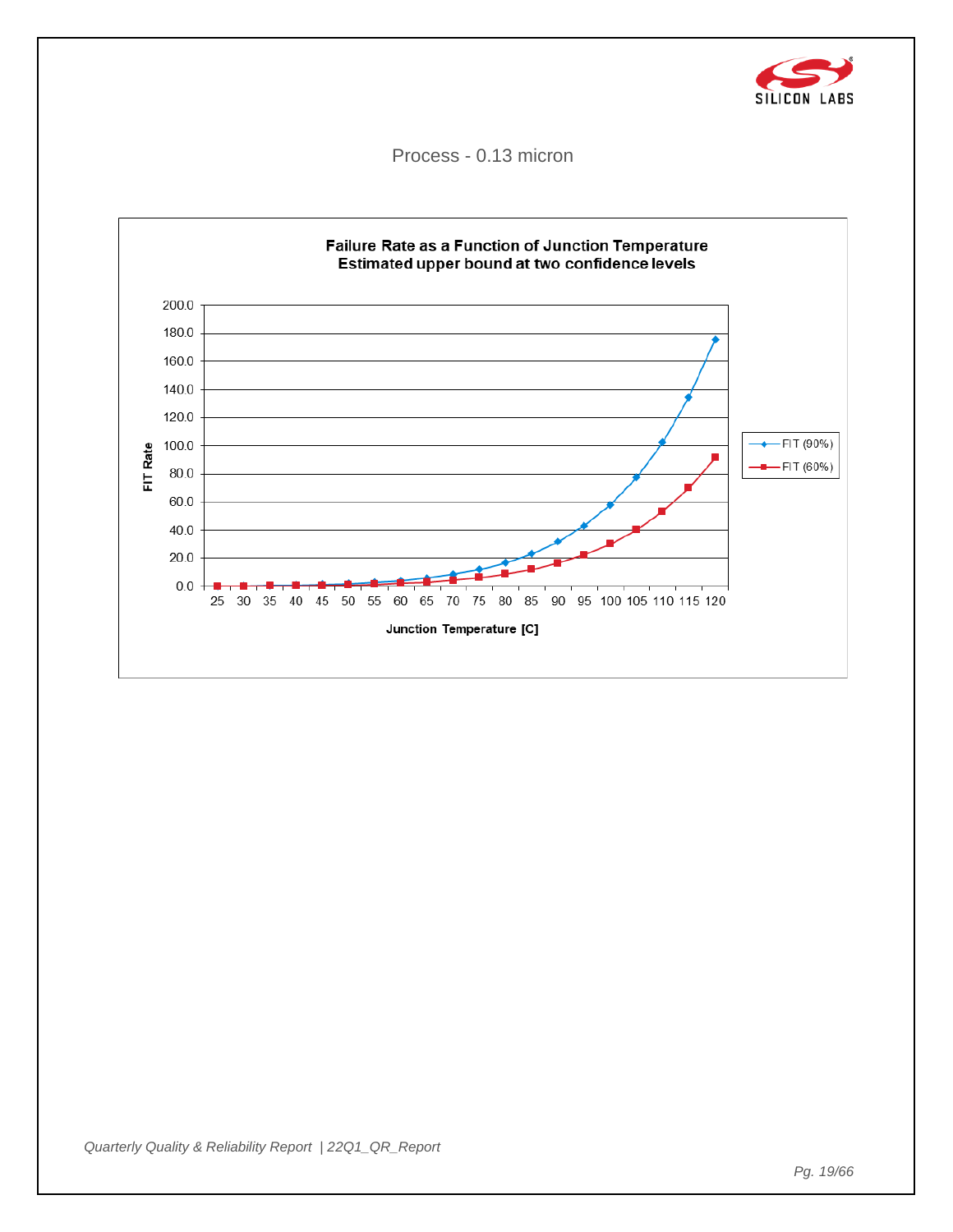Process - 0.13 micron

**Failure Rate as a Function of Junction Temperature**
**Estimated upper bound at two confidence levels**

FIT Rate

200.0
180.0
160.0
140.0
120.0
100.0
80.0
60.0
40.0
20.0
0.0

25 30 35 40 45 50 55 60 65 70 75 80 85 90 95 100 105 110 115 120

Junction Temperature [C]

FIT (90%)
FIT (60%)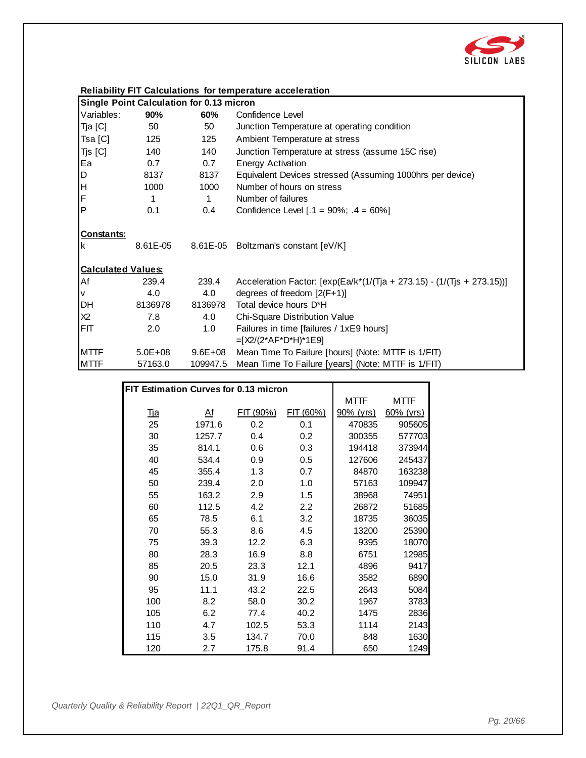## Reliability FIT Calculations for temperature acceleration

| Single Point Calculation for 0.13 micron | | | |
|---|---|---|---|
| Variables: | **90%** | **60%** | Confidence Level |
| Tja [C] | 50 | 50 | Junction Temperature at operating condition |
| Tsa [C] | 125 | 125 | Ambient Temperature at stress |
| Tjs [C] | 140 | 140 | Junction Temperature at stress (assume 15C rise) |
| Ea | 0.7 | 0.7 | Energy Activation |
| D | 8137 | 8137 | Equivalent Devices stressed (Assuming 1000hrs per device) |
| H | 1000 | 1000 | Number of hours on stress |
| F | 1 | 1 | Number of failures |
| P | 0.1 | 0.4 | Confidence Level [.1 = 90%; .4 = 60%] |
| **Constants:** | | | |
| k | 8.61E-05 | 8.61E-05 | Boltzman's constant [eV/K] |
| **Calculated Values:** | | | |
| Af | 239.4 | 239.4 | Acceleration Factor: [exp(Ea/k*(1/(Tja + 273.15) - (1/(Tjs + 273.15))] |
| v | 4.0 | 4.0 | degrees of freedom [2(F+1)] |
| DH | 8136978 | 8136978 | Total device hours D*H |
| X2 | 7.8 | 4.0 | Chi-Square Distribution Value |
| FIT | 2.0 | 1.0 | Failures in time [failures / 1xE9 hours] =[X2/(2*AF*D*H)*1E9] |
| MTTF | 5.0E+08 | 9.6E+08 | Mean Time To Failure [hours] (Note: MTTF is 1/FIT) |
| MTTF | 57163.0 | 109947.5 | Mean Time To Failure [years] (Note: MTTF is 1/FIT) |

| FIT Estimation Curves for 0.13 micron | | | | | |
|---|---|---|---|---|---|
| Tja | Af | FIT (90%) | FIT (60%) | MTTF 90% (yrs) | MTTF 60% (yrs) |
| 25 | 1971.6 | 0.2 | 0.1 | 470835 | 905605 |
| 30 | 1257.7 | 0.4 | 0.2 | 300355 | 577703 |
| 35 | 814.1 | 0.6 | 0.3 | 194418 | 373944 |
| 40 | 534.4 | 0.9 | 0.5 | 127606 | 245437 |
| 45 | 355.4 | 1.3 | 0.7 | 84870 | 163238 |
| 50 | 239.4 | 2.0 | 1.0 | 57163 | 109947 |
| 55 | 163.2 | 2.9 | 1.5 | 38968 | 74951 |
| 60 | 112.5 | 4.2 | 2.2 | 26872 | 51685 |
| 65 | 78.5 | 6.1 | 3.2 | 18735 | 36035 |
| 70 | 55.3 | 8.6 | 4.5 | 13200 | 25390 |
| 75 | 39.3 | 12.2 | 6.3 | 9395 | 18070 |
| 80 | 28.3 | 16.9 | 8.8 | 6751 | 12985 |
| 85 | 20.5 | 23.3 | 12.1 | 4896 | 9417 |
| 90 | 15.0 | 31.9 | 16.6 | 3582 | 6890 |
| 95 | 11.1 | 43.2 | 22.5 | 2643 | 5084 |
| 100 | 8.2 | 58.0 | 30.2 | 1967 | 3783 |
| 105 | 6.2 | 77.4 | 40.2 | 1475 | 2836 |
| 110 | 4.7 | 102.5 | 53.3 | 1114 | 2143 |
| 115 | 3.5 | 134.7 | 70.0 | 848 | 1630 |
| 120 | 2.7 | 175.8 | 91.4 | 650 | 1249 |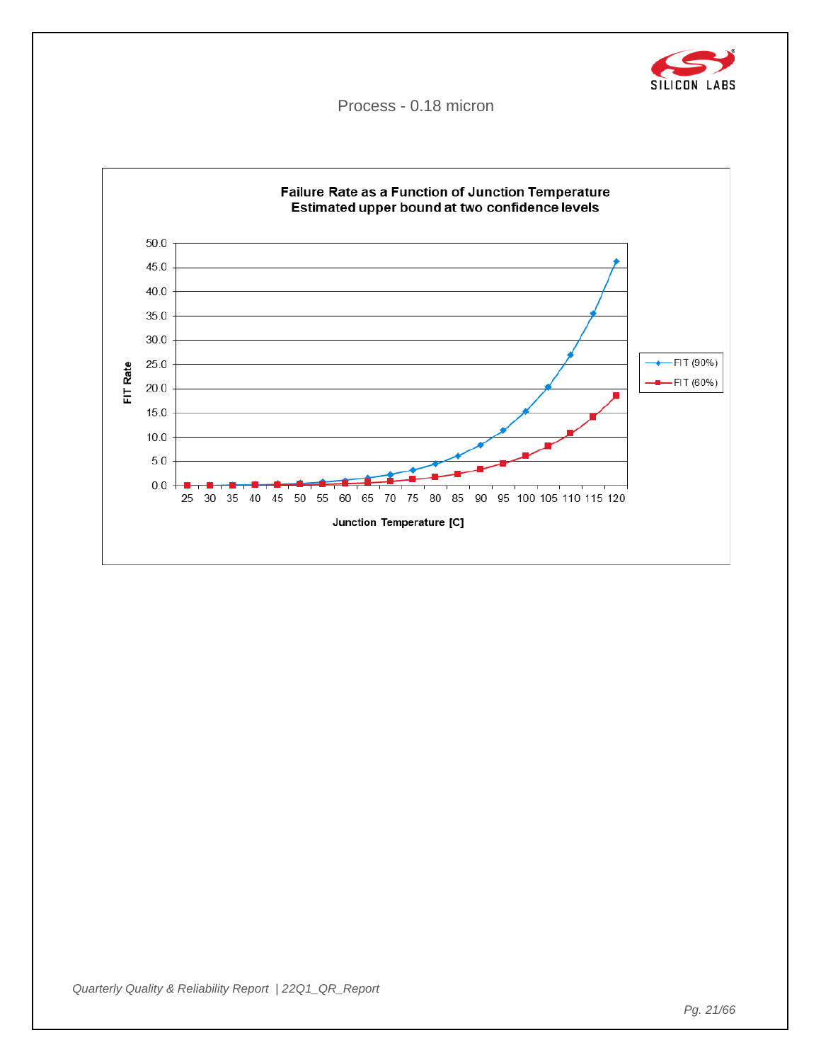Process - 0.18 micron

**Failure Rate as a Function of Junction Temperature**
**Estimated upper bound at two confidence levels**

FIT Rate

Junction Temperature [C]

FIT (90%)
FIT (60%)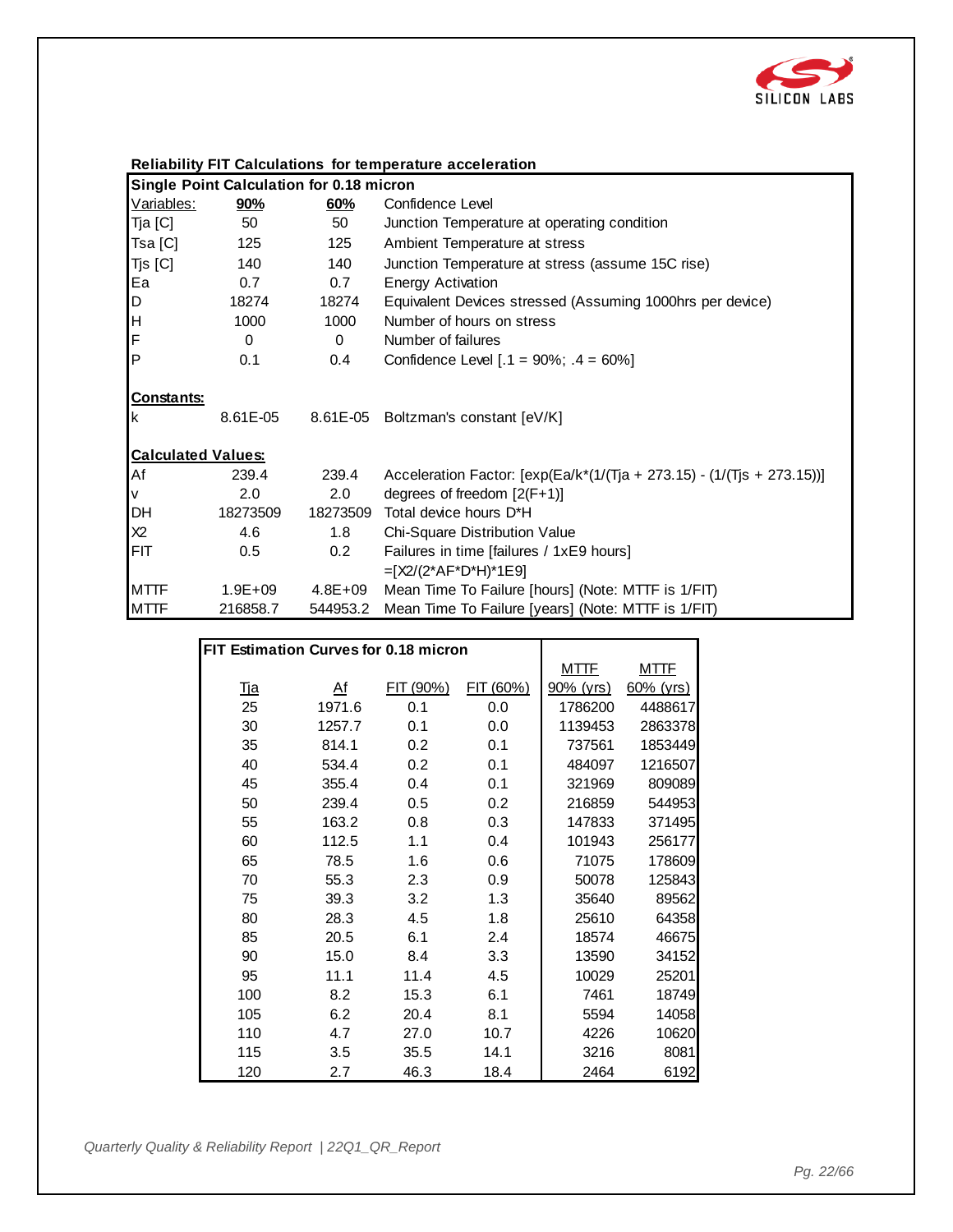## Reliability FIT Calculations for temperature acceleration

| Single Point Calculation for 0.18 micron | | | |
|---|---|---|---|
| Variables: | **90%** | **60%** | Confidence Level |
| Tja [C] | 50 | 50 | Junction Temperature at operating condition |
| Tsa [C] | 125 | 125 | Ambient Temperature at stress |
| Tjs [C] | 140 | 140 | Junction Temperature at stress (assume 15C rise) |
| Ea | 0.7 | 0.7 | Energy Activation |
| D | 18274 | 18274 | Equivalent Devices stressed (Assuming 1000hrs per device) |
| H | 1000 | 1000 | Number of hours on stress |
| F | 0 | 0 | Number of failures |
| P | 0.1 | 0.4 | Confidence Level [.1 = 90%; .4 = 60%] |
| **Constants:** | | | |
| k | 8.61E-05 | 8.61E-05 | Boltzman's constant [eV/K] |
| **Calculated Values:** | | | |
| Af | 239.4 | 239.4 | Acceleration Factor: [exp(Ea/k*(1/(Tja + 273.15) - (1/(Tjs + 273.15))] |
| v | 2.0 | 2.0 | degrees of freedom [2(F+1)] |
| DH | 18273509 | 18273509 | Total device hours D*H |
| X2 | 4.6 | 1.8 | Chi-Square Distribution Value |
| FIT | 0.5 | 0.2 | Failures in time [failures / 1xE9 hours] =[X2/(2*AF*D*H)*1E9] |
| MTTF | 1.9E+09 | 4.8E+09 | Mean Time To Failure [hours] (Note: MTTF is 1/FIT) |
| MTTF | 216858.7 | 544953.2 | Mean Time To Failure [years] (Note: MTTF is 1/FIT) |

| FIT Estimation Curves for 0.18 micron | | | | MTTF | MTTF |
|---|---|---|---|---|---|
| Tja | Af | FIT (90%) | FIT (60%) | 90% (yrs) | 60% (yrs) |
| 25 | 1971.6 | 0.1 | 0.0 | 1786200 | 4488617 |
| 30 | 1257.7 | 0.1 | 0.0 | 1139453 | 2863378 |
| 35 | 814.1 | 0.2 | 0.1 | 737561 | 1853449 |
| 40 | 534.4 | 0.2 | 0.1 | 484097 | 1216507 |
| 45 | 355.4 | 0.4 | 0.1 | 321969 | 809089 |
| 50 | 239.4 | 0.5 | 0.2 | 216859 | 544953 |
| 55 | 163.2 | 0.8 | 0.3 | 147833 | 371495 |
| 60 | 112.5 | 1.1 | 0.4 | 101943 | 256177 |
| 65 | 78.5 | 1.6 | 0.6 | 71075 | 178609 |
| 70 | 55.3 | 2.3 | 0.9 | 50078 | 125843 |
| 75 | 39.3 | 3.2 | 1.3 | 35640 | 89562 |
| 80 | 28.3 | 4.5 | 1.8 | 25610 | 64358 |
| 85 | 20.5 | 6.1 | 2.4 | 18574 | 46675 |
| 90 | 15.0 | 8.4 | 3.3 | 13590 | 34152 |
| 95 | 11.1 | 11.4 | 4.5 | 10029 | 25201 |
| 100 | 8.2 | 15.3 | 6.1 | 7461 | 18749 |
| 105 | 6.2 | 20.4 | 8.1 | 5594 | 14058 |
| 110 | 4.7 | 27.0 | 10.7 | 4226 | 10620 |
| 115 | 3.5 | 35.5 | 14.1 | 3216 | 8081 |
| 120 | 2.7 | 46.3 | 18.4 | 2464 | 6192 |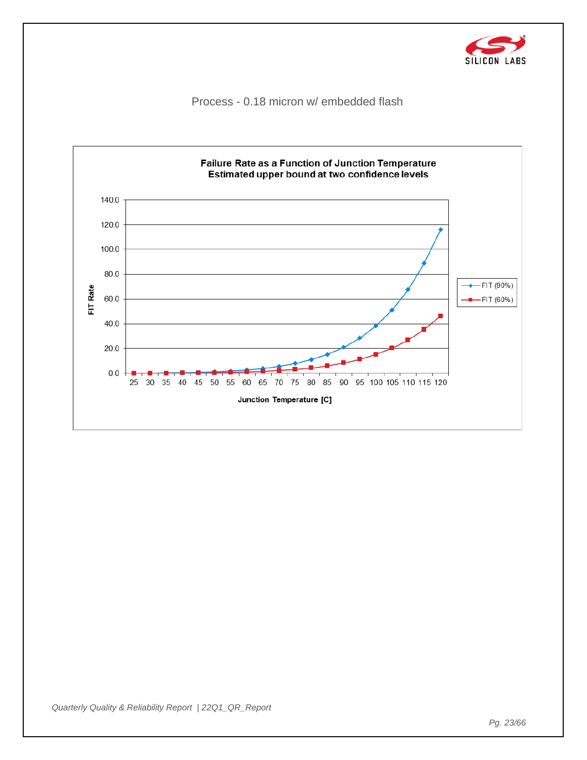Process - 0.18 micron w/ embedded flash

**Failure Rate as a Function of Junction Temperature**
**Estimated upper bound at two confidence levels**

FIT Rate

140.0
120.0
100.0
80.0
60.0
40.0
20.0
0.0

25 30 35 40 45 50 55 60 65 70 75 80 85 90 95 100 105 110 115 120

Junction Temperature [C]

FIT (90%)
FIT (60%)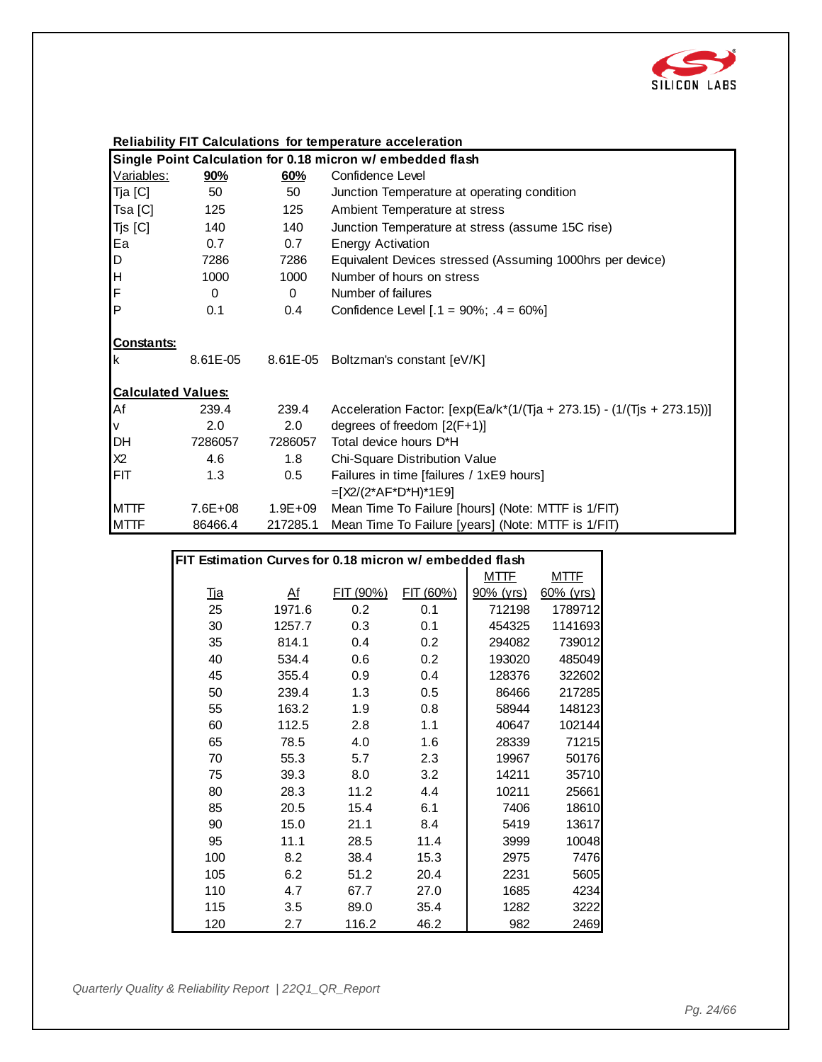### Reliability FIT Calculations for temperature acceleration

| Single Point Calculation for 0.18 micron w/ embedded flash | | | |
|---|---|---|---|
| Variables: | **90%** | **60%** | Confidence Level |
| Tja [C] | 50 | 50 | Junction Temperature at operating condition |
| Tsa [C] | 125 | 125 | Ambient Temperature at stress |
| Tjs [C] | 140 | 140 | Junction Temperature at stress (assume 15C rise) |
| Ea | 0.7 | 0.7 | Energy Activation |
| D | 7286 | 7286 | Equivalent Devices stressed (Assuming 1000hrs per device) |
| H | 1000 | 1000 | Number of hours on stress |
| F | 0 | 0 | Number of failures |
| P | 0.1 | 0.4 | Confidence Level [.1 = 90%; .4 = 60%] |
| **Constants:** | | | |
| k | 8.61E-05 | 8.61E-05 | Boltzman's constant [eV/K] |
| **Calculated Values:** | | | |
| Af | 239.4 | 239.4 | Acceleration Factor: [exp(Ea/k*(1/(Tja + 273.15) - (1/(Tjs + 273.15))] |
| v | 2.0 | 2.0 | degrees of freedom [2(F+1)] |
| DH | 7286057 | 7286057 | Total device hours D*H |
| X2 | 4.6 | 1.8 | Chi-Square Distribution Value |
| FIT | 1.3 | 0.5 | Failures in time [failures / 1xE9 hours] =[X2/(2*AF*D*H)*1E9] |
| MTTF | 7.6E+08 | 1.9E+09 | Mean Time To Failure [hours] (Note: MTTF is 1/FIT) |
| MTTF | 86466.4 | 217285.1 | Mean Time To Failure [years] (Note: MTTF is 1/FIT) |

**FIT Estimation Curves for 0.18 micron w/ embedded flash**

| Tja | Af | FIT (90%) | FIT (60%) | MTTF 90% (yrs) | MTTF 60% (yrs) |
|---|---|---|---|---|---|
| 25 | 1971.6 | 0.2 | 0.1 | 712198 | 1789712 |
| 30 | 1257.7 | 0.3 | 0.1 | 454325 | 1141693 |
| 35 | 814.1 | 0.4 | 0.2 | 294082 | 739012 |
| 40 | 534.4 | 0.6 | 0.2 | 193020 | 485049 |
| 45 | 355.4 | 0.9 | 0.4 | 128376 | 322602 |
| 50 | 239.4 | 1.3 | 0.5 | 86466 | 217285 |
| 55 | 163.2 | 1.9 | 0.8 | 58944 | 148123 |
| 60 | 112.5 | 2.8 | 1.1 | 40647 | 102144 |
| 65 | 78.5 | 4.0 | 1.6 | 28339 | 71215 |
| 70 | 55.3 | 5.7 | 2.3 | 19967 | 50176 |
| 75 | 39.3 | 8.0 | 3.2 | 14211 | 35710 |
| 80 | 28.3 | 11.2 | 4.4 | 10211 | 25661 |
| 85 | 20.5 | 15.4 | 6.1 | 7406 | 18610 |
| 90 | 15.0 | 21.1 | 8.4 | 5419 | 13617 |
| 95 | 11.1 | 28.5 | 11.4 | 3999 | 10048 |
| 100 | 8.2 | 38.4 | 15.3 | 2975 | 7476 |
| 105 | 6.2 | 51.2 | 20.4 | 2231 | 5605 |
| 110 | 4.7 | 67.7 | 27.0 | 1685 | 4234 |
| 115 | 3.5 | 89.0 | 35.4 | 1282 | 3222 |
| 120 | 2.7 | 116.2 | 46.2 | 982 | 2469 |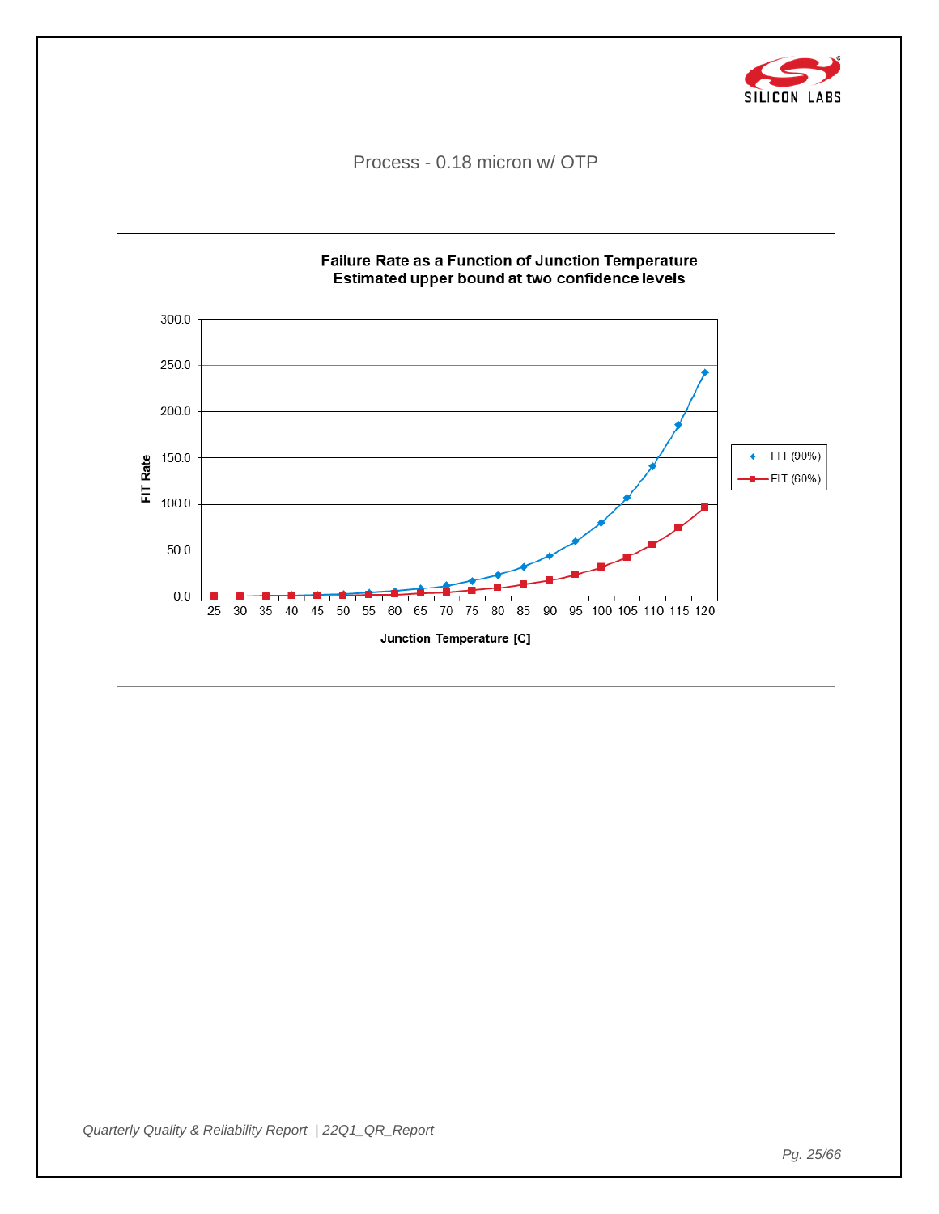Process - 0.18 micron w/ OTP

**Failure Rate as a Function of Junction Temperature**
**Estimated upper bound at two confidence levels**

FIT Rate

300.0
250.0
200.0
150.0
100.0
50.0
0.0

25 30 35 40 45 50 55 60 65 70 75 80 85 90 95 100 105 110 115 120

**Junction Temperature [C]**

FIT (90%)
FIT (60%)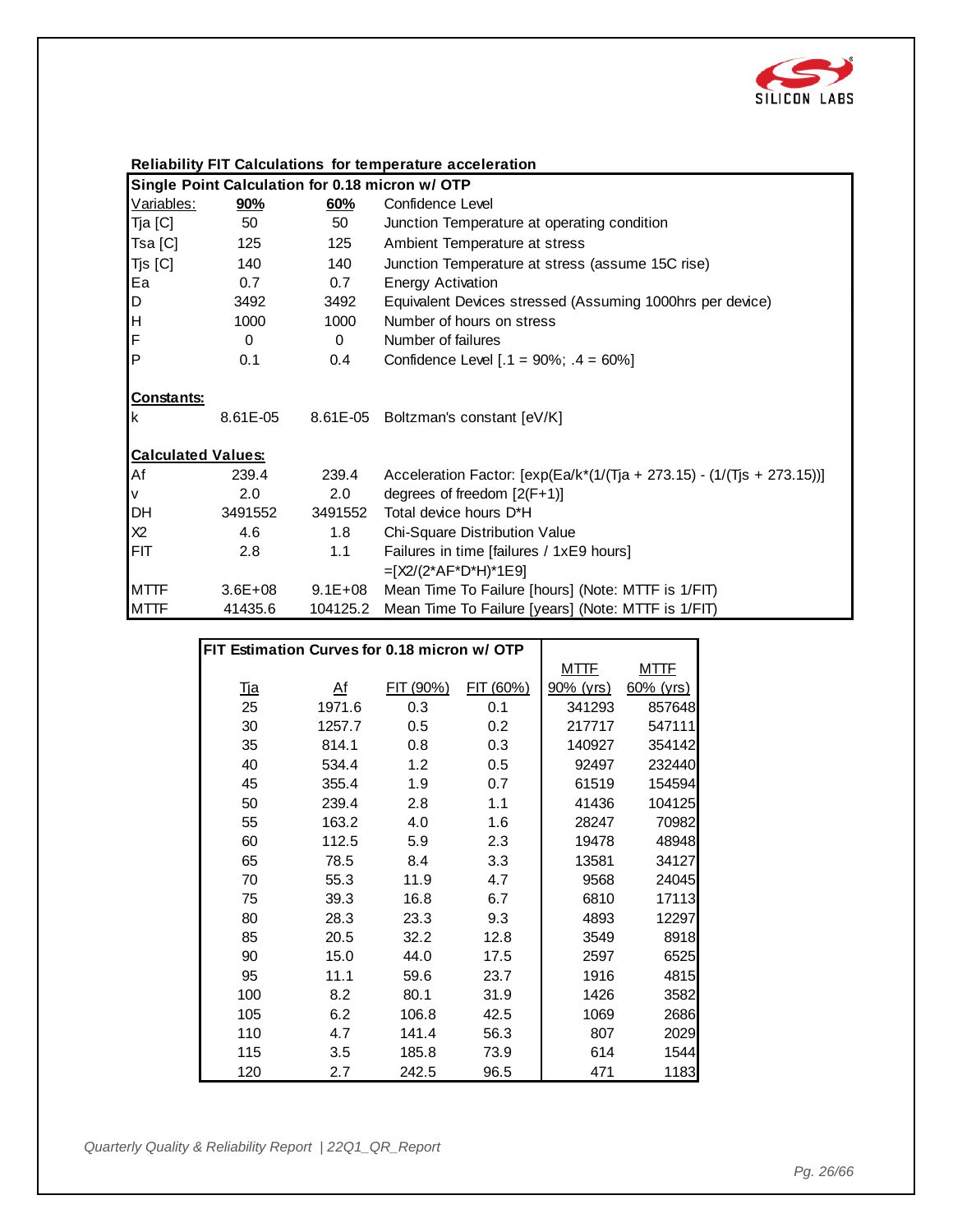**Reliability FIT Calculations for temperature acceleration**

| Single Point Calculation for 0.18 micron w/ OTP | | | |
|---|---|---|---|
| Variables: | **90%** | **60%** | Confidence Level |
| Tja [C] | 50 | 50 | Junction Temperature at operating condition |
| Tsa [C] | 125 | 125 | Ambient Temperature at stress |
| Tjs [C] | 140 | 140 | Junction Temperature at stress (assume 15C rise) |
| Ea | 0.7 | 0.7 | Energy Activation |
| D | 3492 | 3492 | Equivalent Devices stressed (Assuming 1000hrs per device) |
| H | 1000 | 1000 | Number of hours on stress |
| F | 0 | 0 | Number of failures |
| P | 0.1 | 0.4 | Confidence Level [.1 = 90%; .4 = 60%] |
| **Constants:** | | | |
| k | 8.61E-05 | 8.61E-05 | Boltzman's constant [eV/K] |
| **Calculated Values:** | | | |
| Af | 239.4 | 239.4 | Acceleration Factor: [exp(Ea/k*(1/(Tja + 273.15) - (1/(Tjs + 273.15))] |
| v | 2.0 | 2.0 | degrees of freedom [2(F+1)] |
| DH | 3491552 | 3491552 | Total device hours D*H |
| X2 | 4.6 | 1.8 | Chi-Square Distribution Value |
| FIT | 2.8 | 1.1 | Failures in time [failures / 1xE9 hours] =[X2/(2*AF*D*H)*1E9] |
| MTTF | 3.6E+08 | 9.1E+08 | Mean Time To Failure [hours] (Note: MTTF is 1/FIT) |
| MTTF | 41435.6 | 104125.2 | Mean Time To Failure [years] (Note: MTTF is 1/FIT) |

**FIT Estimation Curves for 0.18 micron w/ OTP**

| Tja | Af | FIT (90%) | FIT (60%) | MTTF 90% (yrs) | MTTF 60% (yrs) |
|---|---|---|---|---|---|
| 25 | 1971.6 | 0.3 | 0.1 | 341293 | 857648 |
| 30 | 1257.7 | 0.5 | 0.2 | 217717 | 547111 |
| 35 | 814.1 | 0.8 | 0.3 | 140927 | 354142 |
| 40 | 534.4 | 1.2 | 0.5 | 92497 | 232440 |
| 45 | 355.4 | 1.9 | 0.7 | 61519 | 154594 |
| 50 | 239.4 | 2.8 | 1.1 | 41436 | 104125 |
| 55 | 163.2 | 4.0 | 1.6 | 28247 | 70982 |
| 60 | 112.5 | 5.9 | 2.3 | 19478 | 48948 |
| 65 | 78.5 | 8.4 | 3.3 | 13581 | 34127 |
| 70 | 55.3 | 11.9 | 4.7 | 9568 | 24045 |
| 75 | 39.3 | 16.8 | 6.7 | 6810 | 17113 |
| 80 | 28.3 | 23.3 | 9.3 | 4893 | 12297 |
| 85 | 20.5 | 32.2 | 12.8 | 3549 | 8918 |
| 90 | 15.0 | 44.0 | 17.5 | 2597 | 6525 |
| 95 | 11.1 | 59.6 | 23.7 | 1916 | 4815 |
| 100 | 8.2 | 80.1 | 31.9 | 1426 | 3582 |
| 105 | 6.2 | 106.8 | 42.5 | 1069 | 2686 |
| 110 | 4.7 | 141.4 | 56.3 | 807 | 2029 |
| 115 | 3.5 | 185.8 | 73.9 | 614 | 1544 |
| 120 | 2.7 | 242.5 | 96.5 | 471 | 1183 |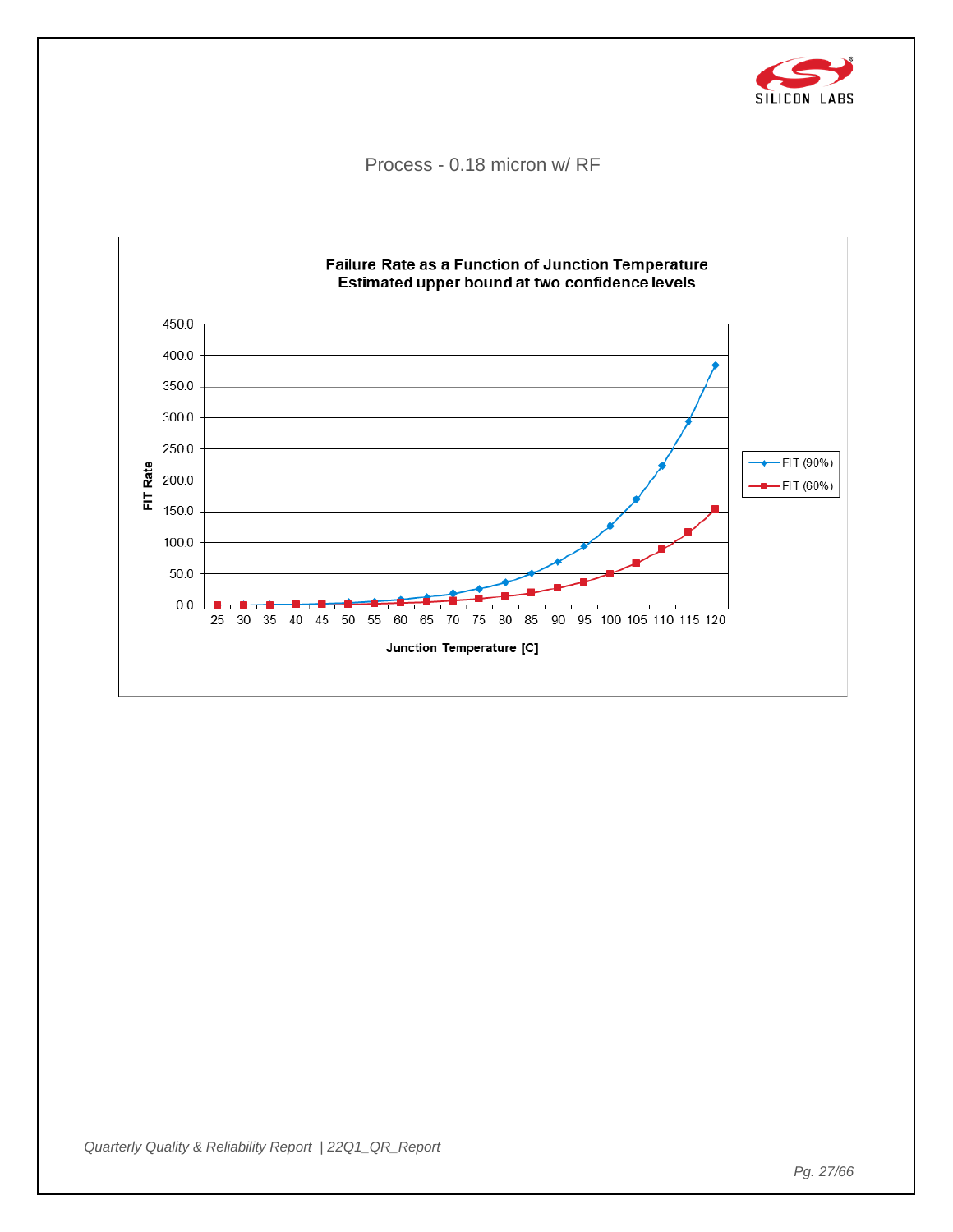Process - 0.18 micron w/ RF

**Failure Rate as a Function of Junction Temperature**
**Estimated upper bound at two confidence levels**

FIT Rate (0.0 – 450.0) vs. Junction Temperature [C] (25 – 120)

Legend: FIT (90%), FIT (60%)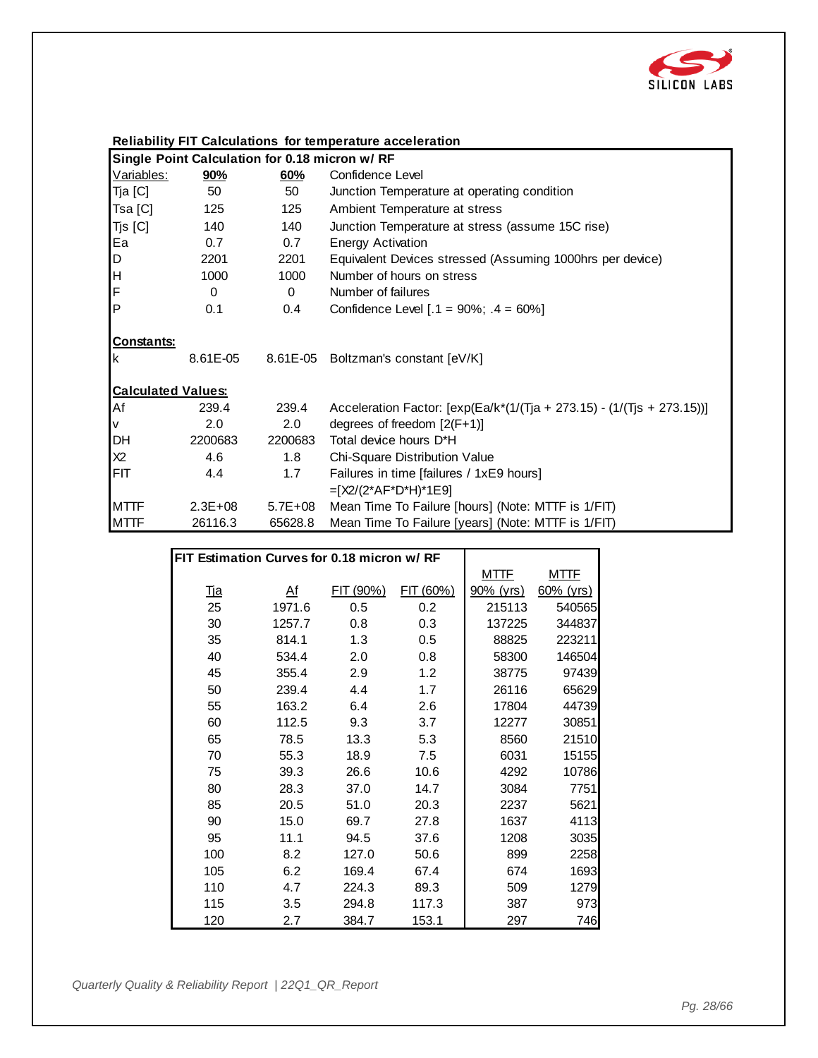## Reliability FIT Calculations for temperature acceleration

| Single Point Calculation for 0.18 micron w/ RF | | | |
|---|---|---|---|
| Variables: | **90%** | **60%** | Confidence Level |
| Tja [C] | 50 | 50 | Junction Temperature at operating condition |
| Tsa [C] | 125 | 125 | Ambient Temperature at stress |
| Tjs [C] | 140 | 140 | Junction Temperature at stress (assume 15C rise) |
| Ea | 0.7 | 0.7 | Energy Activation |
| D | 2201 | 2201 | Equivalent Devices stressed (Assuming 1000hrs per device) |
| H | 1000 | 1000 | Number of hours on stress |
| F | 0 | 0 | Number of failures |
| P | 0.1 | 0.4 | Confidence Level [.1 = 90%; .4 = 60%] |
| **Constants:** | | | |
| k | 8.61E-05 | 8.61E-05 | Boltzman's constant [eV/K] |
| **Calculated Values:** | | | |
| Af | 239.4 | 239.4 | Acceleration Factor: [exp(Ea/k*(1/(Tja + 273.15) - (1/(Tjs + 273.15))] |
| v | 2.0 | 2.0 | degrees of freedom [2(F+1)] |
| DH | 2200683 | 2200683 | Total device hours D*H |
| X2 | 4.6 | 1.8 | Chi-Square Distribution Value |
| FIT | 4.4 | 1.7 | Failures in time [failures / 1xE9 hours] =[X2/(2*AF*D*H)*1E9] |
| MTTF | 2.3E+08 | 5.7E+08 | Mean Time To Failure [hours] (Note: MTTF is 1/FIT) |
| MTTF | 26116.3 | 65628.8 | Mean Time To Failure [years] (Note: MTTF is 1/FIT) |

**FIT Estimation Curves for 0.18 micron w/ RF**

| Tja | Af | FIT (90%) | FIT (60%) | MTTF 90% (yrs) | MTTF 60% (yrs) |
|---|---|---|---|---|---|
| 25 | 1971.6 | 0.5 | 0.2 | 215113 | 540565 |
| 30 | 1257.7 | 0.8 | 0.3 | 137225 | 344837 |
| 35 | 814.1 | 1.3 | 0.5 | 88825 | 223211 |
| 40 | 534.4 | 2.0 | 0.8 | 58300 | 146504 |
| 45 | 355.4 | 2.9 | 1.2 | 38775 | 97439 |
| 50 | 239.4 | 4.4 | 1.7 | 26116 | 65629 |
| 55 | 163.2 | 6.4 | 2.6 | 17804 | 44739 |
| 60 | 112.5 | 9.3 | 3.7 | 12277 | 30851 |
| 65 | 78.5 | 13.3 | 5.3 | 8560 | 21510 |
| 70 | 55.3 | 18.9 | 7.5 | 6031 | 15155 |
| 75 | 39.3 | 26.6 | 10.6 | 4292 | 10786 |
| 80 | 28.3 | 37.0 | 14.7 | 3084 | 7751 |
| 85 | 20.5 | 51.0 | 20.3 | 2237 | 5621 |
| 90 | 15.0 | 69.7 | 27.8 | 1637 | 4113 |
| 95 | 11.1 | 94.5 | 37.6 | 1208 | 3035 |
| 100 | 8.2 | 127.0 | 50.6 | 899 | 2258 |
| 105 | 6.2 | 169.4 | 67.4 | 674 | 1693 |
| 110 | 4.7 | 224.3 | 89.3 | 509 | 1279 |
| 115 | 3.5 | 294.8 | 117.3 | 387 | 973 |
| 120 | 2.7 | 384.7 | 153.1 | 297 | 746 |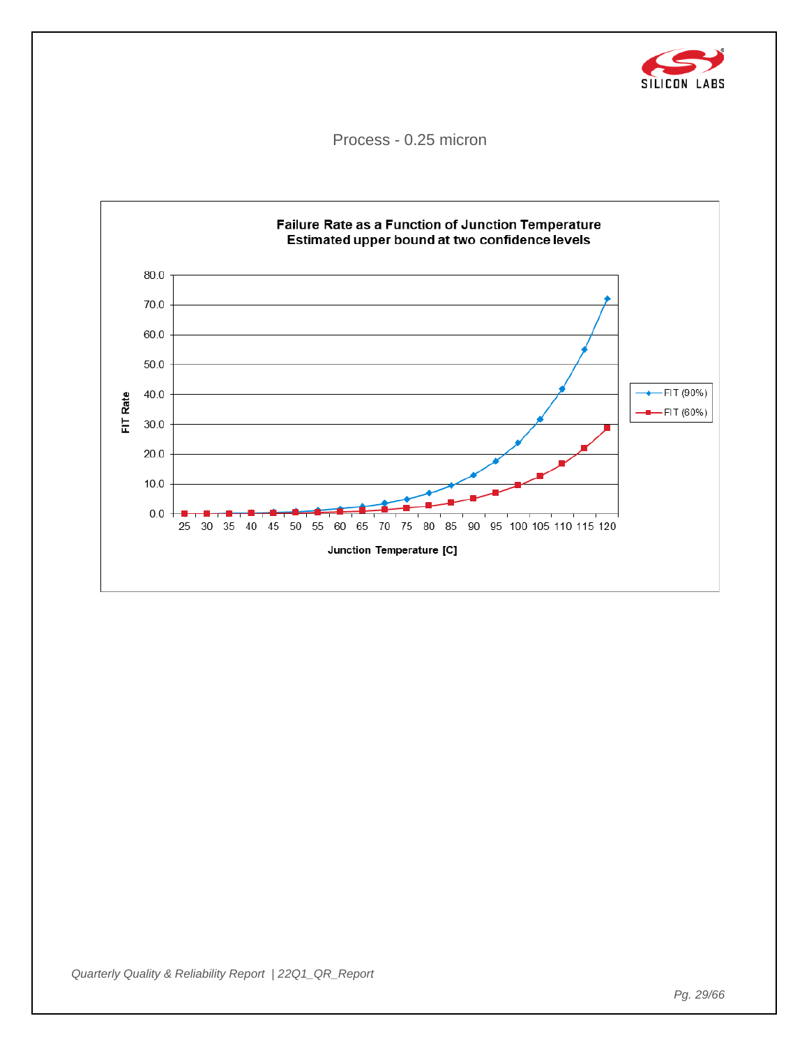Process - 0.25 micron

**Failure Rate as a Function of Junction Temperature**
**Estimated upper bound at two confidence levels**

FIT Rate

80.0
70.0
60.0
50.0
40.0
30.0
20.0
10.0
0.0

25 30 35 40 45 50 55 60 65 70 75 80 85 90 95 100 105 110 115 120

**Junction Temperature [C]**

FIT (90%)
FIT (60%)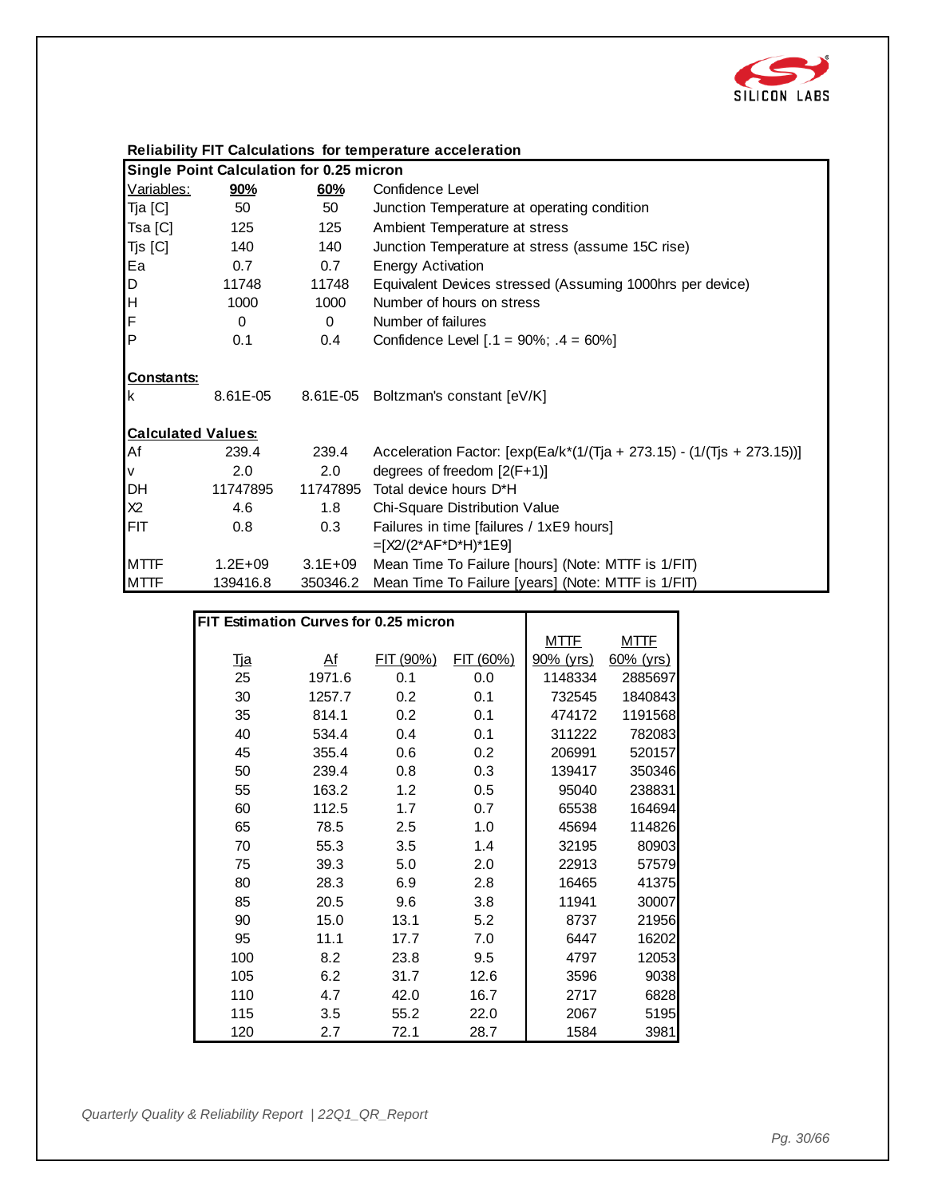## Reliability FIT Calculations for temperature acceleration

| Single Point Calculation for 0.25 micron | | | |
|---|---|---|---|
| Variables: | **90%** | **60%** | Confidence Level |
| Tja [C] | 50 | 50 | Junction Temperature at operating condition |
| Tsa [C] | 125 | 125 | Ambient Temperature at stress |
| Tjs [C] | 140 | 140 | Junction Temperature at stress (assume 15C rise) |
| Ea | 0.7 | 0.7 | Energy Activation |
| D | 11748 | 11748 | Equivalent Devices stressed (Assuming 1000hrs per device) |
| H | 1000 | 1000 | Number of hours on stress |
| F | 0 | 0 | Number of failures |
| P | 0.1 | 0.4 | Confidence Level [.1 = 90%; .4 = 60%] |
| **Constants:** | | | |
| k | 8.61E-05 | 8.61E-05 | Boltzman's constant [eV/K] |
| **Calculated Values:** | | | |
| Af | 239.4 | 239.4 | Acceleration Factor: [exp(Ea/k*(1/(Tja + 273.15) - (1/(Tjs + 273.15))] |
| v | 2.0 | 2.0 | degrees of freedom [2(F+1)] |
| DH | 11747895 | 11747895 | Total device hours D*H |
| X2 | 4.6 | 1.8 | Chi-Square Distribution Value |
| FIT | 0.8 | 0.3 | Failures in time [failures / 1xE9 hours] =[X2/(2*AF*D*H)*1E9] |
| MTTF | 1.2E+09 | 3.1E+09 | Mean Time To Failure [hours] (Note: MTTF is 1/FIT) |
| MTTF | 139416.8 | 350346.2 | Mean Time To Failure [years] (Note: MTTF is 1/FIT) |

**FIT Estimation Curves for 0.25 micron**

| Tja | Af | FIT (90%) | FIT (60%) | MTTF 90% (yrs) | MTTF 60% (yrs) |
|---|---|---|---|---|---|
| 25 | 1971.6 | 0.1 | 0.0 | 1148334 | 2885697 |
| 30 | 1257.7 | 0.2 | 0.1 | 732545 | 1840843 |
| 35 | 814.1 | 0.2 | 0.1 | 474172 | 1191568 |
| 40 | 534.4 | 0.4 | 0.1 | 311222 | 782083 |
| 45 | 355.4 | 0.6 | 0.2 | 206991 | 520157 |
| 50 | 239.4 | 0.8 | 0.3 | 139417 | 350346 |
| 55 | 163.2 | 1.2 | 0.5 | 95040 | 238831 |
| 60 | 112.5 | 1.7 | 0.7 | 65538 | 164694 |
| 65 | 78.5 | 2.5 | 1.0 | 45694 | 114826 |
| 70 | 55.3 | 3.5 | 1.4 | 32195 | 80903 |
| 75 | 39.3 | 5.0 | 2.0 | 22913 | 57579 |
| 80 | 28.3 | 6.9 | 2.8 | 16465 | 41375 |
| 85 | 20.5 | 9.6 | 3.8 | 11941 | 30007 |
| 90 | 15.0 | 13.1 | 5.2 | 8737 | 21956 |
| 95 | 11.1 | 17.7 | 7.0 | 6447 | 16202 |
| 100 | 8.2 | 23.8 | 9.5 | 4797 | 12053 |
| 105 | 6.2 | 31.7 | 12.6 | 3596 | 9038 |
| 110 | 4.7 | 42.0 | 16.7 | 2717 | 6828 |
| 115 | 3.5 | 55.2 | 22.0 | 2067 | 5195 |
| 120 | 2.7 | 72.1 | 28.7 | 1584 | 3981 |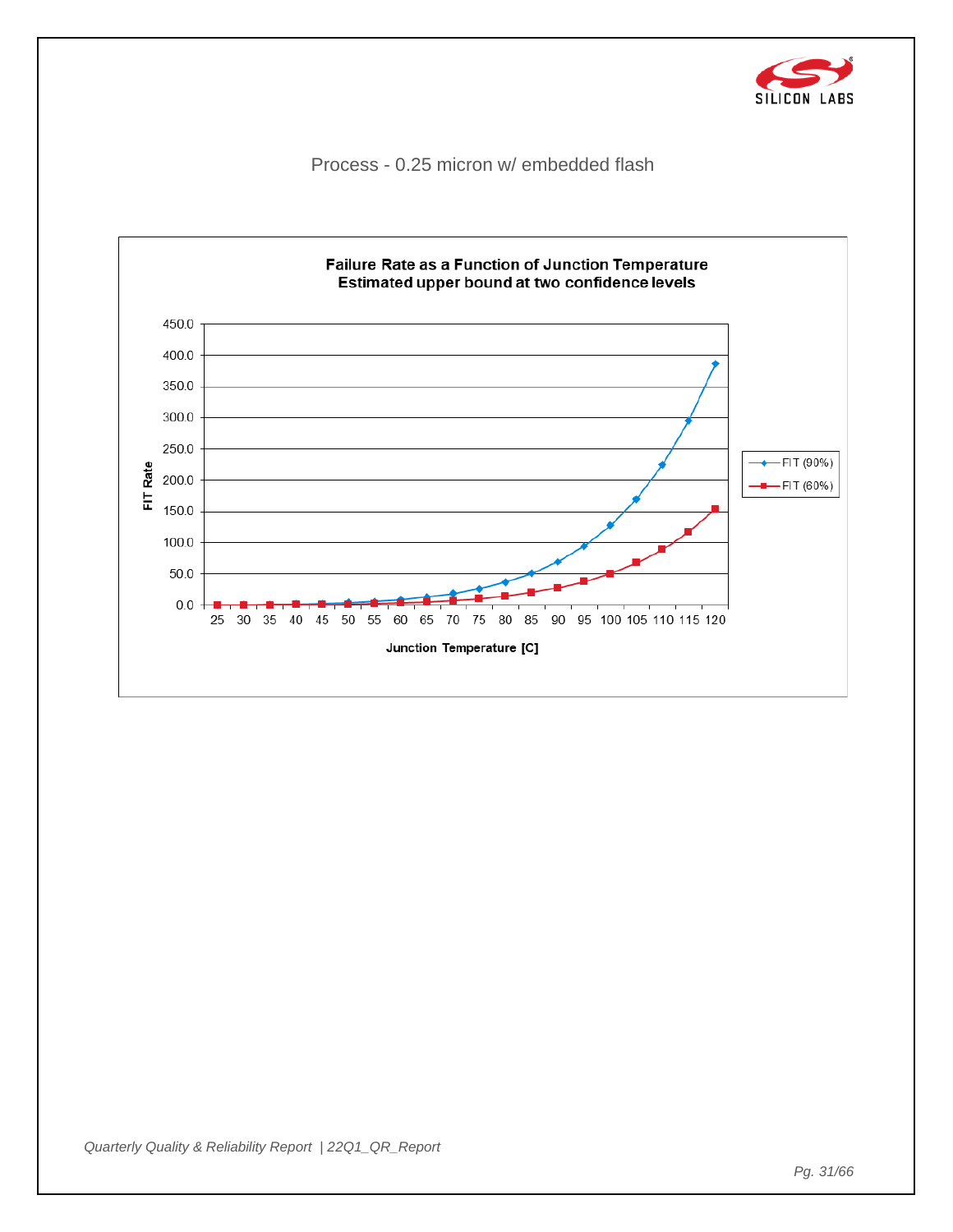Process - 0.25 micron w/ embedded flash

**Failure Rate as a Function of Junction Temperature**
**Estimated upper bound at two confidence levels**

FIT Rate

Junction Temperature [C]

FIT (90%)
FIT (60%)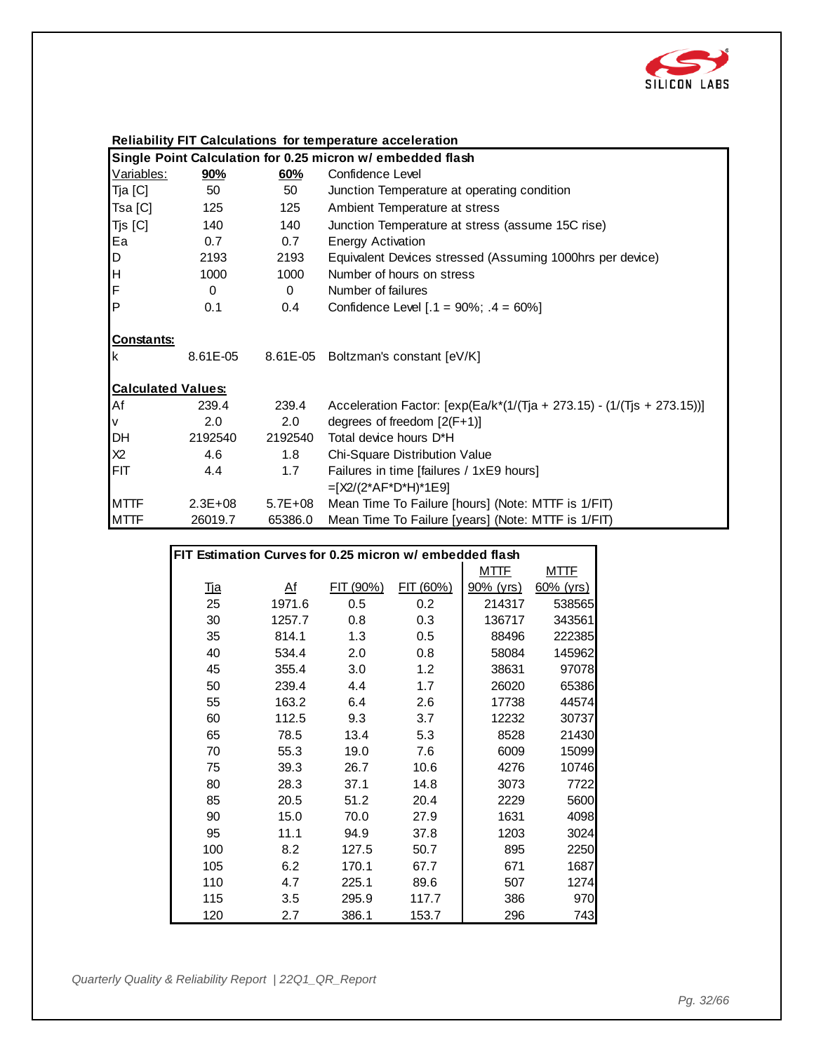## Reliability FIT Calculations for temperature acceleration

| Single Point Calculation for 0.25 micron w/ embedded flash | | | |
|---|---|---|---|
| Variables: | **90%** | **60%** | Confidence Level |
| Tja [C] | 50 | 50 | Junction Temperature at operating condition |
| Tsa [C] | 125 | 125 | Ambient Temperature at stress |
| Tjs [C] | 140 | 140 | Junction Temperature at stress (assume 15C rise) |
| Ea | 0.7 | 0.7 | Energy Activation |
| D | 2193 | 2193 | Equivalent Devices stressed (Assuming 1000hrs per device) |
| H | 1000 | 1000 | Number of hours on stress |
| F | 0 | 0 | Number of failures |
| P | 0.1 | 0.4 | Confidence Level [.1 = 90%; .4 = 60%] |
| **Constants:** | | | |
| k | 8.61E-05 | 8.61E-05 | Boltzman's constant [eV/K] |
| **Calculated Values:** | | | |
| Af | 239.4 | 239.4 | Acceleration Factor: [exp(Ea/k*(1/(Tja + 273.15) - (1/(Tjs + 273.15))] |
| v | 2.0 | 2.0 | degrees of freedom [2(F+1)] |
| DH | 2192540 | 2192540 | Total device hours D*H |
| X2 | 4.6 | 1.8 | Chi-Square Distribution Value |
| FIT | 4.4 | 1.7 | Failures in time [failures / 1xE9 hours] =[X2/(2*AF*D*H)*1E9] |
| MTTF | 2.3E+08 | 5.7E+08 | Mean Time To Failure [hours] (Note: MTTF is 1/FIT) |
| MTTF | 26019.7 | 65386.0 | Mean Time To Failure [years] (Note: MTTF is 1/FIT) |

| FIT Estimation Curves for 0.25 micron w/ embedded flash | | | | | |
|---|---|---|---|---|---|
| Tja | Af | FIT (90%) | FIT (60%) | MTTF 90% (yrs) | MTTF 60% (yrs) |
| 25 | 1971.6 | 0.5 | 0.2 | 214317 | 538565 |
| 30 | 1257.7 | 0.8 | 0.3 | 136717 | 343561 |
| 35 | 814.1 | 1.3 | 0.5 | 88496 | 222385 |
| 40 | 534.4 | 2.0 | 0.8 | 58084 | 145962 |
| 45 | 355.4 | 3.0 | 1.2 | 38631 | 97078 |
| 50 | 239.4 | 4.4 | 1.7 | 26020 | 65386 |
| 55 | 163.2 | 6.4 | 2.6 | 17738 | 44574 |
| 60 | 112.5 | 9.3 | 3.7 | 12232 | 30737 |
| 65 | 78.5 | 13.4 | 5.3 | 8528 | 21430 |
| 70 | 55.3 | 19.0 | 7.6 | 6009 | 15099 |
| 75 | 39.3 | 26.7 | 10.6 | 4276 | 10746 |
| 80 | 28.3 | 37.1 | 14.8 | 3073 | 7722 |
| 85 | 20.5 | 51.2 | 20.4 | 2229 | 5600 |
| 90 | 15.0 | 70.0 | 27.9 | 1631 | 4098 |
| 95 | 11.1 | 94.9 | 37.8 | 1203 | 3024 |
| 100 | 8.2 | 127.5 | 50.7 | 895 | 2250 |
| 105 | 6.2 | 170.1 | 67.7 | 671 | 1687 |
| 110 | 4.7 | 225.1 | 89.6 | 507 | 1274 |
| 115 | 3.5 | 295.9 | 117.7 | 386 | 970 |
| 120 | 2.7 | 386.1 | 153.7 | 296 | 743 |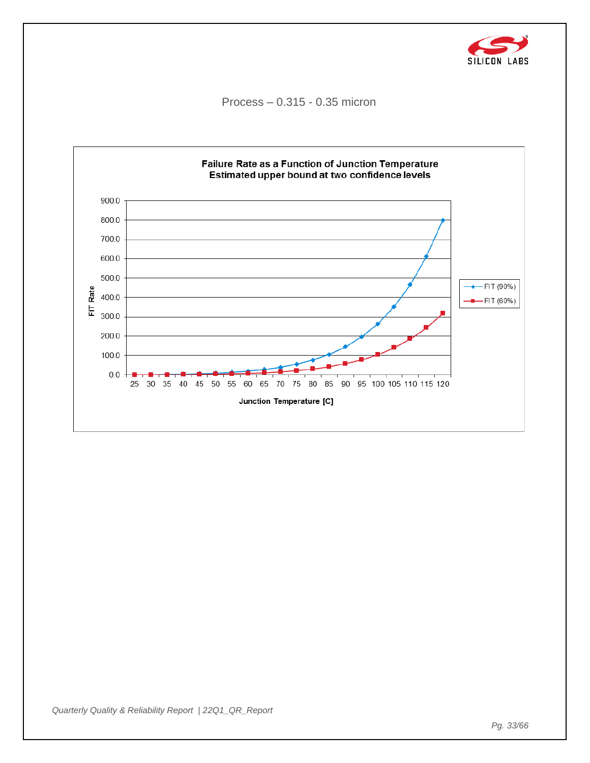Process – 0.315 - 0.35 micron

**Failure Rate as a Function of Junction Temperature**
**Estimated upper bound at two confidence levels**

FIT Rate

900.0
800.0
700.0
600.0
500.0
400.0
300.0
200.0
100.0
0.0

25 30 35 40 45 50 55 60 65 70 75 80 85 90 95 100 105 110 115 120

**Junction Temperature [C]**

FIT (90%)
FIT (60%)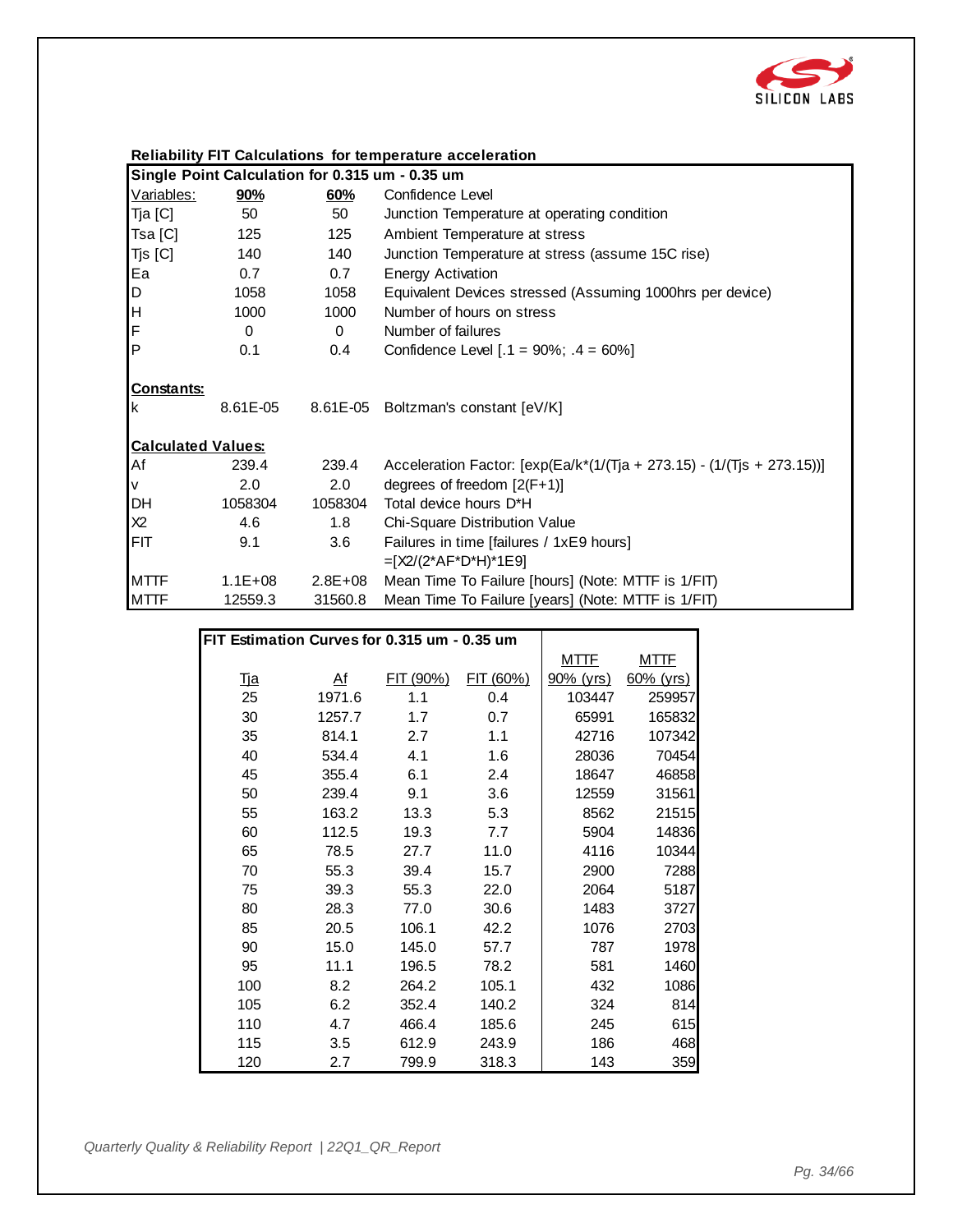**Reliability FIT Calculations for temperature acceleration**

| Single Point Calculation for 0.315 um - 0.35 um | | | |
|---|---|---|---|
| Variables: | 90% | 60% | Confidence Level |
| Tja [C] | 50 | 50 | Junction Temperature at operating condition |
| Tsa [C] | 125 | 125 | Ambient Temperature at stress |
| Tjs [C] | 140 | 140 | Junction Temperature at stress (assume 15C rise) |
| Ea | 0.7 | 0.7 | Energy Activation |
| D | 1058 | 1058 | Equivalent Devices stressed (Assuming 1000hrs per device) |
| H | 1000 | 1000 | Number of hours on stress |
| F | 0 | 0 | Number of failures |
| P | 0.1 | 0.4 | Confidence Level [.1 = 90%; .4 = 60%] |
| **Constants:** | | | |
| k | 8.61E-05 | 8.61E-05 | Boltzman's constant [eV/K] |
| **Calculated Values:** | | | |
| Af | 239.4 | 239.4 | Acceleration Factor: [exp(Ea/k*(1/(Tja + 273.15) - (1/(Tjs + 273.15))] |
| v | 2.0 | 2.0 | degrees of freedom [2(F+1)] |
| DH | 1058304 | 1058304 | Total device hours D*H |
| X2 | 4.6 | 1.8 | Chi-Square Distribution Value |
| FIT | 9.1 | 3.6 | Failures in time [failures / 1xE9 hours] =[X2/(2*AF*D*H)*1E9] |
| MTTF | 1.1E+08 | 2.8E+08 | Mean Time To Failure [hours] (Note: MTTF is 1/FIT) |
| MTTF | 12559.3 | 31560.8 | Mean Time To Failure [years] (Note: MTTF is 1/FIT) |

**FIT Estimation Curves for 0.315 um - 0.35 um**

| Tja | Af | FIT (90%) | FIT (60%) | MTTF 90% (yrs) | MTTF 60% (yrs) |
|---|---|---|---|---|---|
| 25 | 1971.6 | 1.1 | 0.4 | 103447 | 259957 |
| 30 | 1257.7 | 1.7 | 0.7 | 65991 | 165832 |
| 35 | 814.1 | 2.7 | 1.1 | 42716 | 107342 |
| 40 | 534.4 | 4.1 | 1.6 | 28036 | 70454 |
| 45 | 355.4 | 6.1 | 2.4 | 18647 | 46858 |
| 50 | 239.4 | 9.1 | 3.6 | 12559 | 31561 |
| 55 | 163.2 | 13.3 | 5.3 | 8562 | 21515 |
| 60 | 112.5 | 19.3 | 7.7 | 5904 | 14836 |
| 65 | 78.5 | 27.7 | 11.0 | 4116 | 10344 |
| 70 | 55.3 | 39.4 | 15.7 | 2900 | 7288 |
| 75 | 39.3 | 55.3 | 22.0 | 2064 | 5187 |
| 80 | 28.3 | 77.0 | 30.6 | 1483 | 3727 |
| 85 | 20.5 | 106.1 | 42.2 | 1076 | 2703 |
| 90 | 15.0 | 145.0 | 57.7 | 787 | 1978 |
| 95 | 11.1 | 196.5 | 78.2 | 581 | 1460 |
| 100 | 8.2 | 264.2 | 105.1 | 432 | 1086 |
| 105 | 6.2 | 352.4 | 140.2 | 324 | 814 |
| 110 | 4.7 | 466.4 | 185.6 | 245 | 615 |
| 115 | 3.5 | 612.9 | 243.9 | 186 | 468 |
| 120 | 2.7 | 799.9 | 318.3 | 143 | 359 |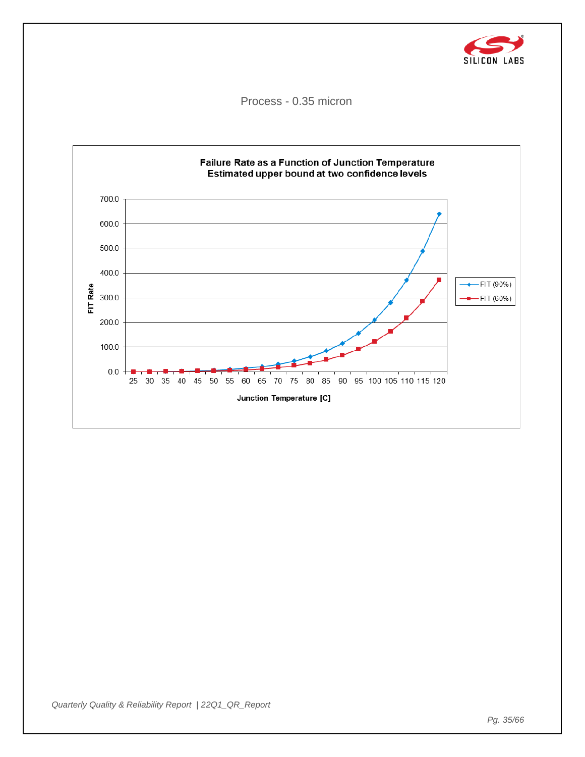Process - 0.35 micron

**Failure Rate as a Function of Junction Temperature**
**Estimated upper bound at two confidence levels**

FIT Rate

700.0
600.0
500.0
400.0
300.0
200.0
100.0
0.0

25 30 35 40 45 50 55 60 65 70 75 80 85 90 95 100 105 110 115 120

**Junction Temperature [C]**

FIT (90%)
FIT (60%)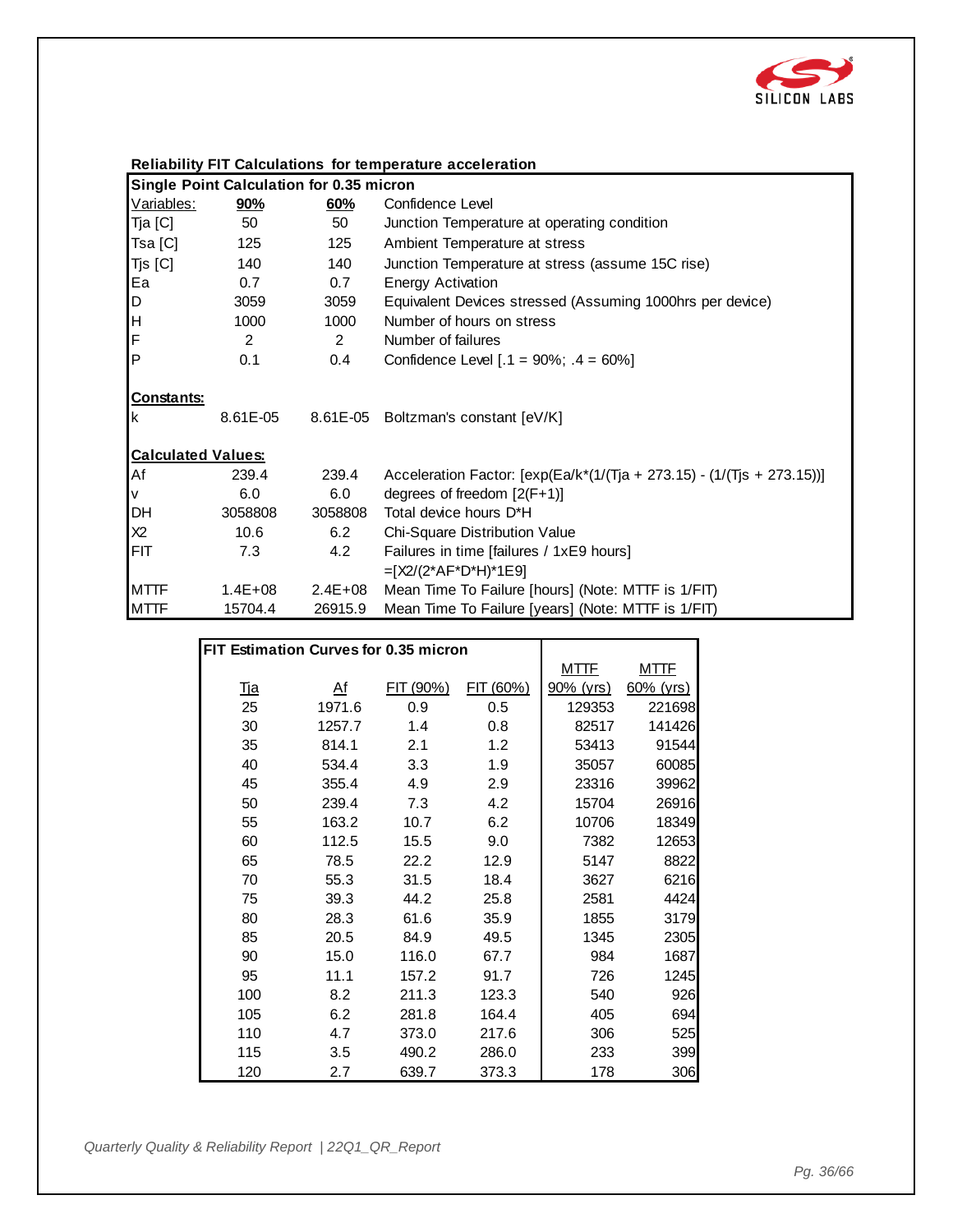**Reliability FIT Calculations for temperature acceleration**

| Single Point Calculation for 0.35 micron | | | |
|---|---|---|---|
| Variables: | **90%** | **60%** | Confidence Level |
| Tja [C] | 50 | 50 | Junction Temperature at operating condition |
| Tsa [C] | 125 | 125 | Ambient Temperature at stress |
| Tjs [C] | 140 | 140 | Junction Temperature at stress (assume 15C rise) |
| Ea | 0.7 | 0.7 | Energy Activation |
| D | 3059 | 3059 | Equivalent Devices stressed (Assuming 1000hrs per device) |
| H | 1000 | 1000 | Number of hours on stress |
| F | 2 | 2 | Number of failures |
| P | 0.1 | 0.4 | Confidence Level [.1 = 90%; .4 = 60%] |
| | | | |
| **Constants:** | | | |
| k | 8.61E-05 | 8.61E-05 | Boltzman's constant [eV/K] |
| | | | |
| **Calculated Values:** | | | |
| Af | 239.4 | 239.4 | Acceleration Factor: [exp(Ea/k*(1/(Tja + 273.15) - (1/(Tjs + 273.15))] |
| v | 6.0 | 6.0 | degrees of freedom [2(F+1)] |
| DH | 3058808 | 3058808 | Total device hours D*H |
| X2 | 10.6 | 6.2 | Chi-Square Distribution Value |
| FIT | 7.3 | 4.2 | Failures in time [failures / 1xE9 hours] =[X2/(2*AF*D*H)*1E9] |
| MTTF | 1.4E+08 | 2.4E+08 | Mean Time To Failure [hours] (Note: MTTF is 1/FIT) |
| MTTF | 15704.4 | 26915.9 | Mean Time To Failure [years] (Note: MTTF is 1/FIT) |

**FIT Estimation Curves for 0.35 micron**

| Tja | Af | FIT (90%) | FIT (60%) | MTTF 90% (yrs) | MTTF 60% (yrs) |
|---|---|---|---|---|---|
| 25 | 1971.6 | 0.9 | 0.5 | 129353 | 221698 |
| 30 | 1257.7 | 1.4 | 0.8 | 82517 | 141426 |
| 35 | 814.1 | 2.1 | 1.2 | 53413 | 91544 |
| 40 | 534.4 | 3.3 | 1.9 | 35057 | 60085 |
| 45 | 355.4 | 4.9 | 2.9 | 23316 | 39962 |
| 50 | 239.4 | 7.3 | 4.2 | 15704 | 26916 |
| 55 | 163.2 | 10.7 | 6.2 | 10706 | 18349 |
| 60 | 112.5 | 15.5 | 9.0 | 7382 | 12653 |
| 65 | 78.5 | 22.2 | 12.9 | 5147 | 8822 |
| 70 | 55.3 | 31.5 | 18.4 | 3627 | 6216 |
| 75 | 39.3 | 44.2 | 25.8 | 2581 | 4424 |
| 80 | 28.3 | 61.6 | 35.9 | 1855 | 3179 |
| 85 | 20.5 | 84.9 | 49.5 | 1345 | 2305 |
| 90 | 15.0 | 116.0 | 67.7 | 984 | 1687 |
| 95 | 11.1 | 157.2 | 91.7 | 726 | 1245 |
| 100 | 8.2 | 211.3 | 123.3 | 540 | 926 |
| 105 | 6.2 | 281.8 | 164.4 | 405 | 694 |
| 110 | 4.7 | 373.0 | 217.6 | 306 | 525 |
| 115 | 3.5 | 490.2 | 286.0 | 233 | 399 |
| 120 | 2.7 | 639.7 | 373.3 | 178 | 306 |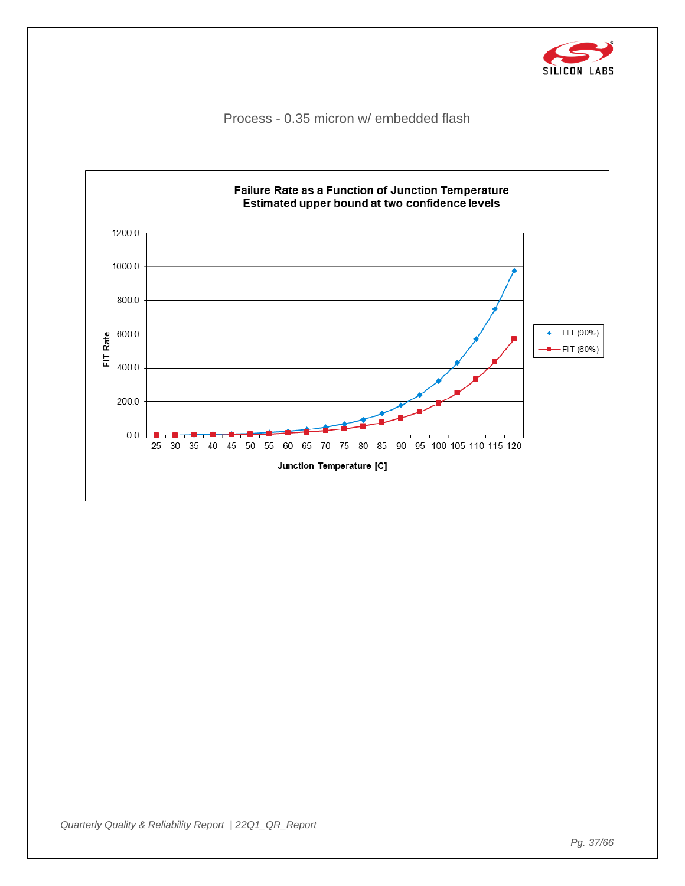Process - 0.35 micron w/ embedded flash

**Failure Rate as a Function of Junction Temperature**
**Estimated upper bound at two confidence levels**

FIT Rate

Junction Temperature [C]

FIT (90%)
FIT (60%)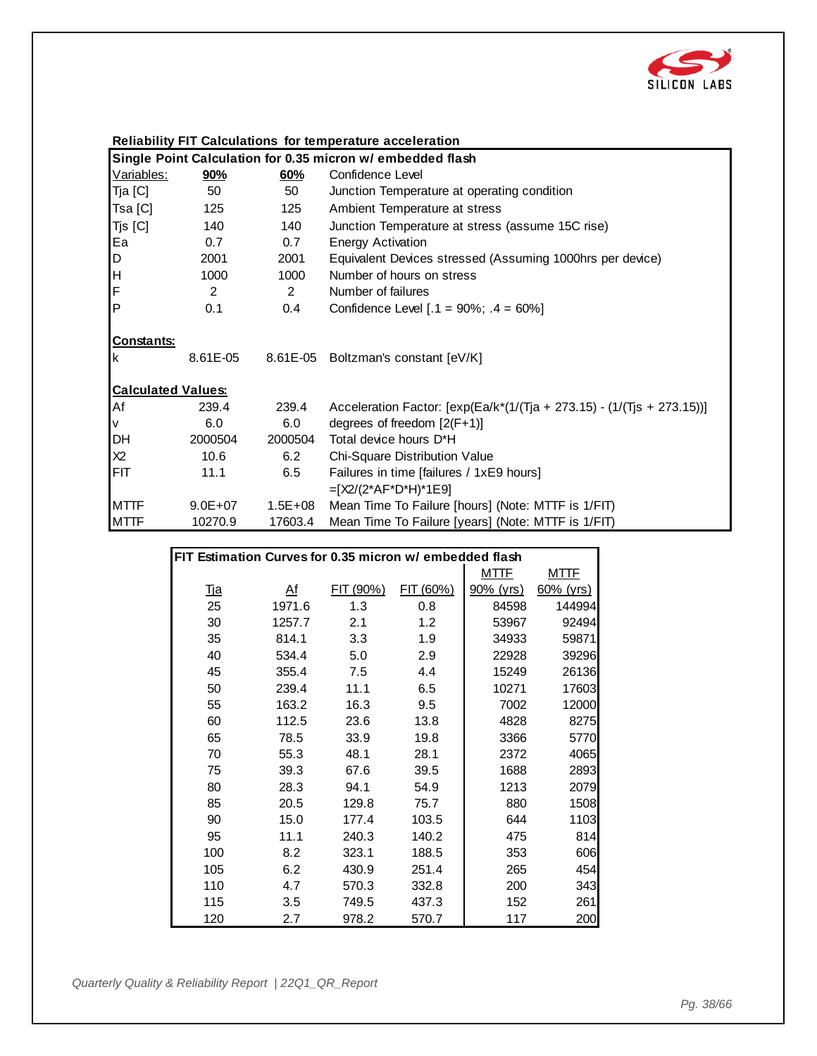**Reliability FIT Calculations for temperature acceleration**

| Single Point Calculation for 0.35 micron w/ embedded flash | | | |
|---|---|---|---|
| Variables: | **90%** | **60%** | Confidence Level |
| Tja [C] | 50 | 50 | Junction Temperature at operating condition |
| Tsa [C] | 125 | 125 | Ambient Temperature at stress |
| Tjs [C] | 140 | 140 | Junction Temperature at stress (assume 15C rise) |
| Ea | 0.7 | 0.7 | Energy Activation |
| D | 2001 | 2001 | Equivalent Devices stressed (Assuming 1000hrs per device) |
| H | 1000 | 1000 | Number of hours on stress |
| F | 2 | 2 | Number of failures |
| P | 0.1 | 0.4 | Confidence Level [.1 = 90%; .4 = 60%] |
| **Constants:** | | | |
| k | 8.61E-05 | 8.61E-05 | Boltzman's constant [eV/K] |
| **Calculated Values:** | | | |
| Af | 239.4 | 239.4 | Acceleration Factor: [exp(Ea/k*(1/(Tja + 273.15) - (1/(Tjs + 273.15))] |
| v | 6.0 | 6.0 | degrees of freedom [2(F+1)] |
| DH | 2000504 | 2000504 | Total device hours D*H |
| X2 | 10.6 | 6.2 | Chi-Square Distribution Value |
| FIT | 11.1 | 6.5 | Failures in time [failures / 1xE9 hours] =[X2/(2*AF*D*H)*1E9] |
| MTTF | 9.0E+07 | 1.5E+08 | Mean Time To Failure [hours] (Note: MTTF is 1/FIT) |
| MTTF | 10270.9 | 17603.4 | Mean Time To Failure [years] (Note: MTTF is 1/FIT) |

**FIT Estimation Curves for 0.35 micron w/ embedded flash**

| Tja | Af | FIT (90%) | FIT (60%) | MTTF 90% (yrs) | MTTF 60% (yrs) |
|---|---|---|---|---|---|
| 25 | 1971.6 | 1.3 | 0.8 | 84598 | 144994 |
| 30 | 1257.7 | 2.1 | 1.2 | 53967 | 92494 |
| 35 | 814.1 | 3.3 | 1.9 | 34933 | 59871 |
| 40 | 534.4 | 5.0 | 2.9 | 22928 | 39296 |
| 45 | 355.4 | 7.5 | 4.4 | 15249 | 26136 |
| 50 | 239.4 | 11.1 | 6.5 | 10271 | 17603 |
| 55 | 163.2 | 16.3 | 9.5 | 7002 | 12000 |
| 60 | 112.5 | 23.6 | 13.8 | 4828 | 8275 |
| 65 | 78.5 | 33.9 | 19.8 | 3366 | 5770 |
| 70 | 55.3 | 48.1 | 28.1 | 2372 | 4065 |
| 75 | 39.3 | 67.6 | 39.5 | 1688 | 2893 |
| 80 | 28.3 | 94.1 | 54.9 | 1213 | 2079 |
| 85 | 20.5 | 129.8 | 75.7 | 880 | 1508 |
| 90 | 15.0 | 177.4 | 103.5 | 644 | 1103 |
| 95 | 11.1 | 240.3 | 140.2 | 475 | 814 |
| 100 | 8.2 | 323.1 | 188.5 | 353 | 606 |
| 105 | 6.2 | 430.9 | 251.4 | 265 | 454 |
| 110 | 4.7 | 570.3 | 332.8 | 200 | 343 |
| 115 | 3.5 | 749.5 | 437.3 | 152 | 261 |
| 120 | 2.7 | 978.2 | 570.7 | 117 | 200 |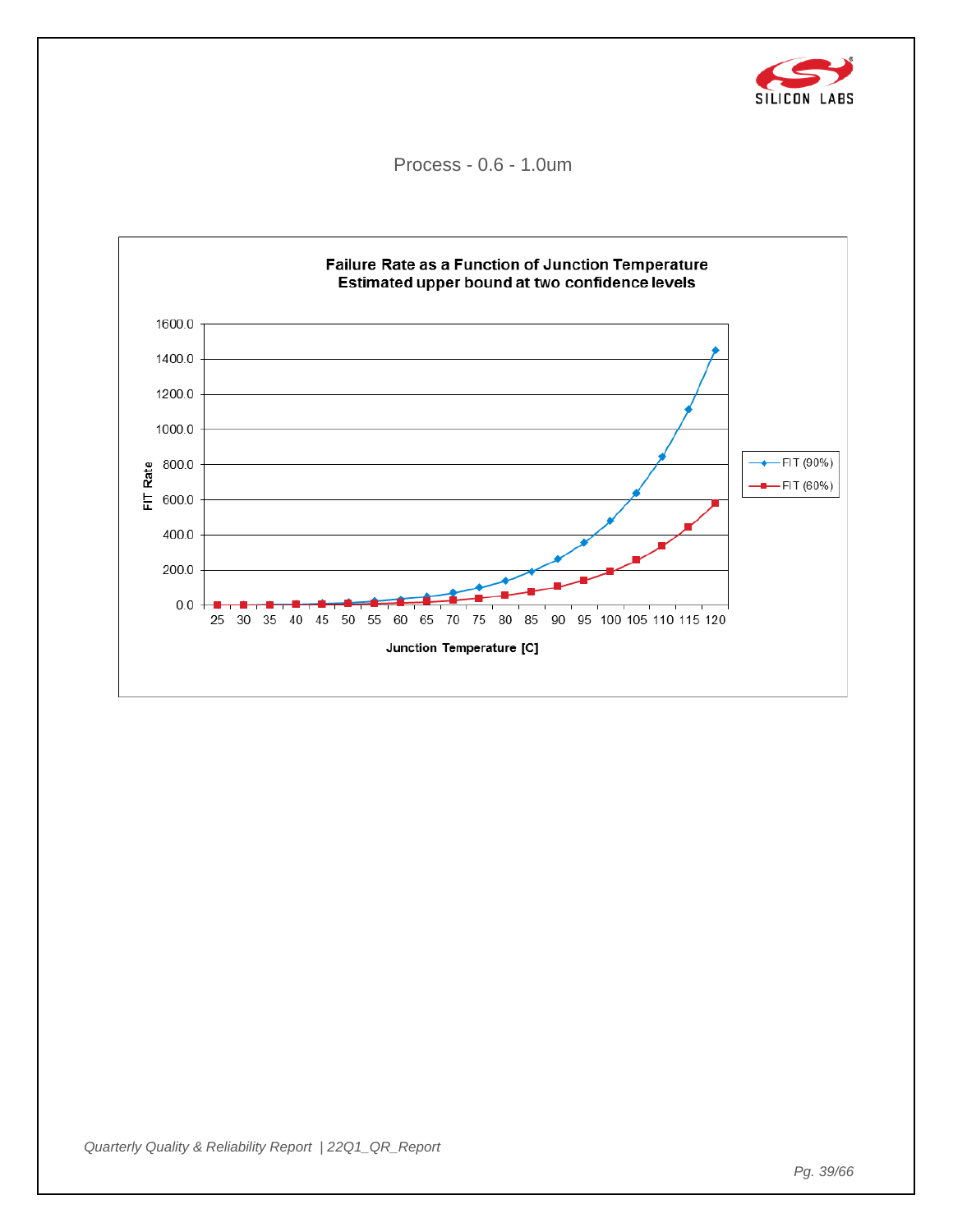## Process - 0.6 - 1.0um

**Failure Rate as a Function of Junction Temperature**
**Estimated upper bound at two confidence levels**

FIT Rate (0.0 – 1600.0) vs. Junction Temperature [C] (25 – 120)

Legend: FIT (90%), FIT (60%)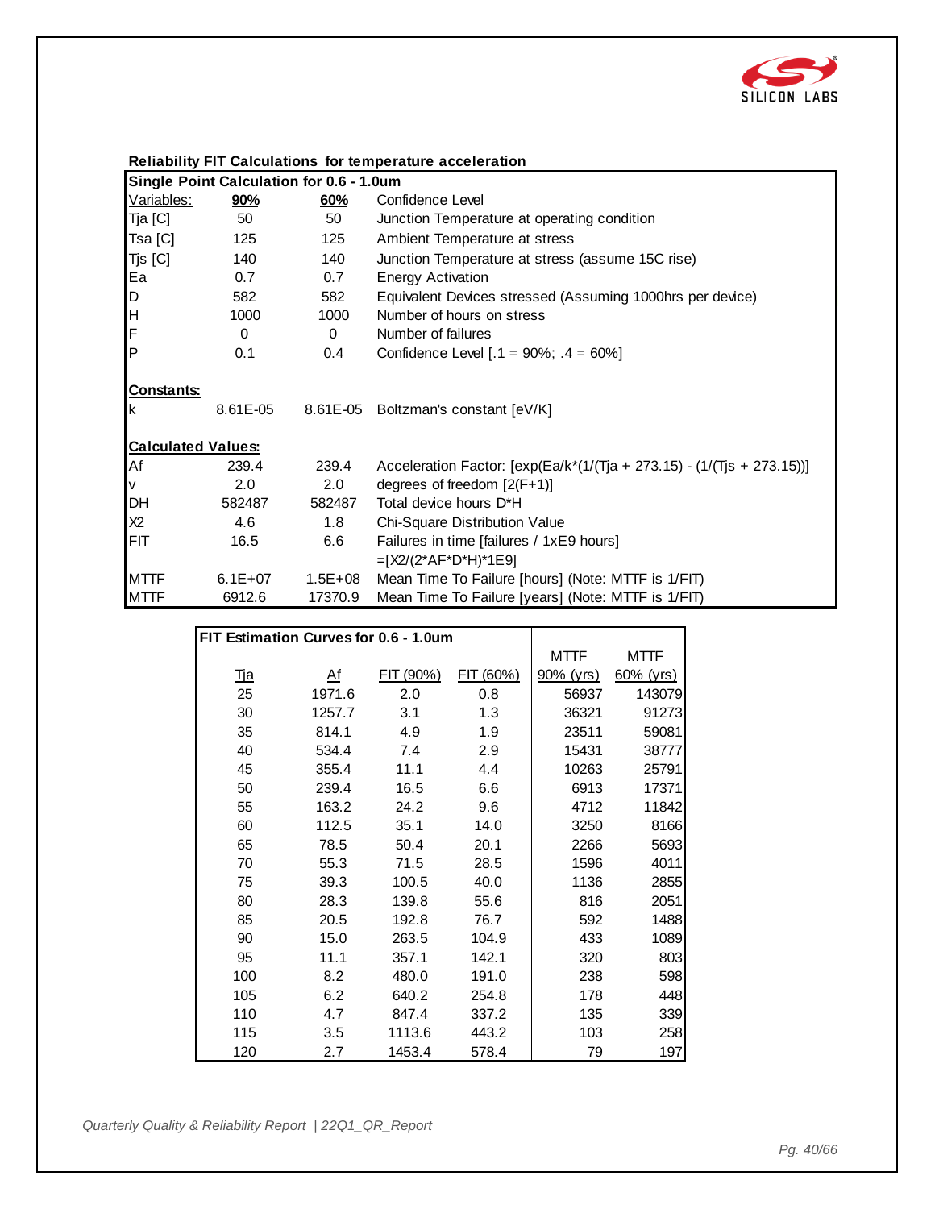**Reliability FIT Calculations for temperature acceleration**

| Single Point Calculation for 0.6 - 1.0um | | | |
|---|---|---|---|
| Variables: | **90%** | **60%** | Confidence Level |
| Tja [C] | 50 | 50 | Junction Temperature at operating condition |
| Tsa [C] | 125 | 125 | Ambient Temperature at stress |
| Tjs [C] | 140 | 140 | Junction Temperature at stress (assume 15C rise) |
| Ea | 0.7 | 0.7 | Energy Activation |
| D | 582 | 582 | Equivalent Devices stressed (Assuming 1000hrs per device) |
| H | 1000 | 1000 | Number of hours on stress |
| F | 0 | 0 | Number of failures |
| P | 0.1 | 0.4 | Confidence Level [.1 = 90%; .4 = 60%] |
| **Constants:** | | | |
| k | 8.61E-05 | 8.61E-05 | Boltzman's constant [eV/K] |
| **Calculated Values:** | | | |
| Af | 239.4 | 239.4 | Acceleration Factor: [exp(Ea/k*(1/(Tja + 273.15) - (1/(Tjs + 273.15))] |
| v | 2.0 | 2.0 | degrees of freedom [2(F+1)] |
| DH | 582487 | 582487 | Total device hours D*H |
| X2 | 4.6 | 1.8 | Chi-Square Distribution Value |
| FIT | 16.5 | 6.6 | Failures in time [failures / 1xE9 hours] =[X2/(2*AF*D*H)*1E9] |
| MTTF | 6.1E+07 | 1.5E+08 | Mean Time To Failure [hours] (Note: MTTF is 1/FIT) |
| MTTF | 6912.6 | 17370.9 | Mean Time To Failure [years] (Note: MTTF is 1/FIT) |

**FIT Estimation Curves for 0.6 - 1.0um**

| Tja | Af | FIT (90%) | FIT (60%) | MTTF 90% (yrs) | MTTF 60% (yrs) |
|---|---|---|---|---|---|
| 25 | 1971.6 | 2.0 | 0.8 | 56937 | 143079 |
| 30 | 1257.7 | 3.1 | 1.3 | 36321 | 91273 |
| 35 | 814.1 | 4.9 | 1.9 | 23511 | 59081 |
| 40 | 534.4 | 7.4 | 2.9 | 15431 | 38777 |
| 45 | 355.4 | 11.1 | 4.4 | 10263 | 25791 |
| 50 | 239.4 | 16.5 | 6.6 | 6913 | 17371 |
| 55 | 163.2 | 24.2 | 9.6 | 4712 | 11842 |
| 60 | 112.5 | 35.1 | 14.0 | 3250 | 8166 |
| 65 | 78.5 | 50.4 | 20.1 | 2266 | 5693 |
| 70 | 55.3 | 71.5 | 28.5 | 1596 | 4011 |
| 75 | 39.3 | 100.5 | 40.0 | 1136 | 2855 |
| 80 | 28.3 | 139.8 | 55.6 | 816 | 2051 |
| 85 | 20.5 | 192.8 | 76.7 | 592 | 1488 |
| 90 | 15.0 | 263.5 | 104.9 | 433 | 1089 |
| 95 | 11.1 | 357.1 | 142.1 | 320 | 803 |
| 100 | 8.2 | 480.0 | 191.0 | 238 | 598 |
| 105 | 6.2 | 640.2 | 254.8 | 178 | 448 |
| 110 | 4.7 | 847.4 | 337.2 | 135 | 339 |
| 115 | 3.5 | 1113.6 | 443.2 | 103 | 258 |
| 120 | 2.7 | 1453.4 | 578.4 | 79 | 197 |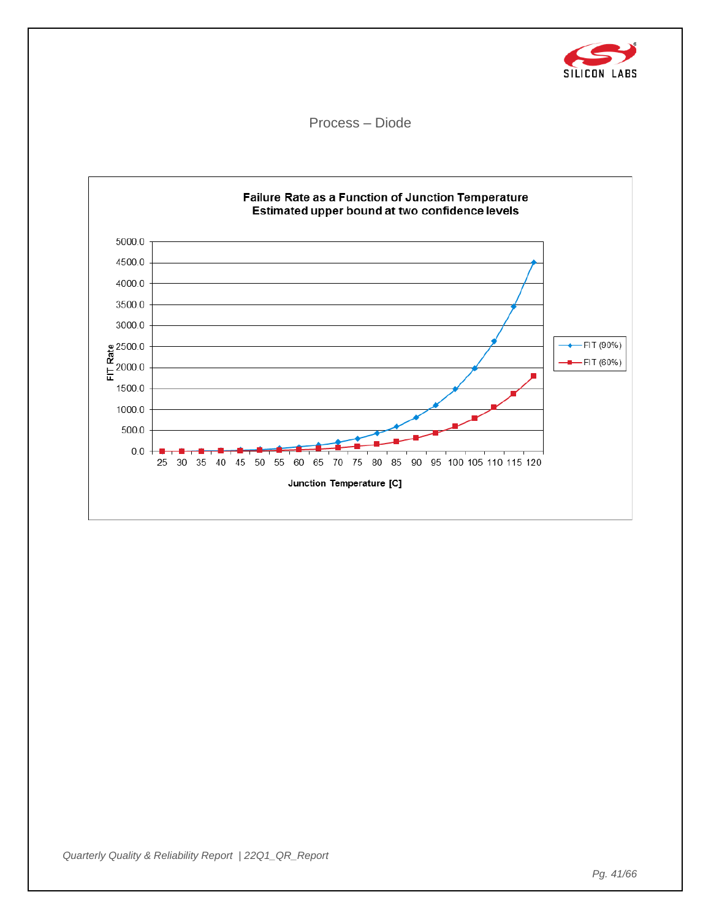## Process – Diode

**Failure Rate as a Function of Junction Temperature**
**Estimated upper bound at two confidence levels**

FIT Rate: 0.0, 500.0, 1000.0, 1500.0, 2000.0, 2500.0, 3000.0, 3500.0, 4000.0, 4500.0, 5000.0

Junction Temperature [C]: 25, 30, 35, 40, 45, 50, 55, 60, 65, 70, 75, 80, 85, 90, 95, 100, 105, 110, 115, 120

Legend: FIT (90%), FIT (60%)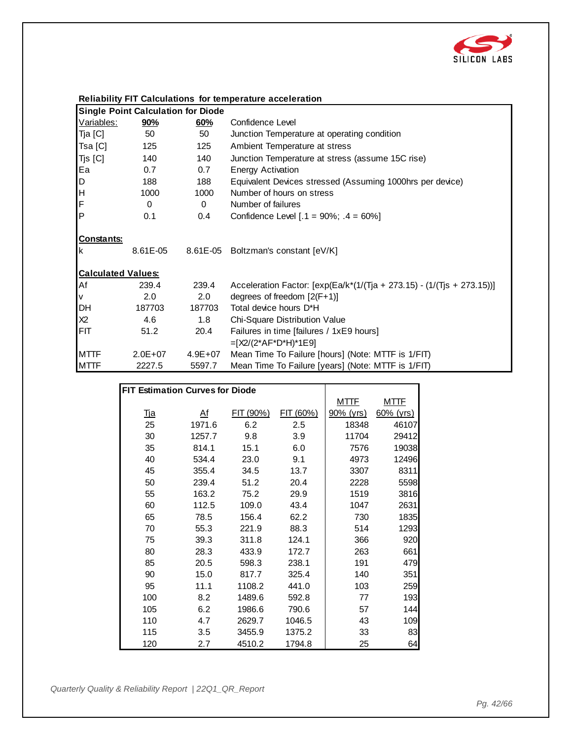**Reliability FIT Calculations for temperature acceleration**

| Single Point Calculation for Diode | | | |
|---|---|---|---|
| Variables: | **90%** | **60%** | Confidence Level |
| Tja [C] | 50 | 50 | Junction Temperature at operating condition |
| Tsa [C] | 125 | 125 | Ambient Temperature at stress |
| Tjs [C] | 140 | 140 | Junction Temperature at stress (assume 15C rise) |
| Ea | 0.7 | 0.7 | Energy Activation |
| D | 188 | 188 | Equivalent Devices stressed (Assuming 1000hrs per device) |
| H | 1000 | 1000 | Number of hours on stress |
| F | 0 | 0 | Number of failures |
| P | 0.1 | 0.4 | Confidence Level [.1 = 90%; .4 = 60%] |
| **Constants:** | | | |
| k | 8.61E-05 | 8.61E-05 | Boltzman's constant [eV/K] |
| **Calculated Values:** | | | |
| Af | 239.4 | 239.4 | Acceleration Factor: [exp(Ea/k*(1/(Tja + 273.15) - (1/(Tjs + 273.15))] |
| v | 2.0 | 2.0 | degrees of freedom [2(F+1)] |
| DH | 187703 | 187703 | Total device hours D*H |
| X2 | 4.6 | 1.8 | Chi-Square Distribution Value |
| FIT | 51.2 | 20.4 | Failures in time [failures / 1xE9 hours] =[X2/(2*AF*D*H)*1E9] |
| MTTF | 2.0E+07 | 4.9E+07 | Mean Time To Failure [hours] (Note: MTTF is 1/FIT) |
| MTTF | 2227.5 | 5597.7 | Mean Time To Failure [years] (Note: MTTF is 1/FIT) |

**FIT Estimation Curves for Diode**

| Tja | Af | FIT (90%) | FIT (60%) | MTTF 90% (yrs) | MTTF 60% (yrs) |
|---|---|---|---|---|---|
| 25 | 1971.6 | 6.2 | 2.5 | 18348 | 46107 |
| 30 | 1257.7 | 9.8 | 3.9 | 11704 | 29412 |
| 35 | 814.1 | 15.1 | 6.0 | 7576 | 19038 |
| 40 | 534.4 | 23.0 | 9.1 | 4973 | 12496 |
| 45 | 355.4 | 34.5 | 13.7 | 3307 | 8311 |
| 50 | 239.4 | 51.2 | 20.4 | 2228 | 5598 |
| 55 | 163.2 | 75.2 | 29.9 | 1519 | 3816 |
| 60 | 112.5 | 109.0 | 43.4 | 1047 | 2631 |
| 65 | 78.5 | 156.4 | 62.2 | 730 | 1835 |
| 70 | 55.3 | 221.9 | 88.3 | 514 | 1293 |
| 75 | 39.3 | 311.8 | 124.1 | 366 | 920 |
| 80 | 28.3 | 433.9 | 172.7 | 263 | 661 |
| 85 | 20.5 | 598.3 | 238.1 | 191 | 479 |
| 90 | 15.0 | 817.7 | 325.4 | 140 | 351 |
| 95 | 11.1 | 1108.2 | 441.0 | 103 | 259 |
| 100 | 8.2 | 1489.6 | 592.8 | 77 | 193 |
| 105 | 6.2 | 1986.6 | 790.6 | 57 | 144 |
| 110 | 4.7 | 2629.7 | 1046.5 | 43 | 109 |
| 115 | 3.5 | 3455.9 | 1375.2 | 33 | 83 |
| 120 | 2.7 | 4510.2 | 1794.8 | 25 | 64 |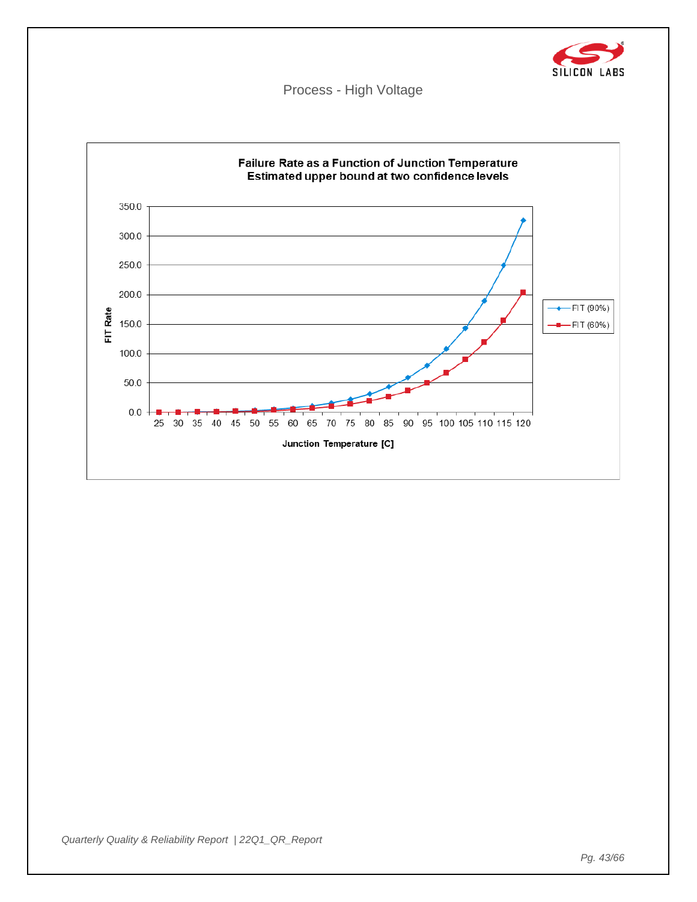## Process - High Voltage

**Failure Rate as a Function of Junction Temperature**
**Estimated upper bound at two confidence levels**

Legend: FIT (90%), FIT (60%)

Y-axis: FIT Rate (0.0 – 350.0)

X-axis: Junction Temperature [C] (25 – 120)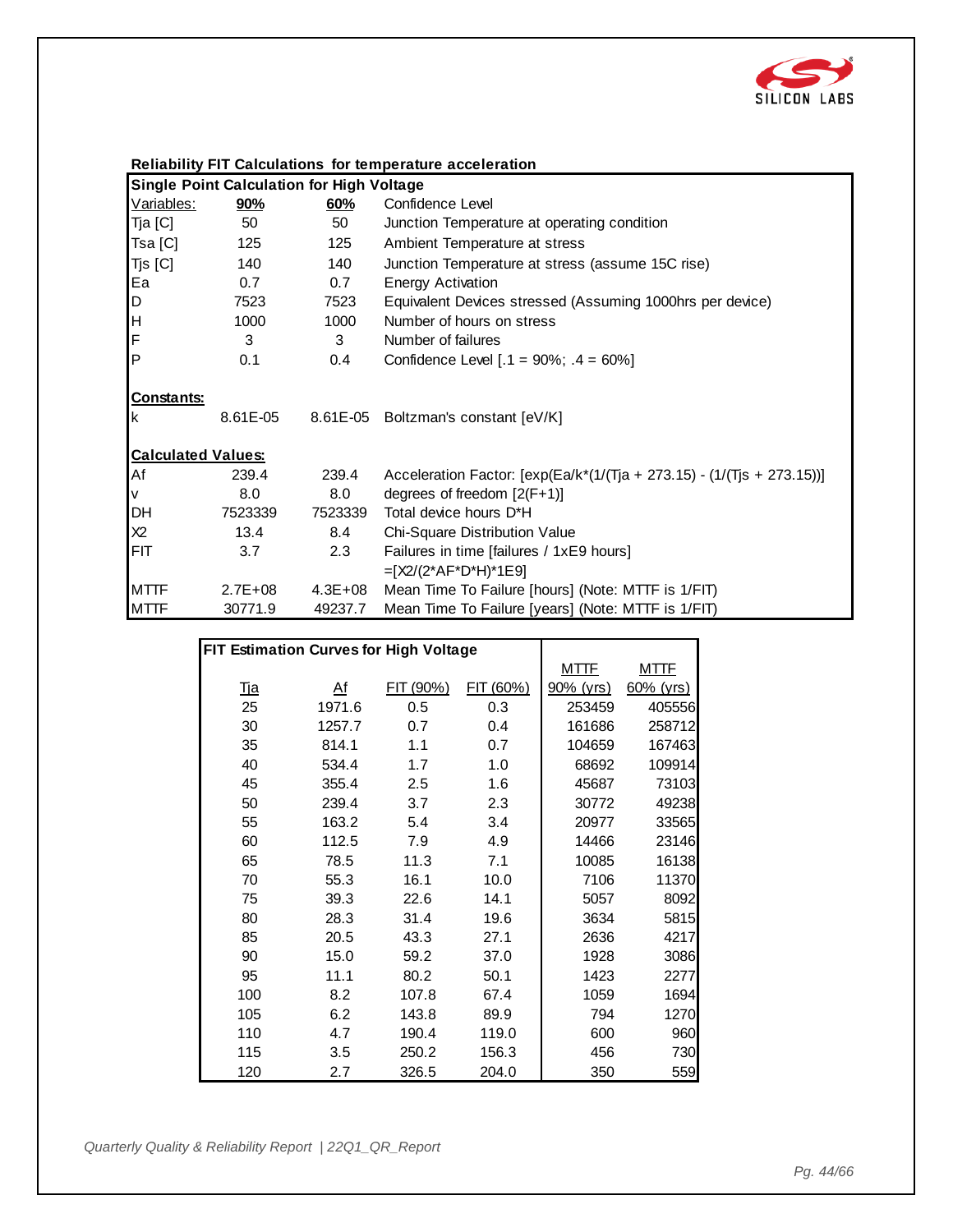## Reliability FIT Calculations for temperature acceleration

| Single Point Calculation for High Voltage | | | |
|---|---|---|---|
| Variables: | **90%** | **60%** | Confidence Level |
| Tja [C] | 50 | 50 | Junction Temperature at operating condition |
| Tsa [C] | 125 | 125 | Ambient Temperature at stress |
| Tjs [C] | 140 | 140 | Junction Temperature at stress (assume 15C rise) |
| Ea | 0.7 | 0.7 | Energy Activation |
| D | 7523 | 7523 | Equivalent Devices stressed (Assuming 1000hrs per device) |
| H | 1000 | 1000 | Number of hours on stress |
| F | 3 | 3 | Number of failures |
| P | 0.1 | 0.4 | Confidence Level [.1 = 90%; .4 = 60%] |
| **Constants:** | | | |
| k | 8.61E-05 | 8.61E-05 | Boltzman's constant [eV/K] |
| **Calculated Values:** | | | |
| Af | 239.4 | 239.4 | Acceleration Factor: [exp(Ea/k*(1/(Tja + 273.15) - (1/(Tjs + 273.15))] |
| v | 8.0 | 8.0 | degrees of freedom [2(F+1)] |
| DH | 7523339 | 7523339 | Total device hours D*H |
| X2 | 13.4 | 8.4 | Chi-Square Distribution Value |
| FIT | 3.7 | 2.3 | Failures in time [failures / 1xE9 hours] =[X2/(2*AF*D*H)*1E9] |
| MTTF | 2.7E+08 | 4.3E+08 | Mean Time To Failure [hours] (Note: MTTF is 1/FIT) |
| MTTF | 30771.9 | 49237.7 | Mean Time To Failure [years] (Note: MTTF is 1/FIT) |

**FIT Estimation Curves for High Voltage**

| Tja | Af | FIT (90%) | FIT (60%) | MTTF 90% (yrs) | MTTF 60% (yrs) |
|---|---|---|---|---|---|
| 25 | 1971.6 | 0.5 | 0.3 | 253459 | 405556 |
| 30 | 1257.7 | 0.7 | 0.4 | 161686 | 258712 |
| 35 | 814.1 | 1.1 | 0.7 | 104659 | 167463 |
| 40 | 534.4 | 1.7 | 1.0 | 68692 | 109914 |
| 45 | 355.4 | 2.5 | 1.6 | 45687 | 73103 |
| 50 | 239.4 | 3.7 | 2.3 | 30772 | 49238 |
| 55 | 163.2 | 5.4 | 3.4 | 20977 | 33565 |
| 60 | 112.5 | 7.9 | 4.9 | 14466 | 23146 |
| 65 | 78.5 | 11.3 | 7.1 | 10085 | 16138 |
| 70 | 55.3 | 16.1 | 10.0 | 7106 | 11370 |
| 75 | 39.3 | 22.6 | 14.1 | 5057 | 8092 |
| 80 | 28.3 | 31.4 | 19.6 | 3634 | 5815 |
| 85 | 20.5 | 43.3 | 27.1 | 2636 | 4217 |
| 90 | 15.0 | 59.2 | 37.0 | 1928 | 3086 |
| 95 | 11.1 | 80.2 | 50.1 | 1423 | 2277 |
| 100 | 8.2 | 107.8 | 67.4 | 1059 | 1694 |
| 105 | 6.2 | 143.8 | 89.9 | 794 | 1270 |
| 110 | 4.7 | 190.4 | 119.0 | 600 | 960 |
| 115 | 3.5 | 250.2 | 156.3 | 456 | 730 |
| 120 | 2.7 | 326.5 | 204.0 | 350 | 559 |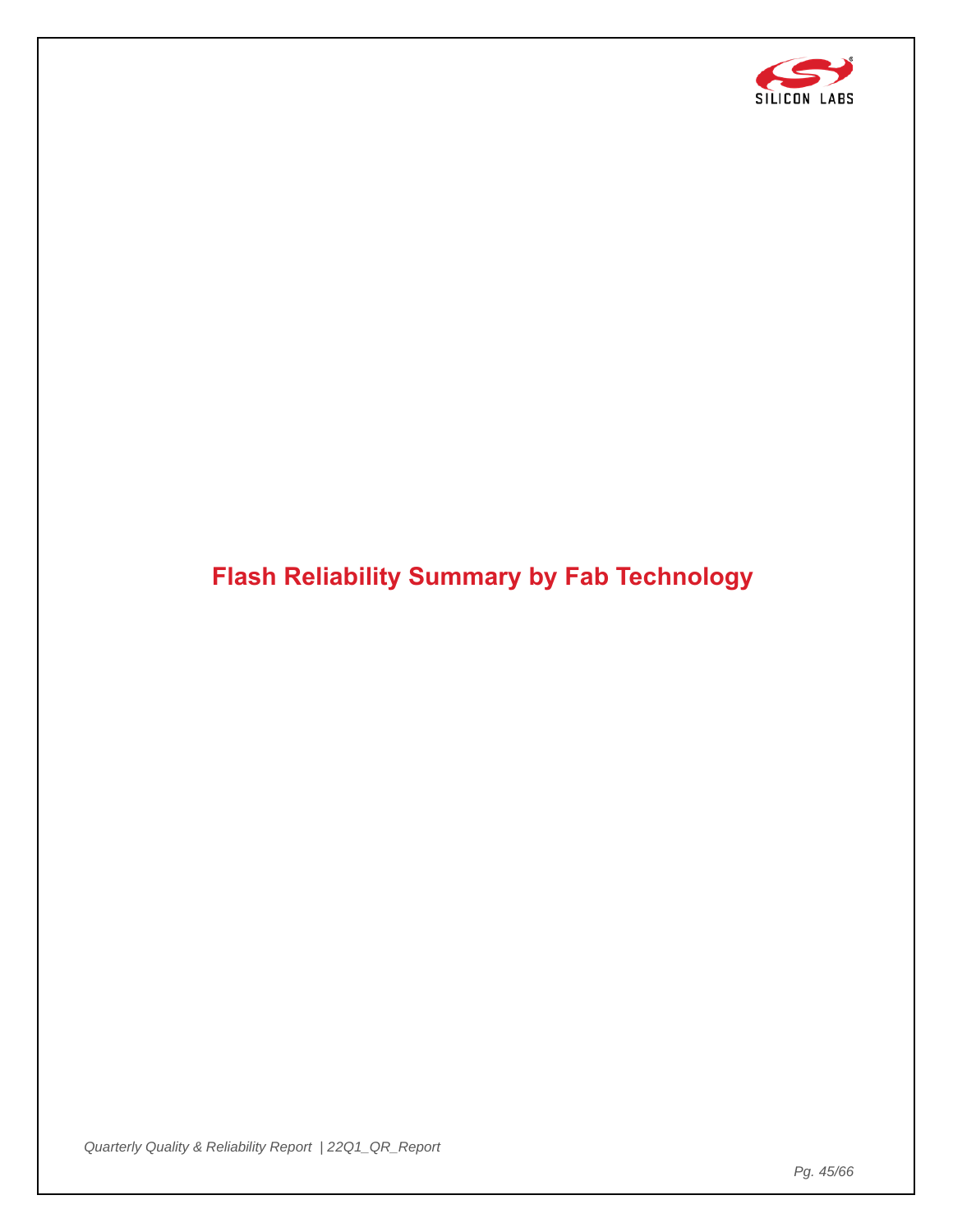# Flash Reliability Summary by Fab Technology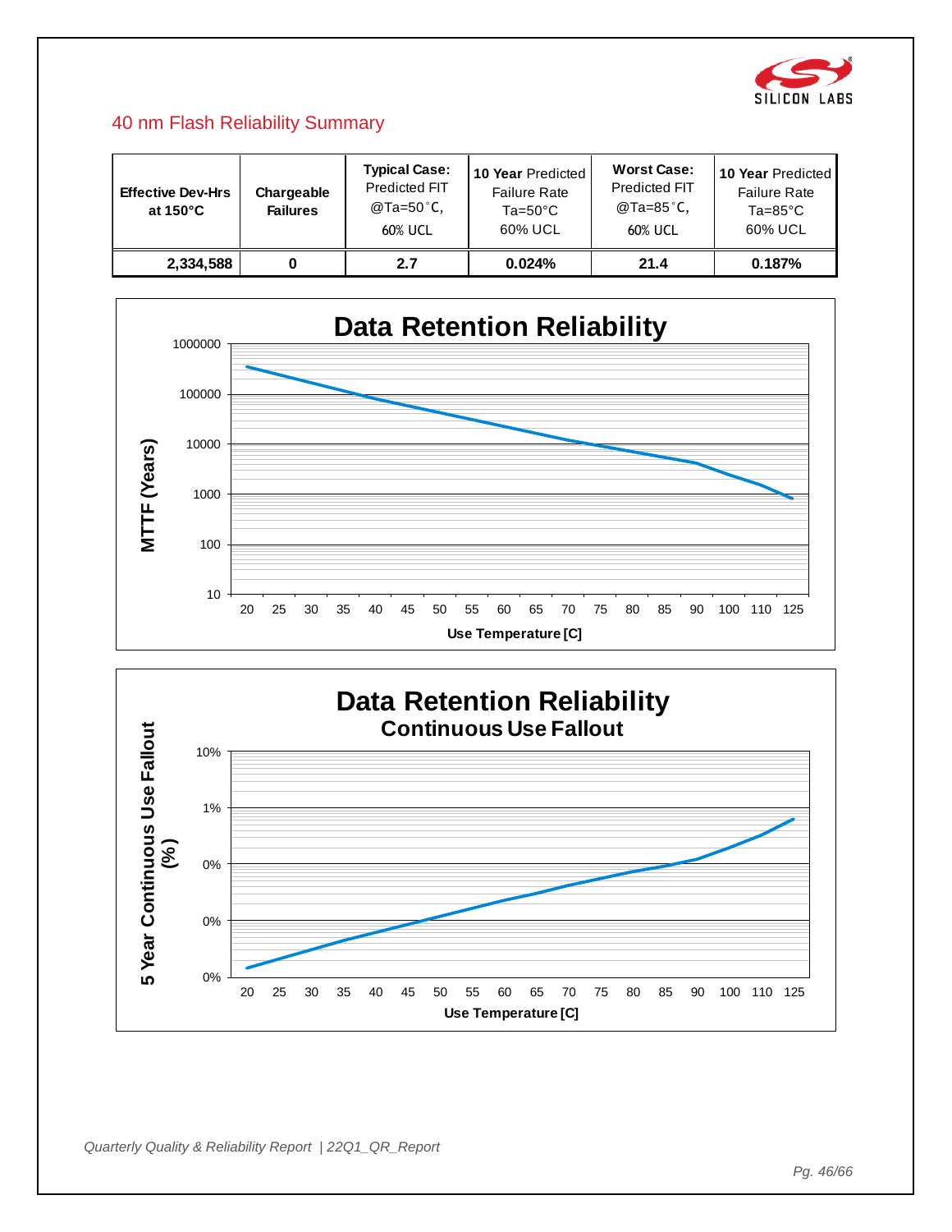## 40 nm Flash Reliability Summary

| Effective Dev-Hrs at 150°C | Chargeable Failures | Typical Case: Predicted FIT @Ta=50˚C, 60% UCL | 10 Year Predicted Failure Rate Ta=50°C 60% UCL | Worst Case: Predicted FIT @Ta=85˚C, 60% UCL | 10 Year Predicted Failure Rate Ta=85°C 60% UCL |
|---|---|---|---|---|---|
| 2,334,588 | 0 | 2.7 | 0.024% | 21.4 | 0.187% |

**Data Retention Reliability**

MTTF (Years)

1000000, 100000, 10000, 1000, 100, 10

20 25 30 35 40 45 50 55 60 65 70 75 80 85 90 100 110 125

Use Temperature [C]

**Data Retention Reliability**
**Continuous Use Fallout**

5 Year Continuous Use Fallout (%)

10%, 1%, 0%, 0%, 0%

20 25 30 35 40 45 50 55 60 65 70 75 80 85 90 100 110 125

Use Temperature [C]

*Quarterly Quality & Reliability Report | 22Q1_QR_Report*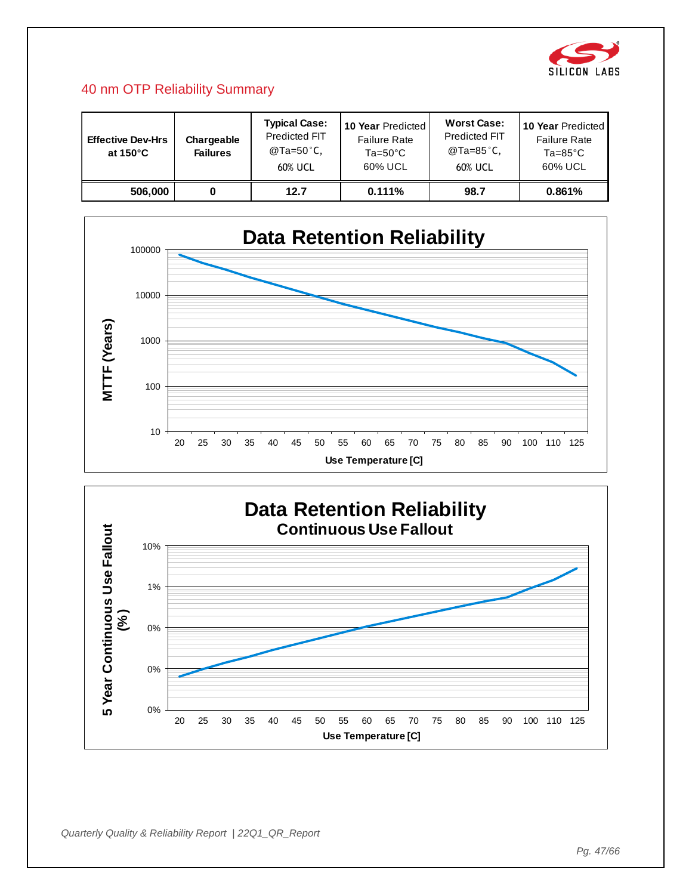## 40 nm OTP Reliability Summary

| Effective Dev-Hrs at 150°C | Chargeable Failures | Typical Case: Predicted FIT @Ta=50˚C, 60% UCL | 10 Year Predicted Failure Rate Ta=50°C 60% UCL | Worst Case: Predicted FIT @Ta=85˚C, 60% UCL | 10 Year Predicted Failure Rate Ta=85°C 60% UCL |
|---|---|---|---|---|---|
| 506,000 | 0 | 12.7 | 0.111% | 98.7 | 0.861% |

**Data Retention Reliability**

MTTF (Years) vs. Use Temperature [C]

Y-axis: 10, 100, 1000, 10000, 100000

X-axis: 20, 25, 30, 35, 40, 45, 50, 55, 60, 65, 70, 75, 80, 85, 90, 100, 110, 125

**Data Retention Reliability**
**Continuous Use Fallout**

5 Year Continuous Use Fallout (%) vs. Use Temperature [C]

Y-axis: 0%, 0%, 0%, 1%, 10%

X-axis: 20, 25, 30, 35, 40, 45, 50, 55, 60, 65, 70, 75, 80, 85, 90, 100, 110, 125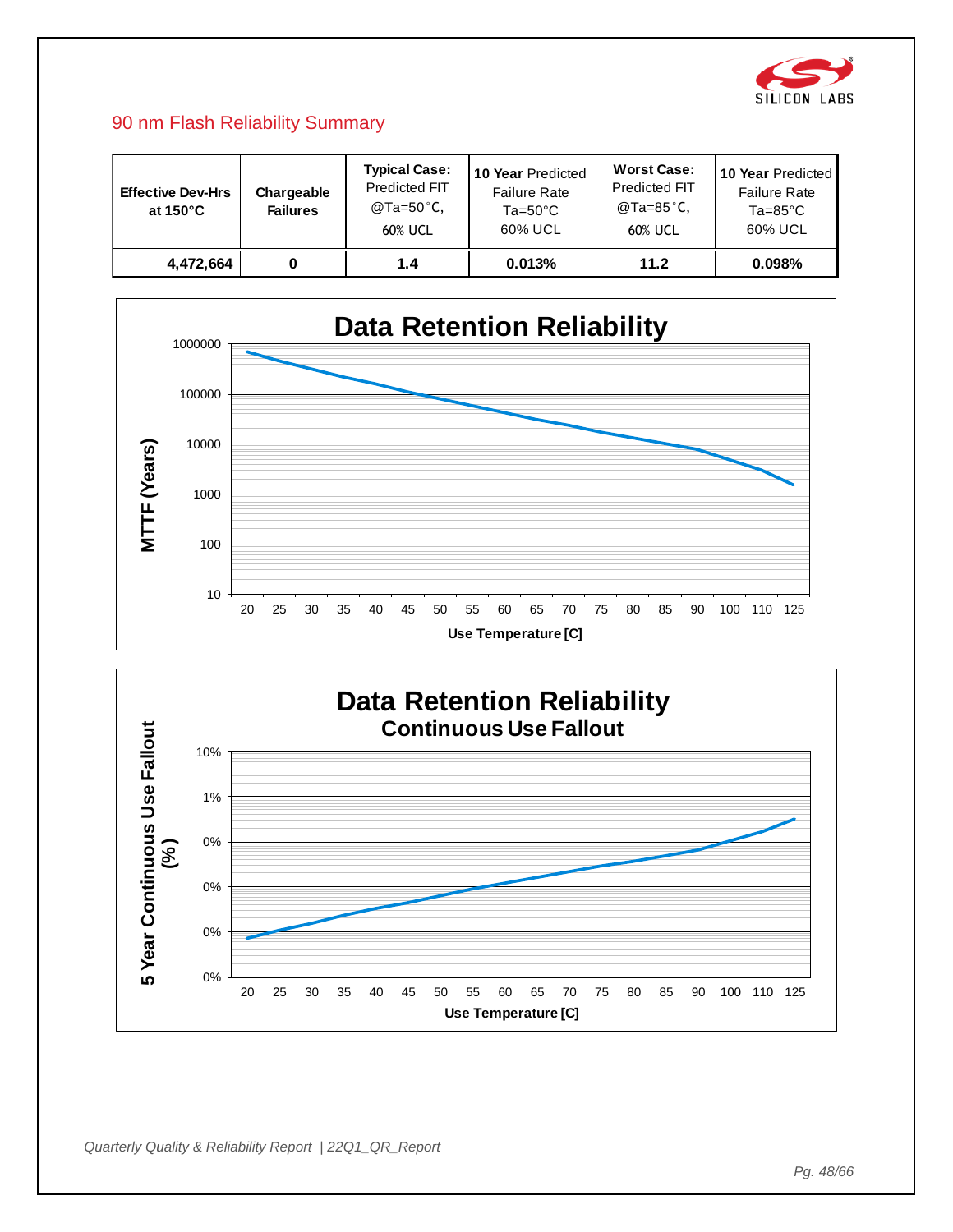## 90 nm Flash Reliability Summary

| Effective Dev-Hrs at 150°C | Chargeable Failures | Typical Case: Predicted FIT @Ta=50˚C, 60% UCL | 10 Year Predicted Failure Rate Ta=50°C 60% UCL | Worst Case: Predicted FIT @Ta=85˚C, 60% UCL | 10 Year Predicted Failure Rate Ta=85°C 60% UCL |
|---|---|---|---|---|---|
| 4,472,664 | 0 | 1.4 | 0.013% | 11.2 | 0.098% |

**Data Retention Reliability**

MTTF (Years) vs. Use Temperature [C]

Y-axis: 10, 100, 1000, 10000, 100000, 1000000

X-axis: 20, 25, 30, 35, 40, 45, 50, 55, 60, 65, 70, 75, 80, 85, 90, 100, 110, 125

**Data Retention Reliability**
**Continuous Use Fallout**

5 Year Continuous Use Fallout (%) vs. Use Temperature [C]

Y-axis: 0%, 0%, 0%, 0%, 1%, 10%

X-axis: 20, 25, 30, 35, 40, 45, 50, 55, 60, 65, 70, 75, 80, 85, 90, 100, 110, 125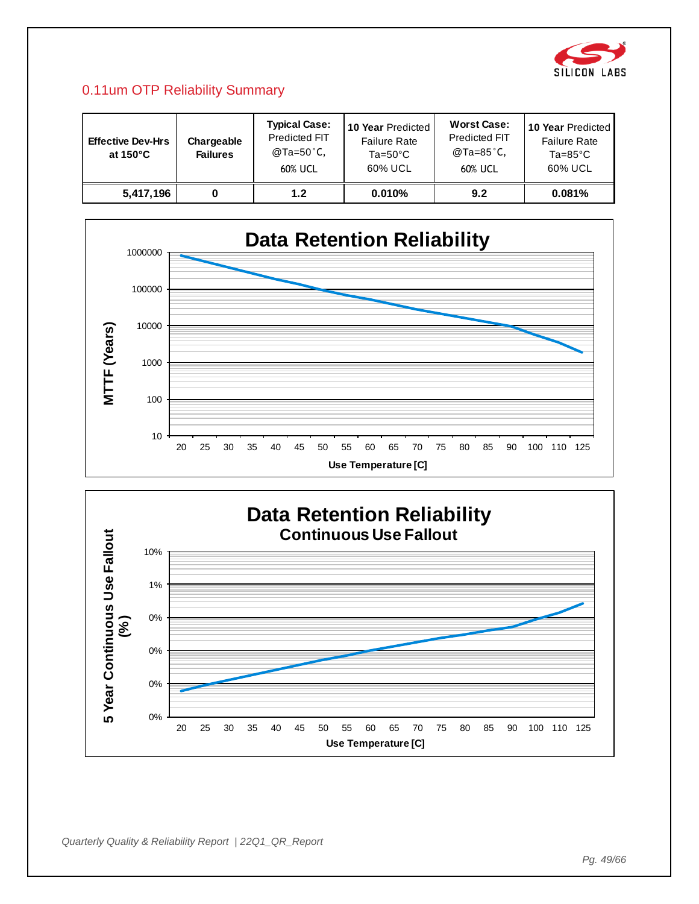## 0.11um OTP Reliability Summary

| Effective Dev-Hrs at 150°C | Chargeable Failures | Typical Case: Predicted FIT @Ta=50˚C, 60% UCL | 10 Year Predicted Failure Rate Ta=50°C 60% UCL | Worst Case: Predicted FIT @Ta=85˚C, 60% UCL | 10 Year Predicted Failure Rate Ta=85°C 60% UCL |
|---|---|---|---|---|---|
| 5,417,196 | 0 | 1.2 | 0.010% | 9.2 | 0.081% |

**Data Retention Reliability**

MTTF (Years)

1000000, 100000, 10000, 1000, 100, 10

Use Temperature [C]

20, 25, 30, 35, 40, 45, 50, 55, 60, 65, 70, 75, 80, 85, 90, 100, 110, 125

**Data Retention Reliability**
**Continuous Use Fallout**

5 Year Continuous Use Fallout (%)

10%, 1%, 0%, 0%, 0%, 0%

Use Temperature [C]

20, 25, 30, 35, 40, 45, 50, 55, 60, 65, 70, 75, 80, 85, 90, 100, 110, 125

*Quarterly Quality & Reliability Report | 22Q1_QR_Report*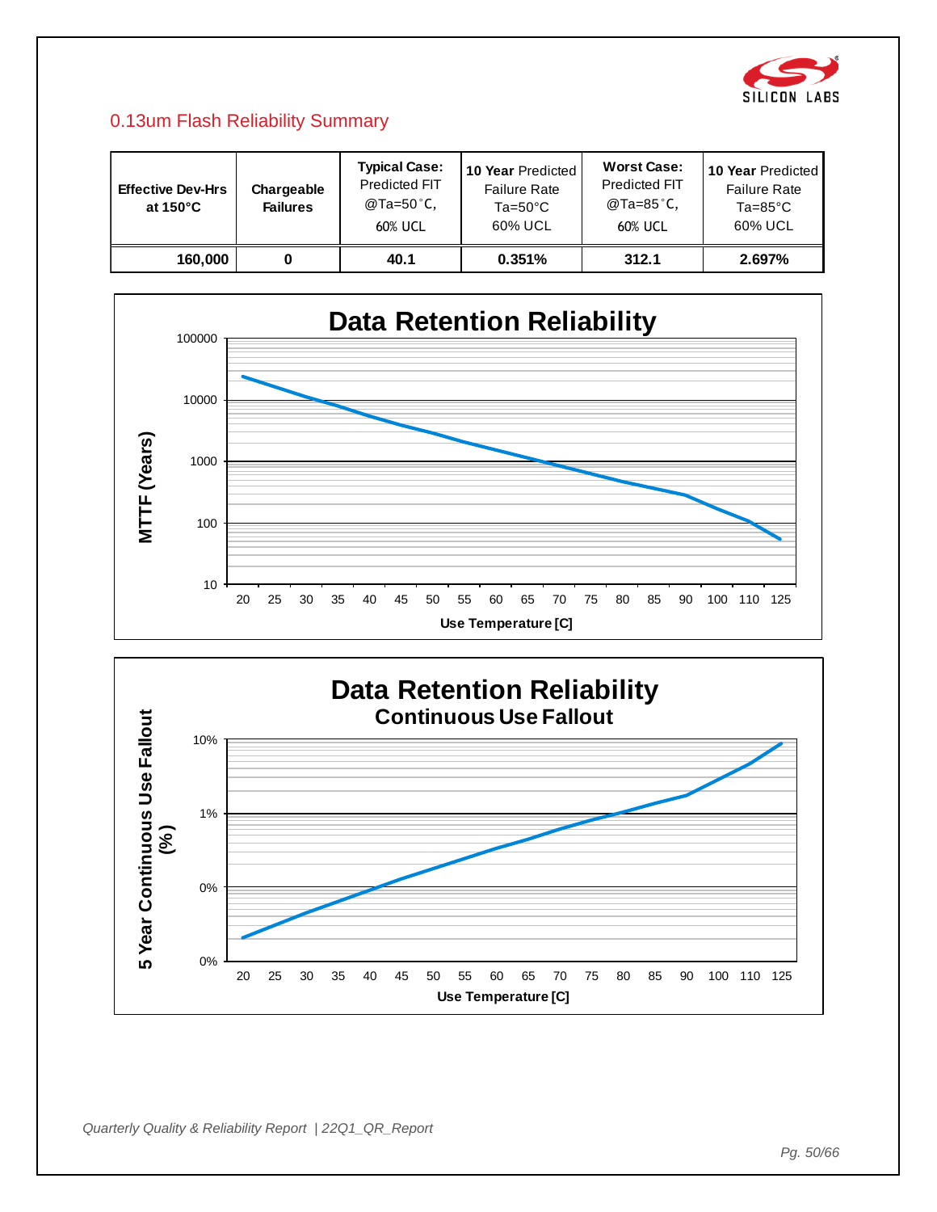## 0.13um Flash Reliability Summary

| Effective Dev-Hrs at 150°C | Chargeable Failures | Typical Case: Predicted FIT @Ta=50˚C, 60% UCL | 10 Year Predicted Failure Rate Ta=50°C 60% UCL | Worst Case: Predicted FIT @Ta=85˚C, 60% UCL | 10 Year Predicted Failure Rate Ta=85°C 60% UCL |
|---|---|---|---|---|---|
| 160,000 | 0 | 40.1 | 0.351% | 312.1 | 2.697% |

**Data Retention Reliability**

MTTF (Years) vs. Use Temperature [C]

**Data Retention Reliability**
**Continuous Use Fallout**

5 Year Continuous Use Fallout (%) vs. Use Temperature [C]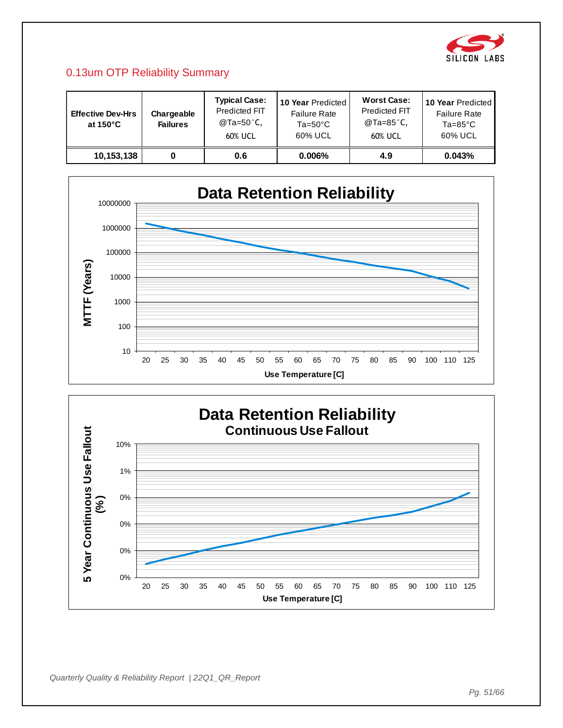## 0.13um OTP Reliability Summary

| Effective Dev-Hrs at 150°C | Chargeable Failures | Typical Case: Predicted FIT @Ta=50˚C, 60% UCL | 10 Year Predicted Failure Rate Ta=50°C 60% UCL | Worst Case: Predicted FIT @Ta=85˚C, 60% UCL | 10 Year Predicted Failure Rate Ta=85°C 60% UCL |
|---|---|---|---|---|---|
| 10,153,138 | 0 | 0.6 | 0.006% | 4.9 | 0.043% |

**Data Retention Reliability**

MTTF (Years) vs. Use Temperature [C]

Y-axis: 10, 100, 1000, 10000, 100000, 1000000, 10000000

X-axis: 20, 25, 30, 35, 40, 45, 50, 55, 60, 65, 70, 75, 80, 85, 90, 100, 110, 125

**Data Retention Reliability**
**Continuous Use Fallout**

5 Year Continuous Use Fallout (%) vs. Use Temperature [C]

Y-axis: 0%, 0%, 0%, 0%, 0%, 1%, 10%

X-axis: 20, 25, 30, 35, 40, 45, 50, 55, 60, 65, 70, 75, 80, 85, 90, 100, 110, 125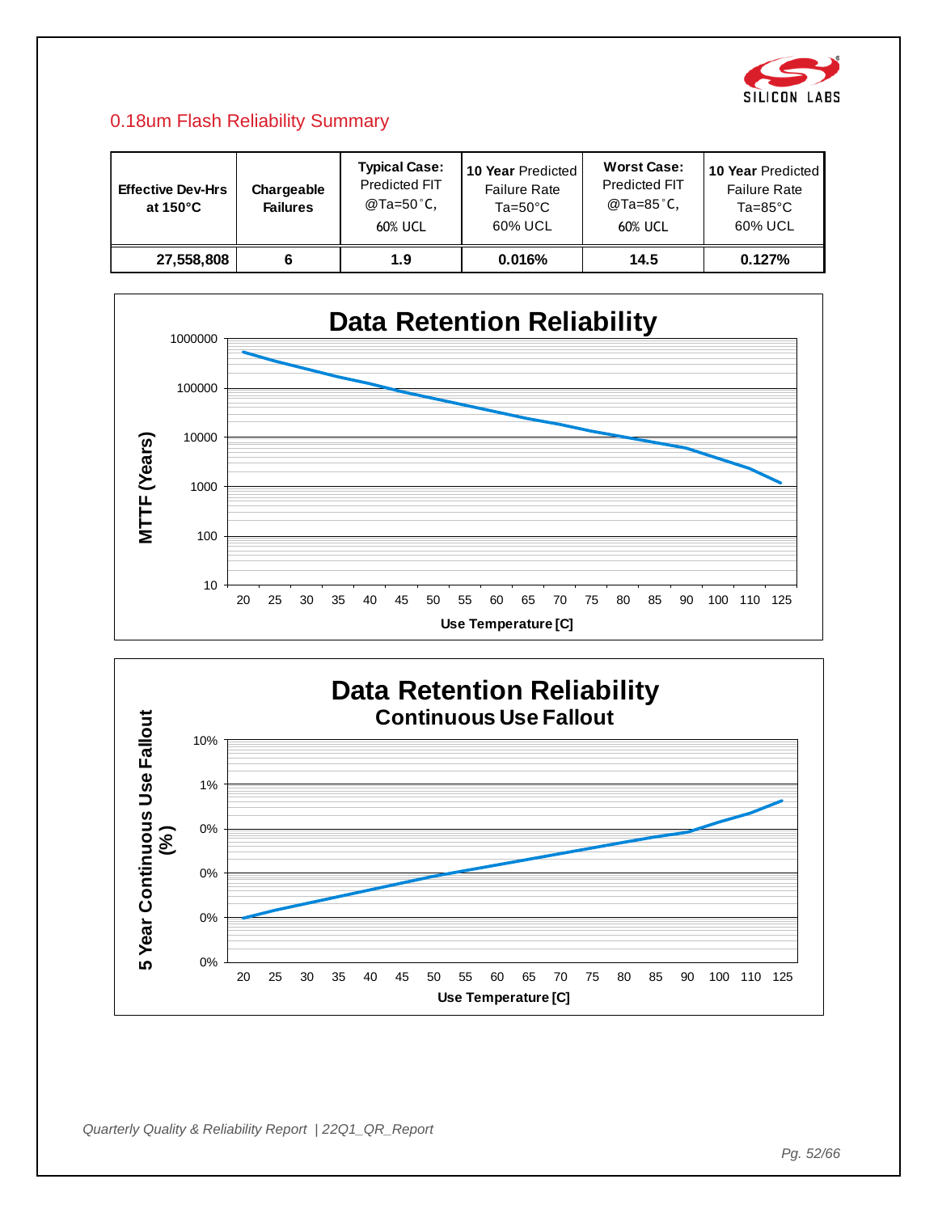## 0.18um Flash Reliability Summary

| Effective Dev-Hrs at 150°C | Chargeable Failures | Typical Case: Predicted FIT @Ta=50˚C, 60% UCL | 10 Year Predicted Failure Rate Ta=50°C 60% UCL | Worst Case: Predicted FIT @Ta=85˚C, 60% UCL | 10 Year Predicted Failure Rate Ta=85°C 60% UCL |
|---|---|---|---|---|---|
| 27,558,808 | 6 | 1.9 | 0.016% | 14.5 | 0.127% |

**Data Retention Reliability**

MTTF (Years) vs. Use Temperature [C]

Y-axis: 10, 100, 1000, 10000, 100000, 1000000

X-axis: 20, 25, 30, 35, 40, 45, 50, 55, 60, 65, 70, 75, 80, 85, 90, 100, 110, 125

**Data Retention Reliability**
**Continuous Use Fallout**

5 Year Continuous Use Fallout (%) vs. Use Temperature [C]

Y-axis: 0%, 0%, 0%, 0%, 0%, 1%, 10%

X-axis: 20, 25, 30, 35, 40, 45, 50, 55, 60, 65, 70, 75, 80, 85, 90, 100, 110, 125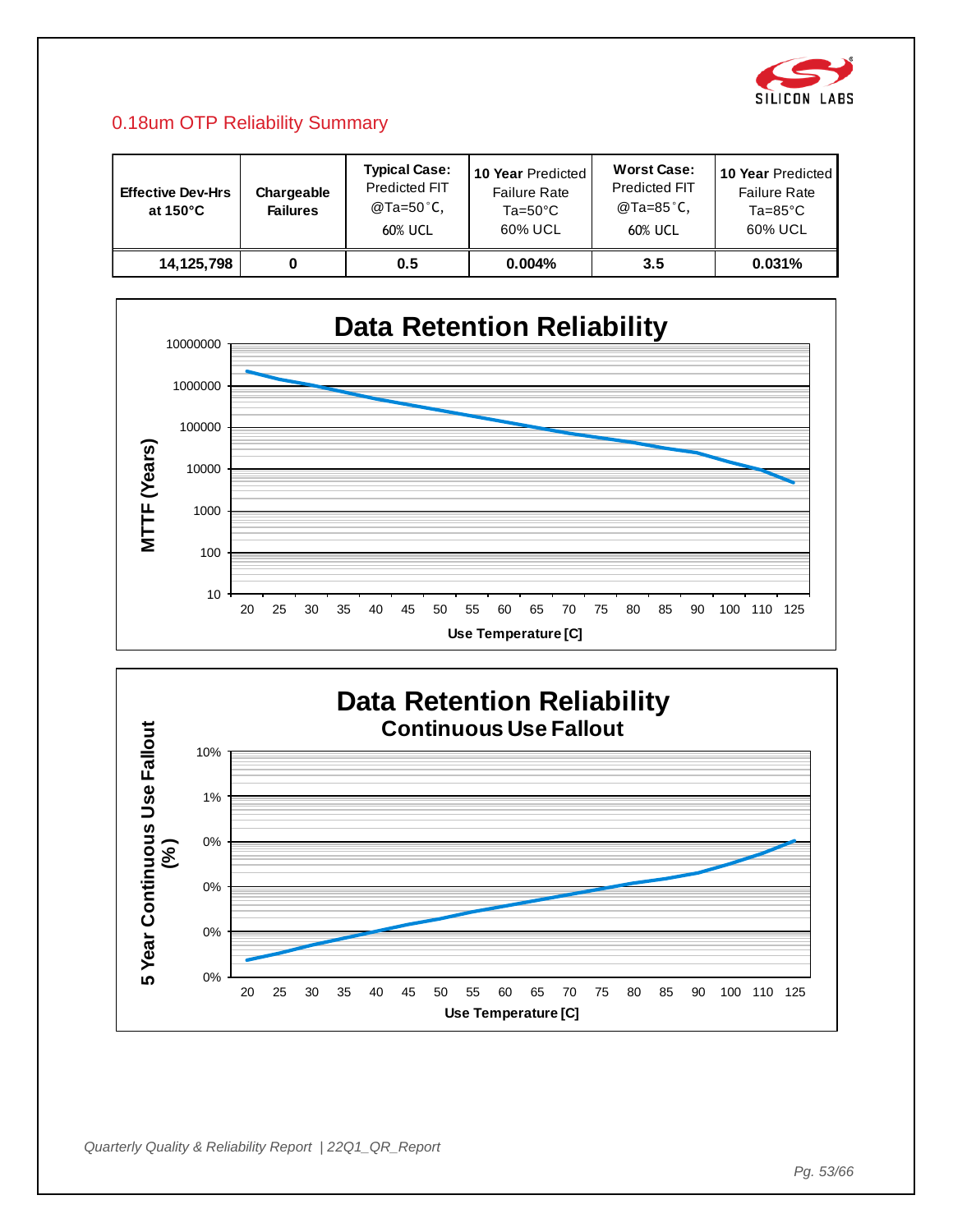## 0.18um OTP Reliability Summary

| Effective Dev-Hrs at 150°C | Chargeable Failures | Typical Case: Predicted FIT @Ta=50˚C, 60% UCL | 10 Year Predicted Failure Rate Ta=50°C 60% UCL | Worst Case: Predicted FIT @Ta=85˚C, 60% UCL | 10 Year Predicted Failure Rate Ta=85°C 60% UCL |
|---|---|---|---|---|---|
| 14,125,798 | 0 | 0.5 | 0.004% | 3.5 | 0.031% |

**Data Retention Reliability**

MTTF (Years) vs. Use Temperature [C]

Y-axis: 10, 100, 1000, 10000, 100000, 1000000, 10000000

X-axis: 20, 25, 30, 35, 40, 45, 50, 55, 60, 65, 70, 75, 80, 85, 90, 100, 110, 125

**Data Retention Reliability**
**Continuous Use Fallout**

5 Year Continuous Use Fallout (%) vs. Use Temperature [C]

Y-axis: 0%, 0%, 0%, 0%, 0%, 1%, 10%

X-axis: 20, 25, 30, 35, 40, 45, 50, 55, 60, 65, 70, 75, 80, 85, 90, 100, 110, 125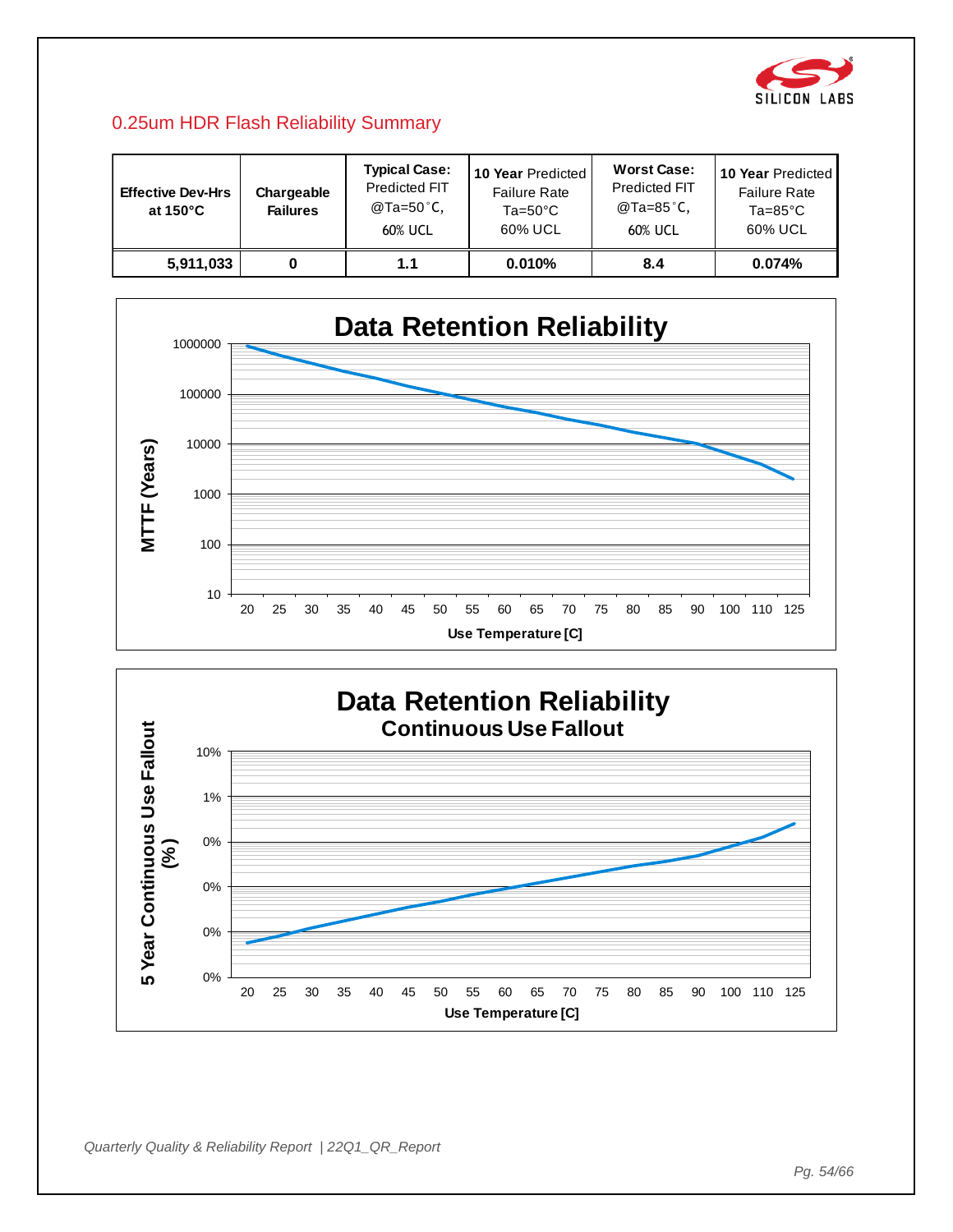## 0.25um HDR Flash Reliability Summary

| Effective Dev-Hrs at 150°C | Chargeable Failures | Typical Case: Predicted FIT @Ta=50˚C, 60% UCL | 10 Year Predicted Failure Rate Ta=50°C 60% UCL | Worst Case: Predicted FIT @Ta=85˚C, 60% UCL | 10 Year Predicted Failure Rate Ta=85°C 60% UCL |
|---|---|---|---|---|---|
| 5,911,033 | 0 | 1.1 | 0.010% | 8.4 | 0.074% |

**Data Retention Reliability**

MTTF (Years) vs. Use Temperature [C]

Y-axis: 10, 100, 1000, 10000, 100000, 1000000

X-axis: 20, 25, 30, 35, 40, 45, 50, 55, 60, 65, 70, 75, 80, 85, 90, 100, 110, 125

**Data Retention Reliability**
**Continuous Use Fallout**

5 Year Continuous Use Fallout (%) vs. Use Temperature [C]

Y-axis: 0%, 0%, 0%, 0%, 1%, 10%

X-axis: 20, 25, 30, 35, 40, 45, 50, 55, 60, 65, 70, 75, 80, 85, 90, 100, 110, 125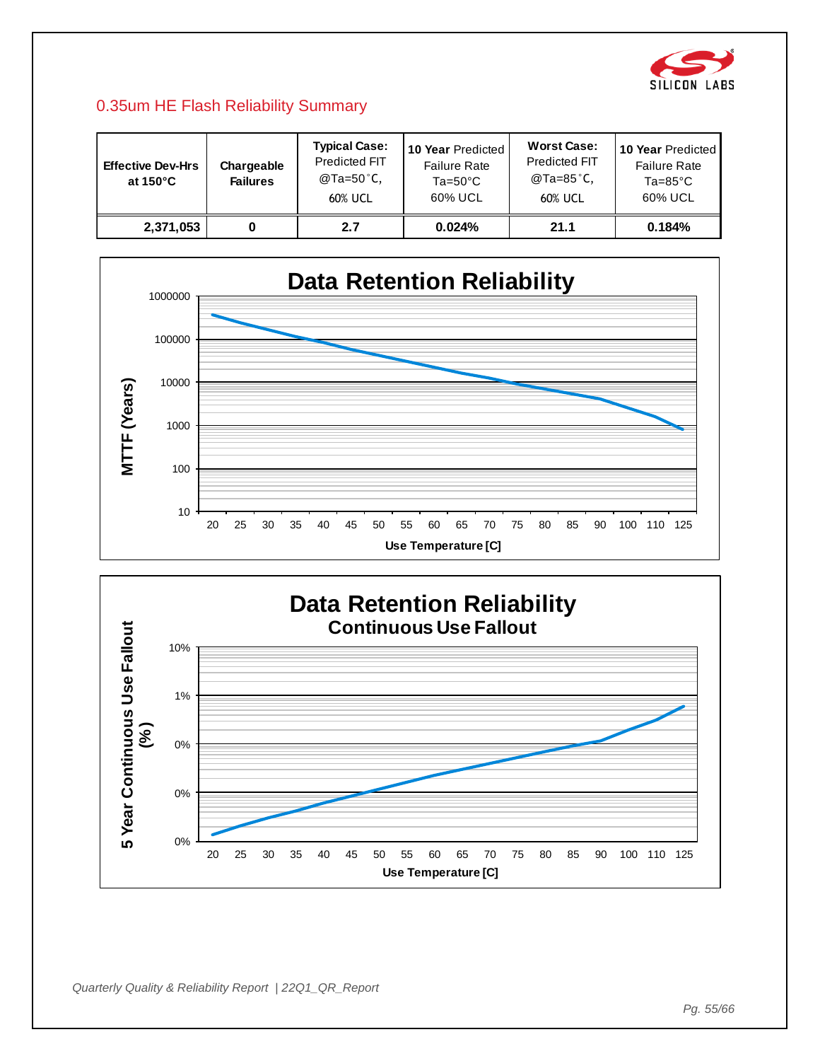## 0.35um HE Flash Reliability Summary

| Effective Dev-Hrs at 150°C | Chargeable Failures | Typical Case: Predicted FIT @Ta=50˚C, 60% UCL | 10 Year Predicted Failure Rate Ta=50°C 60% UCL | Worst Case: Predicted FIT @Ta=85˚C, 60% UCL | 10 Year Predicted Failure Rate Ta=85°C 60% UCL |
|---|---|---|---|---|---|
| 2,371,053 | 0 | 2.7 | 0.024% | 21.1 | 0.184% |

**Data Retention Reliability**

MTTF (Years): 1000000, 100000, 10000, 1000, 100, 10

Use Temperature [C]: 20, 25, 30, 35, 40, 45, 50, 55, 60, 65, 70, 75, 80, 85, 90, 100, 110, 125

**Data Retention Reliability**
**Continuous Use Fallout**

5 Year Continuous Use Fallout (%): 10%, 1%, 0%, 0%, 0%

Use Temperature [C]: 20, 25, 30, 35, 40, 45, 50, 55, 60, 65, 70, 75, 80, 85, 90, 100, 110, 125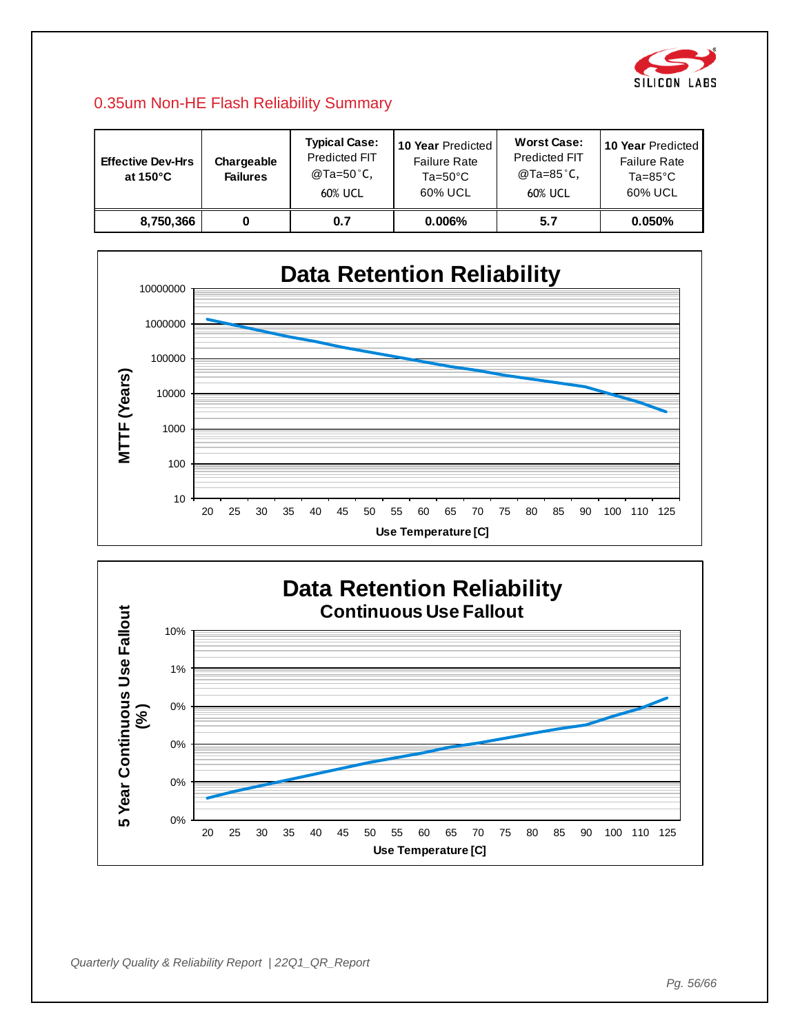## 0.35um Non-HE Flash Reliability Summary

| Effective Dev-Hrs at 150°C | Chargeable Failures | Typical Case: Predicted FIT @Ta=50˚C, 60% UCL | 10 Year Predicted Failure Rate Ta=50°C 60% UCL | Worst Case: Predicted FIT @Ta=85˚C, 60% UCL | 10 Year Predicted Failure Rate Ta=85°C 60% UCL |
|---|---|---|---|---|---|
| 8,750,366 | 0 | 0.7 | 0.006% | 5.7 | 0.050% |

**Data Retention Reliability**

MTTF (Years) vs. Use Temperature [C]

Y-axis: 10, 100, 1000, 10000, 100000, 1000000, 10000000

X-axis: 20, 25, 30, 35, 40, 45, 50, 55, 60, 65, 70, 75, 80, 85, 90, 100, 110, 125

**Data Retention Reliability**
**Continuous Use Fallout**

5 Year Continuous Use Fallout (%) vs. Use Temperature [C]

Y-axis: 0%, 0%, 0%, 0%, 0%, 1%, 10%

X-axis: 20, 25, 30, 35, 40, 45, 50, 55, 60, 65, 70, 75, 80, 85, 90, 100, 110, 125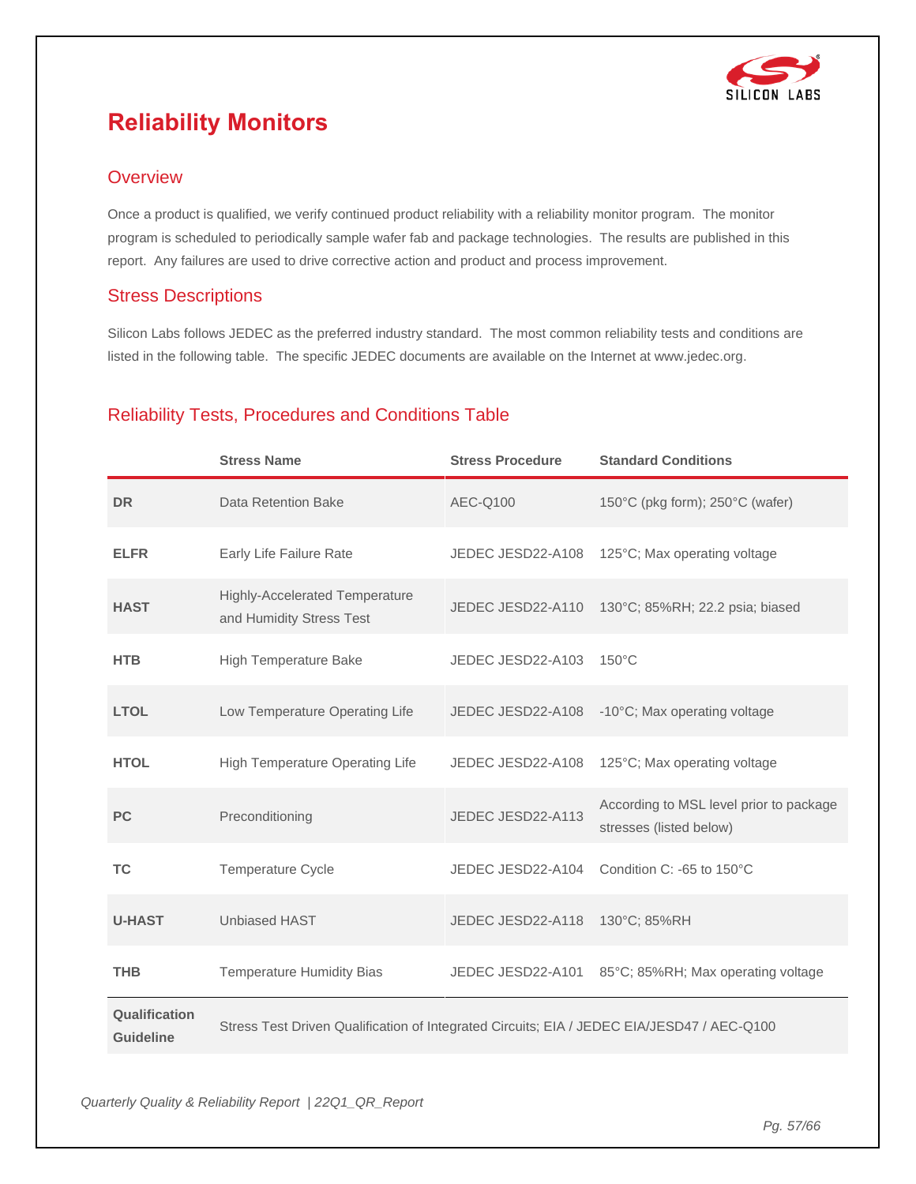# Reliability Monitors

## Overview

Once a product is qualified, we verify continued product reliability with a reliability monitor program. The monitor program is scheduled to periodically sample wafer fab and package technologies. The results are published in this report. Any failures are used to drive corrective action and product and process improvement.

## Stress Descriptions

Silicon Labs follows JEDEC as the preferred industry standard. The most common reliability tests and conditions are listed in the following table. The specific JEDEC documents are available on the Internet at www.jedec.org.

## Reliability Tests, Procedures and Conditions Table

| | Stress Name | Stress Procedure | Standard Conditions |
|---|---|---|---|
| **DR** | Data Retention Bake | AEC-Q100 | 150°C (pkg form); 250°C (wafer) |
| **ELFR** | Early Life Failure Rate | JEDEC JESD22-A108 | 125°C; Max operating voltage |
| **HAST** | Highly-Accelerated Temperature and Humidity Stress Test | JEDEC JESD22-A110 | 130°C; 85%RH; 22.2 psia; biased |
| **HTB** | High Temperature Bake | JEDEC JESD22-A103 | 150°C |
| **LTOL** | Low Temperature Operating Life | JEDEC JESD22-A108 | -10°C; Max operating voltage |
| **HTOL** | High Temperature Operating Life | JEDEC JESD22-A108 | 125°C; Max operating voltage |
| **PC** | Preconditioning | JEDEC JESD22-A113 | According to MSL level prior to package stresses (listed below) |
| **TC** | Temperature Cycle | JEDEC JESD22-A104 | Condition C: -65 to 150°C |
| **U-HAST** | Unbiased HAST | JEDEC JESD22-A118 | 130°C; 85%RH |
| **THB** | Temperature Humidity Bias | JEDEC JESD22-A101 | 85°C; 85%RH; Max operating voltage |
| **Qualification Guideline** | Stress Test Driven Qualification of Integrated Circuits; EIA / JEDEC EIA/JESD47 / AEC-Q100 | | |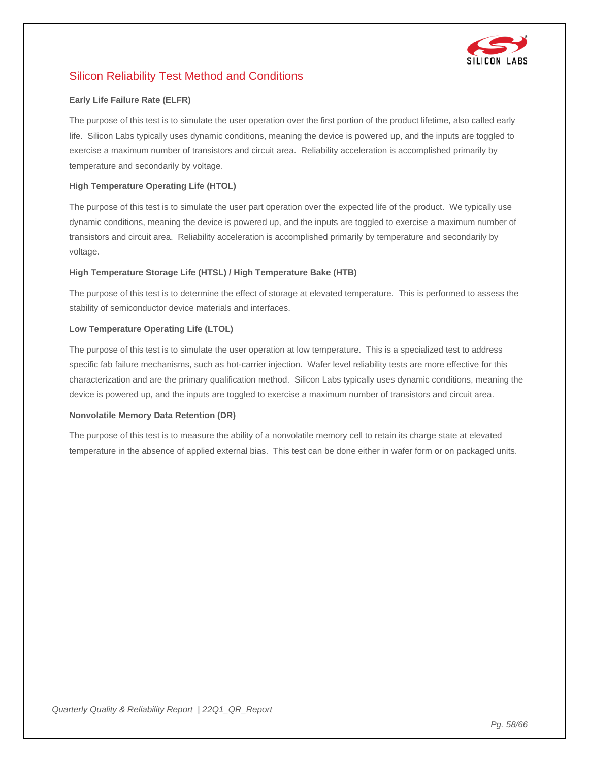## Silicon Reliability Test Method and Conditions

**Early Life Failure Rate (ELFR)**

The purpose of this test is to simulate the user operation over the first portion of the product lifetime, also called early life. Silicon Labs typically uses dynamic conditions, meaning the device is powered up, and the inputs are toggled to exercise a maximum number of transistors and circuit area. Reliability acceleration is accomplished primarily by temperature and secondarily by voltage.

**High Temperature Operating Life (HTOL)**

The purpose of this test is to simulate the user part operation over the expected life of the product. We typically use dynamic conditions, meaning the device is powered up, and the inputs are toggled to exercise a maximum number of transistors and circuit area. Reliability acceleration is accomplished primarily by temperature and secondarily by voltage.

**High Temperature Storage Life (HTSL) / High Temperature Bake (HTB)**

The purpose of this test is to determine the effect of storage at elevated temperature. This is performed to assess the stability of semiconductor device materials and interfaces.

**Low Temperature Operating Life (LTOL)**

The purpose of this test is to simulate the user operation at low temperature. This is a specialized test to address specific fab failure mechanisms, such as hot-carrier injection. Wafer level reliability tests are more effective for this characterization and are the primary qualification method. Silicon Labs typically uses dynamic conditions, meaning the device is powered up, and the inputs are toggled to exercise a maximum number of transistors and circuit area.

**Nonvolatile Memory Data Retention (DR)**

The purpose of this test is to measure the ability of a nonvolatile memory cell to retain its charge state at elevated temperature in the absence of applied external bias. This test can be done either in wafer form or on packaged units.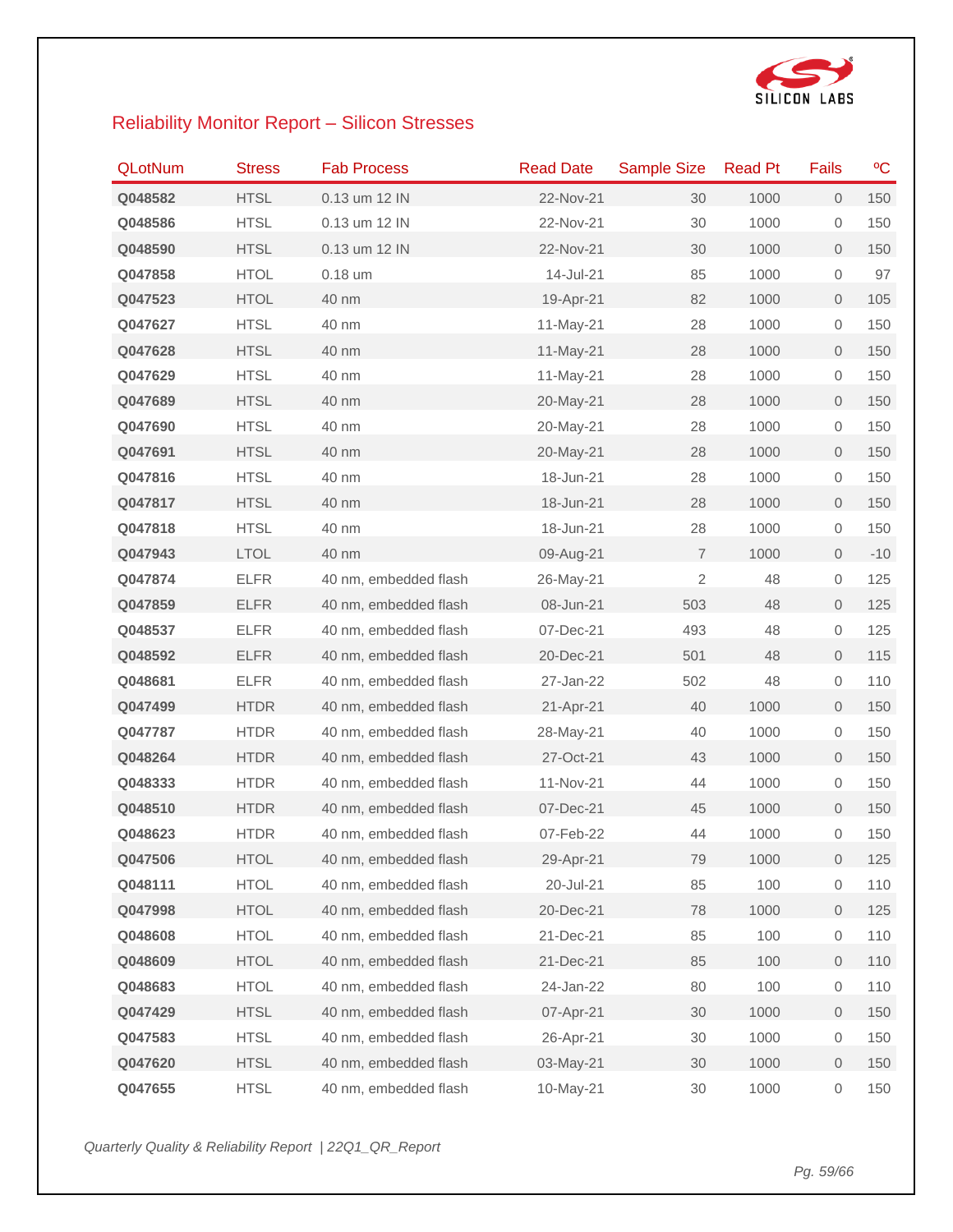## Reliability Monitor Report – Silicon Stresses

| QLotNum | Stress | Fab Process | Read Date | Sample Size | Read Pt | Fails | ºC |
|---|---|---|---|---|---|---|---|
| **Q048582** | HTSL | 0.13 um 12 IN | 22-Nov-21 | 30 | 1000 | 0 | 150 |
| **Q048586** | HTSL | 0.13 um 12 IN | 22-Nov-21 | 30 | 1000 | 0 | 150 |
| **Q048590** | HTSL | 0.13 um 12 IN | 22-Nov-21 | 30 | 1000 | 0 | 150 |
| **Q047858** | HTOL | 0.18 um | 14-Jul-21 | 85 | 1000 | 0 | 97 |
| **Q047523** | HTOL | 40 nm | 19-Apr-21 | 82 | 1000 | 0 | 105 |
| **Q047627** | HTSL | 40 nm | 11-May-21 | 28 | 1000 | 0 | 150 |
| **Q047628** | HTSL | 40 nm | 11-May-21 | 28 | 1000 | 0 | 150 |
| **Q047629** | HTSL | 40 nm | 11-May-21 | 28 | 1000 | 0 | 150 |
| **Q047689** | HTSL | 40 nm | 20-May-21 | 28 | 1000 | 0 | 150 |
| **Q047690** | HTSL | 40 nm | 20-May-21 | 28 | 1000 | 0 | 150 |
| **Q047691** | HTSL | 40 nm | 20-May-21 | 28 | 1000 | 0 | 150 |
| **Q047816** | HTSL | 40 nm | 18-Jun-21 | 28 | 1000 | 0 | 150 |
| **Q047817** | HTSL | 40 nm | 18-Jun-21 | 28 | 1000 | 0 | 150 |
| **Q047818** | HTSL | 40 nm | 18-Jun-21 | 28 | 1000 | 0 | 150 |
| **Q047943** | LTOL | 40 nm | 09-Aug-21 | 7 | 1000 | 0 | -10 |
| **Q047874** | ELFR | 40 nm, embedded flash | 26-May-21 | 2 | 48 | 0 | 125 |
| **Q047859** | ELFR | 40 nm, embedded flash | 08-Jun-21 | 503 | 48 | 0 | 125 |
| **Q048537** | ELFR | 40 nm, embedded flash | 07-Dec-21 | 493 | 48 | 0 | 125 |
| **Q048592** | ELFR | 40 nm, embedded flash | 20-Dec-21 | 501 | 48 | 0 | 115 |
| **Q048681** | ELFR | 40 nm, embedded flash | 27-Jan-22 | 502 | 48 | 0 | 110 |
| **Q047499** | HTDR | 40 nm, embedded flash | 21-Apr-21 | 40 | 1000 | 0 | 150 |
| **Q047787** | HTDR | 40 nm, embedded flash | 28-May-21 | 40 | 1000 | 0 | 150 |
| **Q048264** | HTDR | 40 nm, embedded flash | 27-Oct-21 | 43 | 1000 | 0 | 150 |
| **Q048333** | HTDR | 40 nm, embedded flash | 11-Nov-21 | 44 | 1000 | 0 | 150 |
| **Q048510** | HTDR | 40 nm, embedded flash | 07-Dec-21 | 45 | 1000 | 0 | 150 |
| **Q048623** | HTDR | 40 nm, embedded flash | 07-Feb-22 | 44 | 1000 | 0 | 150 |
| **Q047506** | HTOL | 40 nm, embedded flash | 29-Apr-21 | 79 | 1000 | 0 | 125 |
| **Q048111** | HTOL | 40 nm, embedded flash | 20-Jul-21 | 85 | 100 | 0 | 110 |
| **Q047998** | HTOL | 40 nm, embedded flash | 20-Dec-21 | 78 | 1000 | 0 | 125 |
| **Q048608** | HTOL | 40 nm, embedded flash | 21-Dec-21 | 85 | 100 | 0 | 110 |
| **Q048609** | HTOL | 40 nm, embedded flash | 21-Dec-21 | 85 | 100 | 0 | 110 |
| **Q048683** | HTOL | 40 nm, embedded flash | 24-Jan-22 | 80 | 100 | 0 | 110 |
| **Q047429** | HTSL | 40 nm, embedded flash | 07-Apr-21 | 30 | 1000 | 0 | 150 |
| **Q047583** | HTSL | 40 nm, embedded flash | 26-Apr-21 | 30 | 1000 | 0 | 150 |
| **Q047620** | HTSL | 40 nm, embedded flash | 03-May-21 | 30 | 1000 | 0 | 150 |
| **Q047655** | HTSL | 40 nm, embedded flash | 10-May-21 | 30 | 1000 | 0 | 150 |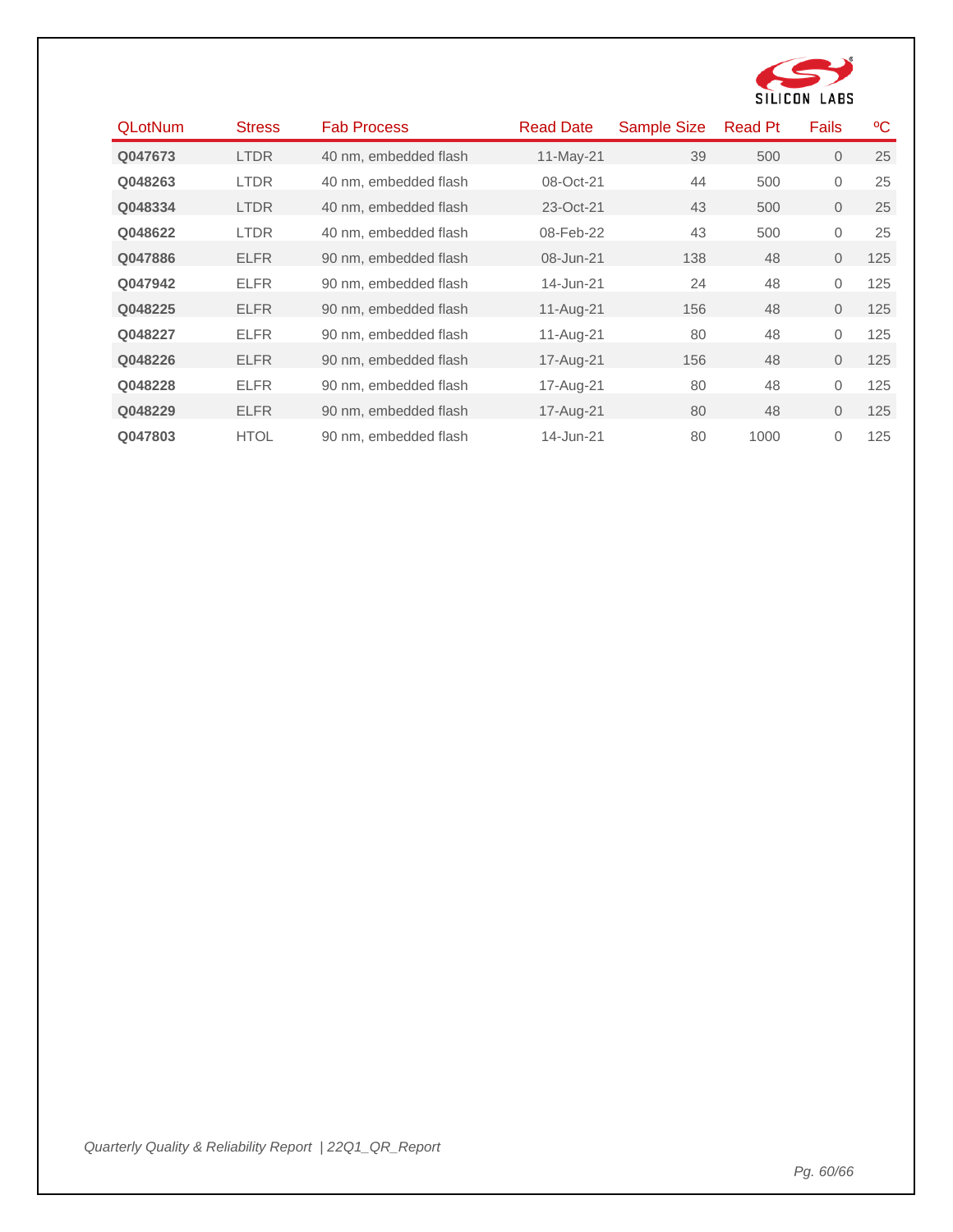| QLotNum | Stress | Fab Process | Read Date | Sample Size | Read Pt | Fails | ºC |
|---|---|---|---|---|---|---|---|
| **Q047673** | LTDR | 40 nm, embedded flash | 11-May-21 | 39 | 500 | 0 | 25 |
| **Q048263** | LTDR | 40 nm, embedded flash | 08-Oct-21 | 44 | 500 | 0 | 25 |
| **Q048334** | LTDR | 40 nm, embedded flash | 23-Oct-21 | 43 | 500 | 0 | 25 |
| **Q048622** | LTDR | 40 nm, embedded flash | 08-Feb-22 | 43 | 500 | 0 | 25 |
| **Q047886** | ELFR | 90 nm, embedded flash | 08-Jun-21 | 138 | 48 | 0 | 125 |
| **Q047942** | ELFR | 90 nm, embedded flash | 14-Jun-21 | 24 | 48 | 0 | 125 |
| **Q048225** | ELFR | 90 nm, embedded flash | 11-Aug-21 | 156 | 48 | 0 | 125 |
| **Q048227** | ELFR | 90 nm, embedded flash | 11-Aug-21 | 80 | 48 | 0 | 125 |
| **Q048226** | ELFR | 90 nm, embedded flash | 17-Aug-21 | 156 | 48 | 0 | 125 |
| **Q048228** | ELFR | 90 nm, embedded flash | 17-Aug-21 | 80 | 48 | 0 | 125 |
| **Q048229** | ELFR | 90 nm, embedded flash | 17-Aug-21 | 80 | 48 | 0 | 125 |
| **Q047803** | HTOL | 90 nm, embedded flash | 14-Jun-21 | 80 | 1000 | 0 | 125 |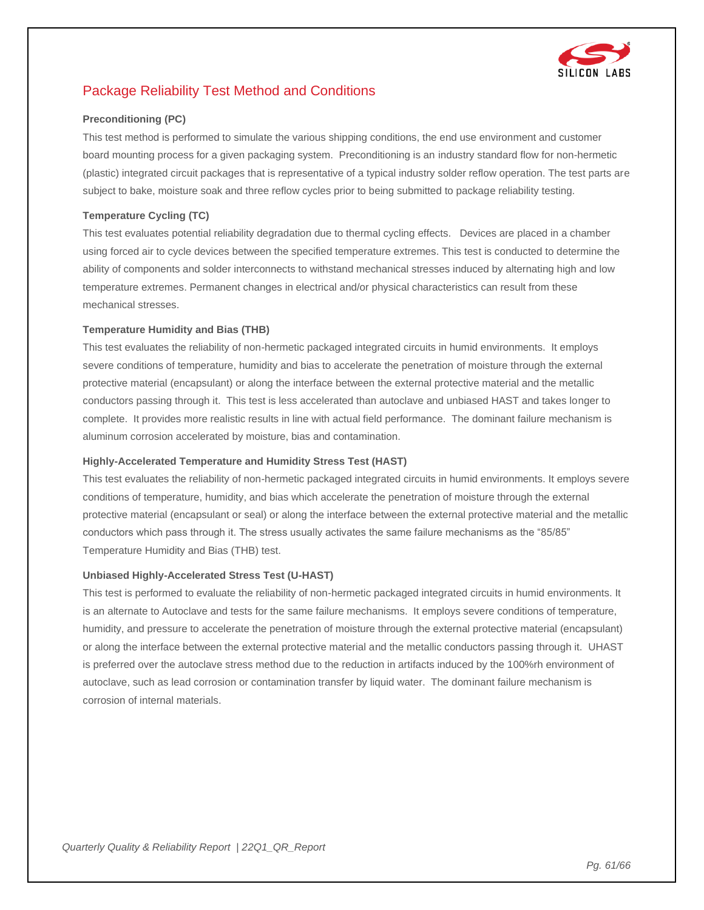## Package Reliability Test Method and Conditions

**Preconditioning (PC)**

This test method is performed to simulate the various shipping conditions, the end use environment and customer board mounting process for a given packaging system. Preconditioning is an industry standard flow for non-hermetic (plastic) integrated circuit packages that is representative of a typical industry solder reflow operation. The test parts are subject to bake, moisture soak and three reflow cycles prior to being submitted to package reliability testing.

**Temperature Cycling (TC)**

This test evaluates potential reliability degradation due to thermal cycling effects. Devices are placed in a chamber using forced air to cycle devices between the specified temperature extremes. This test is conducted to determine the ability of components and solder interconnects to withstand mechanical stresses induced by alternating high and low temperature extremes. Permanent changes in electrical and/or physical characteristics can result from these mechanical stresses.

**Temperature Humidity and Bias (THB)**

This test evaluates the reliability of non-hermetic packaged integrated circuits in humid environments. It employs severe conditions of temperature, humidity and bias to accelerate the penetration of moisture through the external protective material (encapsulant) or along the interface between the external protective material and the metallic conductors passing through it. This test is less accelerated than autoclave and unbiased HAST and takes longer to complete. It provides more realistic results in line with actual field performance. The dominant failure mechanism is aluminum corrosion accelerated by moisture, bias and contamination.

**Highly-Accelerated Temperature and Humidity Stress Test (HAST)**

This test evaluates the reliability of non-hermetic packaged integrated circuits in humid environments. It employs severe conditions of temperature, humidity, and bias which accelerate the penetration of moisture through the external protective material (encapsulant or seal) or along the interface between the external protective material and the metallic conductors which pass through it. The stress usually activates the same failure mechanisms as the "85/85" Temperature Humidity and Bias (THB) test.

**Unbiased Highly-Accelerated Stress Test (U-HAST)**

This test is performed to evaluate the reliability of non-hermetic packaged integrated circuits in humid environments. It is an alternate to Autoclave and tests for the same failure mechanisms. It employs severe conditions of temperature, humidity, and pressure to accelerate the penetration of moisture through the external protective material (encapsulant) or along the interface between the external protective material and the metallic conductors passing through it. UHAST is preferred over the autoclave stress method due to the reduction in artifacts induced by the 100%rh environment of autoclave, such as lead corrosion or contamination transfer by liquid water. The dominant failure mechanism is corrosion of internal materials.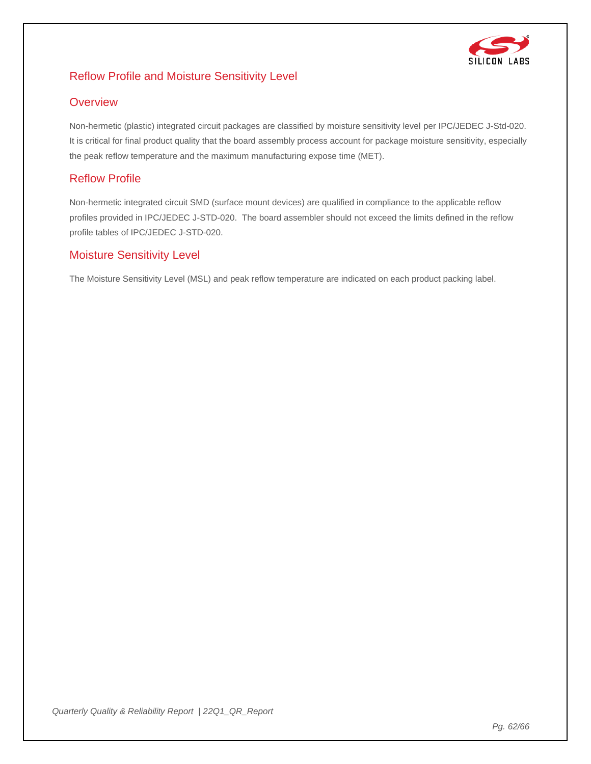# Reflow Profile and Moisture Sensitivity Level

## Overview

Non-hermetic (plastic) integrated circuit packages are classified by moisture sensitivity level per IPC/JEDEC J-Std-020. It is critical for final product quality that the board assembly process account for package moisture sensitivity, especially the peak reflow temperature and the maximum manufacturing expose time (MET).

## Reflow Profile

Non-hermetic integrated circuit SMD (surface mount devices) are qualified in compliance to the applicable reflow profiles provided in IPC/JEDEC J-STD-020. The board assembler should not exceed the limits defined in the reflow profile tables of IPC/JEDEC J-STD-020.

## Moisture Sensitivity Level

The Moisture Sensitivity Level (MSL) and peak reflow temperature are indicated on each product packing label.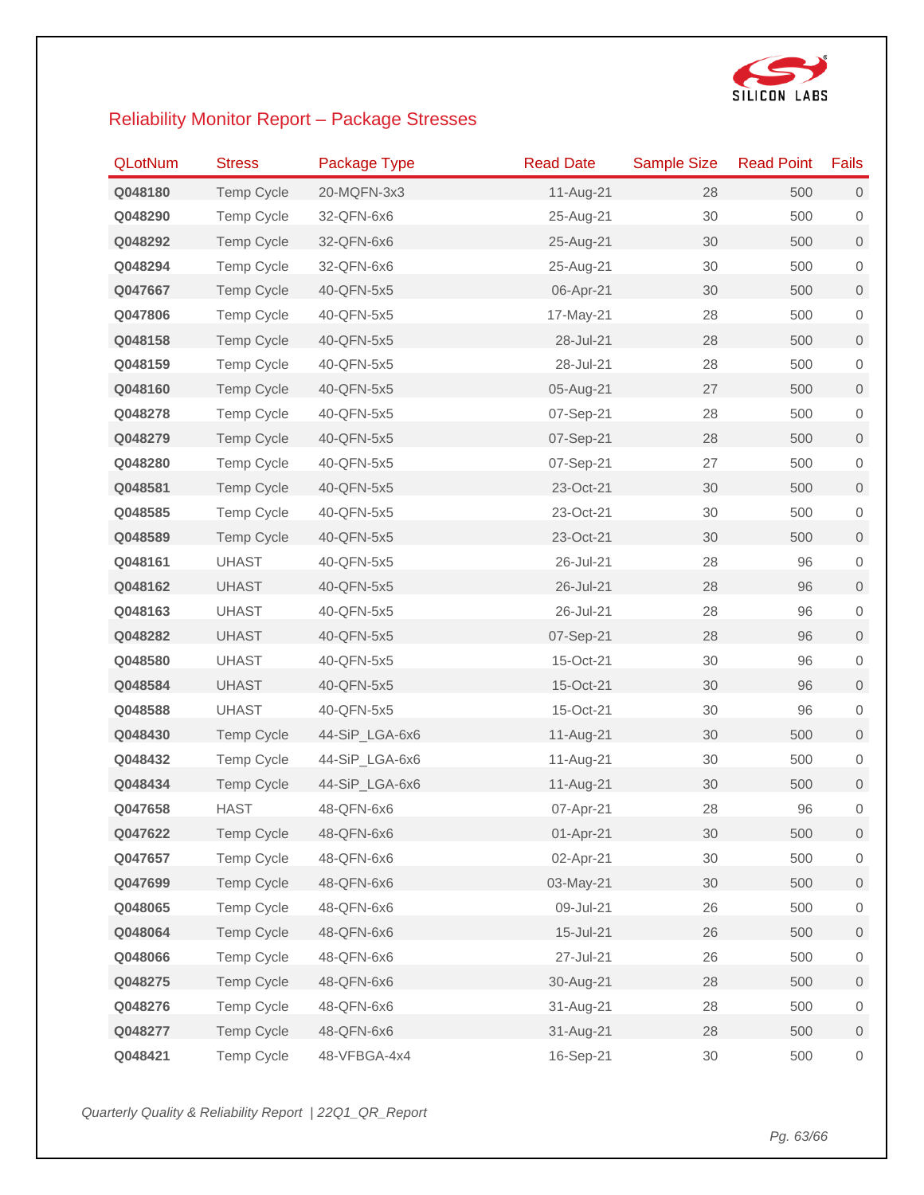## Reliability Monitor Report – Package Stresses

| QLotNum | Stress | Package Type | Read Date | Sample Size | Read Point | Fails |
|---|---|---|---|---|---|---|
| **Q048180** | Temp Cycle | 20-MQFN-3x3 | 11-Aug-21 | 28 | 500 | 0 |
| **Q048290** | Temp Cycle | 32-QFN-6x6 | 25-Aug-21 | 30 | 500 | 0 |
| **Q048292** | Temp Cycle | 32-QFN-6x6 | 25-Aug-21 | 30 | 500 | 0 |
| **Q048294** | Temp Cycle | 32-QFN-6x6 | 25-Aug-21 | 30 | 500 | 0 |
| **Q047667** | Temp Cycle | 40-QFN-5x5 | 06-Apr-21 | 30 | 500 | 0 |
| **Q047806** | Temp Cycle | 40-QFN-5x5 | 17-May-21 | 28 | 500 | 0 |
| **Q048158** | Temp Cycle | 40-QFN-5x5 | 28-Jul-21 | 28 | 500 | 0 |
| **Q048159** | Temp Cycle | 40-QFN-5x5 | 28-Jul-21 | 28 | 500 | 0 |
| **Q048160** | Temp Cycle | 40-QFN-5x5 | 05-Aug-21 | 27 | 500 | 0 |
| **Q048278** | Temp Cycle | 40-QFN-5x5 | 07-Sep-21 | 28 | 500 | 0 |
| **Q048279** | Temp Cycle | 40-QFN-5x5 | 07-Sep-21 | 28 | 500 | 0 |
| **Q048280** | Temp Cycle | 40-QFN-5x5 | 07-Sep-21 | 27 | 500 | 0 |
| **Q048581** | Temp Cycle | 40-QFN-5x5 | 23-Oct-21 | 30 | 500 | 0 |
| **Q048585** | Temp Cycle | 40-QFN-5x5 | 23-Oct-21 | 30 | 500 | 0 |
| **Q048589** | Temp Cycle | 40-QFN-5x5 | 23-Oct-21 | 30 | 500 | 0 |
| **Q048161** | UHAST | 40-QFN-5x5 | 26-Jul-21 | 28 | 96 | 0 |
| **Q048162** | UHAST | 40-QFN-5x5 | 26-Jul-21 | 28 | 96 | 0 |
| **Q048163** | UHAST | 40-QFN-5x5 | 26-Jul-21 | 28 | 96 | 0 |
| **Q048282** | UHAST | 40-QFN-5x5 | 07-Sep-21 | 28 | 96 | 0 |
| **Q048580** | UHAST | 40-QFN-5x5 | 15-Oct-21 | 30 | 96 | 0 |
| **Q048584** | UHAST | 40-QFN-5x5 | 15-Oct-21 | 30 | 96 | 0 |
| **Q048588** | UHAST | 40-QFN-5x5 | 15-Oct-21 | 30 | 96 | 0 |
| **Q048430** | Temp Cycle | 44-SiP_LGA-6x6 | 11-Aug-21 | 30 | 500 | 0 |
| **Q048432** | Temp Cycle | 44-SiP_LGA-6x6 | 11-Aug-21 | 30 | 500 | 0 |
| **Q048434** | Temp Cycle | 44-SiP_LGA-6x6 | 11-Aug-21 | 30 | 500 | 0 |
| **Q047658** | HAST | 48-QFN-6x6 | 07-Apr-21 | 28 | 96 | 0 |
| **Q047622** | Temp Cycle | 48-QFN-6x6 | 01-Apr-21 | 30 | 500 | 0 |
| **Q047657** | Temp Cycle | 48-QFN-6x6 | 02-Apr-21 | 30 | 500 | 0 |
| **Q047699** | Temp Cycle | 48-QFN-6x6 | 03-May-21 | 30 | 500 | 0 |
| **Q048065** | Temp Cycle | 48-QFN-6x6 | 09-Jul-21 | 26 | 500 | 0 |
| **Q048064** | Temp Cycle | 48-QFN-6x6 | 15-Jul-21 | 26 | 500 | 0 |
| **Q048066** | Temp Cycle | 48-QFN-6x6 | 27-Jul-21 | 26 | 500 | 0 |
| **Q048275** | Temp Cycle | 48-QFN-6x6 | 30-Aug-21 | 28 | 500 | 0 |
| **Q048276** | Temp Cycle | 48-QFN-6x6 | 31-Aug-21 | 28 | 500 | 0 |
| **Q048277** | Temp Cycle | 48-QFN-6x6 | 31-Aug-21 | 28 | 500 | 0 |
| **Q048421** | Temp Cycle | 48-VFBGA-4x4 | 16-Sep-21 | 30 | 500 | 0 |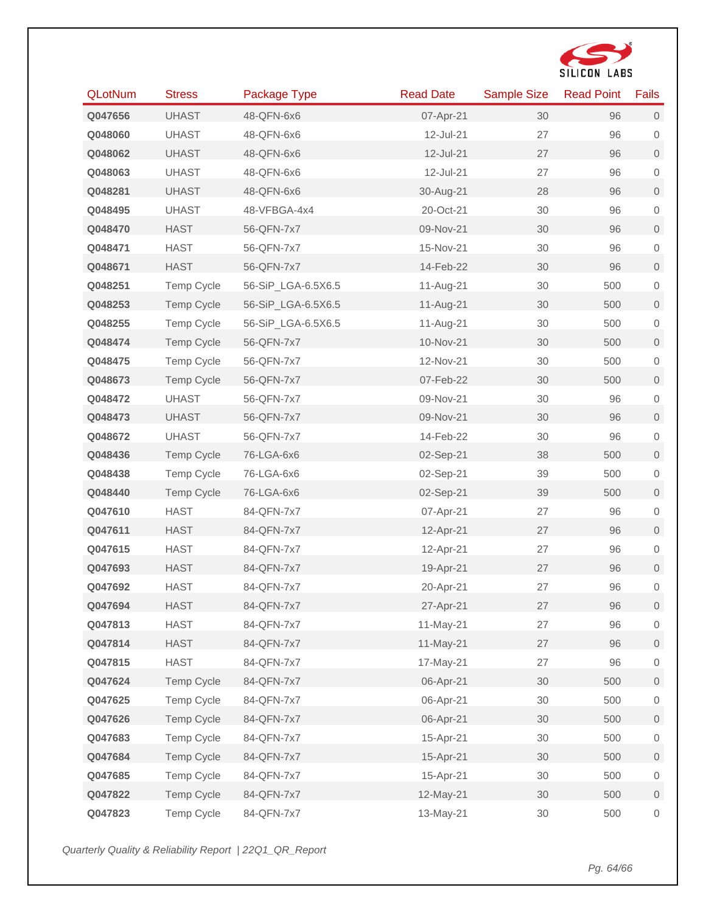| QLotNum | Stress | Package Type | Read Date | Sample Size | Read Point | Fails |
|---|---|---|---|---|---|---|
| **Q047656** | UHAST | 48-QFN-6x6 | 07-Apr-21 | 30 | 96 | 0 |
| **Q048060** | UHAST | 48-QFN-6x6 | 12-Jul-21 | 27 | 96 | 0 |
| **Q048062** | UHAST | 48-QFN-6x6 | 12-Jul-21 | 27 | 96 | 0 |
| **Q048063** | UHAST | 48-QFN-6x6 | 12-Jul-21 | 27 | 96 | 0 |
| **Q048281** | UHAST | 48-QFN-6x6 | 30-Aug-21 | 28 | 96 | 0 |
| **Q048495** | UHAST | 48-VFBGA-4x4 | 20-Oct-21 | 30 | 96 | 0 |
| **Q048470** | HAST | 56-QFN-7x7 | 09-Nov-21 | 30 | 96 | 0 |
| **Q048471** | HAST | 56-QFN-7x7 | 15-Nov-21 | 30 | 96 | 0 |
| **Q048671** | HAST | 56-QFN-7x7 | 14-Feb-22 | 30 | 96 | 0 |
| **Q048251** | Temp Cycle | 56-SiP_LGA-6.5X6.5 | 11-Aug-21 | 30 | 500 | 0 |
| **Q048253** | Temp Cycle | 56-SiP_LGA-6.5X6.5 | 11-Aug-21 | 30 | 500 | 0 |
| **Q048255** | Temp Cycle | 56-SiP_LGA-6.5X6.5 | 11-Aug-21 | 30 | 500 | 0 |
| **Q048474** | Temp Cycle | 56-QFN-7x7 | 10-Nov-21 | 30 | 500 | 0 |
| **Q048475** | Temp Cycle | 56-QFN-7x7 | 12-Nov-21 | 30 | 500 | 0 |
| **Q048673** | Temp Cycle | 56-QFN-7x7 | 07-Feb-22 | 30 | 500 | 0 |
| **Q048472** | UHAST | 56-QFN-7x7 | 09-Nov-21 | 30 | 96 | 0 |
| **Q048473** | UHAST | 56-QFN-7x7 | 09-Nov-21 | 30 | 96 | 0 |
| **Q048672** | UHAST | 56-QFN-7x7 | 14-Feb-22 | 30 | 96 | 0 |
| **Q048436** | Temp Cycle | 76-LGA-6x6 | 02-Sep-21 | 38 | 500 | 0 |
| **Q048438** | Temp Cycle | 76-LGA-6x6 | 02-Sep-21 | 39 | 500 | 0 |
| **Q048440** | Temp Cycle | 76-LGA-6x6 | 02-Sep-21 | 39 | 500 | 0 |
| **Q047610** | HAST | 84-QFN-7x7 | 07-Apr-21 | 27 | 96 | 0 |
| **Q047611** | HAST | 84-QFN-7x7 | 12-Apr-21 | 27 | 96 | 0 |
| **Q047615** | HAST | 84-QFN-7x7 | 12-Apr-21 | 27 | 96 | 0 |
| **Q047693** | HAST | 84-QFN-7x7 | 19-Apr-21 | 27 | 96 | 0 |
| **Q047692** | HAST | 84-QFN-7x7 | 20-Apr-21 | 27 | 96 | 0 |
| **Q047694** | HAST | 84-QFN-7x7 | 27-Apr-21 | 27 | 96 | 0 |
| **Q047813** | HAST | 84-QFN-7x7 | 11-May-21 | 27 | 96 | 0 |
| **Q047814** | HAST | 84-QFN-7x7 | 11-May-21 | 27 | 96 | 0 |
| **Q047815** | HAST | 84-QFN-7x7 | 17-May-21 | 27 | 96 | 0 |
| **Q047624** | Temp Cycle | 84-QFN-7x7 | 06-Apr-21 | 30 | 500 | 0 |
| **Q047625** | Temp Cycle | 84-QFN-7x7 | 06-Apr-21 | 30 | 500 | 0 |
| **Q047626** | Temp Cycle | 84-QFN-7x7 | 06-Apr-21 | 30 | 500 | 0 |
| **Q047683** | Temp Cycle | 84-QFN-7x7 | 15-Apr-21 | 30 | 500 | 0 |
| **Q047684** | Temp Cycle | 84-QFN-7x7 | 15-Apr-21 | 30 | 500 | 0 |
| **Q047685** | Temp Cycle | 84-QFN-7x7 | 15-Apr-21 | 30 | 500 | 0 |
| **Q047822** | Temp Cycle | 84-QFN-7x7 | 12-May-21 | 30 | 500 | 0 |
| **Q047823** | Temp Cycle | 84-QFN-7x7 | 13-May-21 | 30 | 500 | 0 |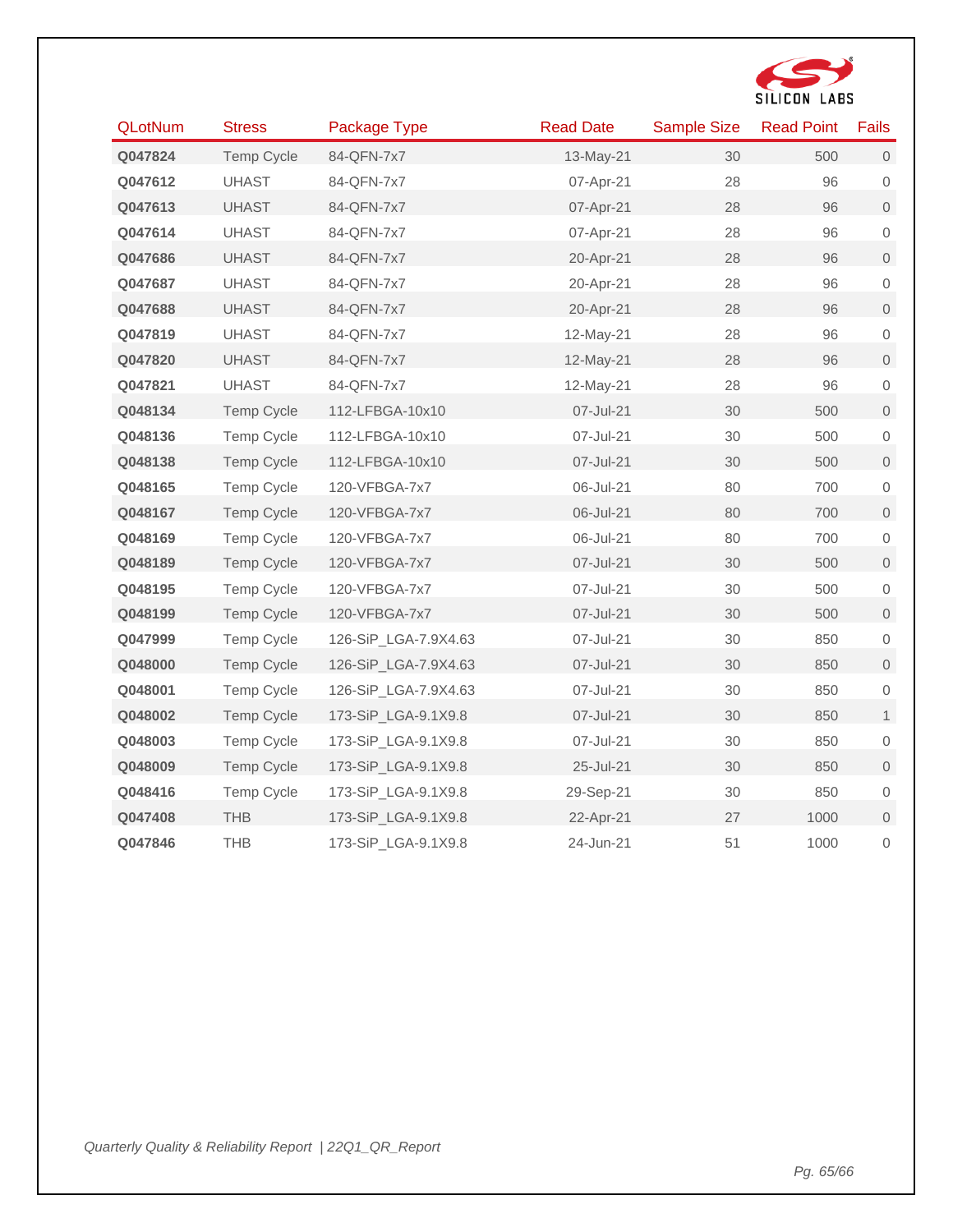| QLotNum | Stress | Package Type | Read Date | Sample Size | Read Point | Fails |
|---|---|---|---|---|---|---|
| **Q047824** | Temp Cycle | 84-QFN-7x7 | 13-May-21 | 30 | 500 | 0 |
| **Q047612** | UHAST | 84-QFN-7x7 | 07-Apr-21 | 28 | 96 | 0 |
| **Q047613** | UHAST | 84-QFN-7x7 | 07-Apr-21 | 28 | 96 | 0 |
| **Q047614** | UHAST | 84-QFN-7x7 | 07-Apr-21 | 28 | 96 | 0 |
| **Q047686** | UHAST | 84-QFN-7x7 | 20-Apr-21 | 28 | 96 | 0 |
| **Q047687** | UHAST | 84-QFN-7x7 | 20-Apr-21 | 28 | 96 | 0 |
| **Q047688** | UHAST | 84-QFN-7x7 | 20-Apr-21 | 28 | 96 | 0 |
| **Q047819** | UHAST | 84-QFN-7x7 | 12-May-21 | 28 | 96 | 0 |
| **Q047820** | UHAST | 84-QFN-7x7 | 12-May-21 | 28 | 96 | 0 |
| **Q047821** | UHAST | 84-QFN-7x7 | 12-May-21 | 28 | 96 | 0 |
| **Q048134** | Temp Cycle | 112-LFBGA-10x10 | 07-Jul-21 | 30 | 500 | 0 |
| **Q048136** | Temp Cycle | 112-LFBGA-10x10 | 07-Jul-21 | 30 | 500 | 0 |
| **Q048138** | Temp Cycle | 112-LFBGA-10x10 | 07-Jul-21 | 30 | 500 | 0 |
| **Q048165** | Temp Cycle | 120-VFBGA-7x7 | 06-Jul-21 | 80 | 700 | 0 |
| **Q048167** | Temp Cycle | 120-VFBGA-7x7 | 06-Jul-21 | 80 | 700 | 0 |
| **Q048169** | Temp Cycle | 120-VFBGA-7x7 | 06-Jul-21 | 80 | 700 | 0 |
| **Q048189** | Temp Cycle | 120-VFBGA-7x7 | 07-Jul-21 | 30 | 500 | 0 |
| **Q048195** | Temp Cycle | 120-VFBGA-7x7 | 07-Jul-21 | 30 | 500 | 0 |
| **Q048199** | Temp Cycle | 120-VFBGA-7x7 | 07-Jul-21 | 30 | 500 | 0 |
| **Q047999** | Temp Cycle | 126-SiP_LGA-7.9X4.63 | 07-Jul-21 | 30 | 850 | 0 |
| **Q048000** | Temp Cycle | 126-SiP_LGA-7.9X4.63 | 07-Jul-21 | 30 | 850 | 0 |
| **Q048001** | Temp Cycle | 126-SiP_LGA-7.9X4.63 | 07-Jul-21 | 30 | 850 | 0 |
| **Q048002** | Temp Cycle | 173-SiP_LGA-9.1X9.8 | 07-Jul-21 | 30 | 850 | 1 |
| **Q048003** | Temp Cycle | 173-SiP_LGA-9.1X9.8 | 07-Jul-21 | 30 | 850 | 0 |
| **Q048009** | Temp Cycle | 173-SiP_LGA-9.1X9.8 | 25-Jul-21 | 30 | 850 | 0 |
| **Q048416** | Temp Cycle | 173-SiP_LGA-9.1X9.8 | 29-Sep-21 | 30 | 850 | 0 |
| **Q047408** | THB | 173-SiP_LGA-9.1X9.8 | 22-Apr-21 | 27 | 1000 | 0 |
| **Q047846** | THB | 173-SiP_LGA-9.1X9.8 | 24-Jun-21 | 51 | 1000 | 0 |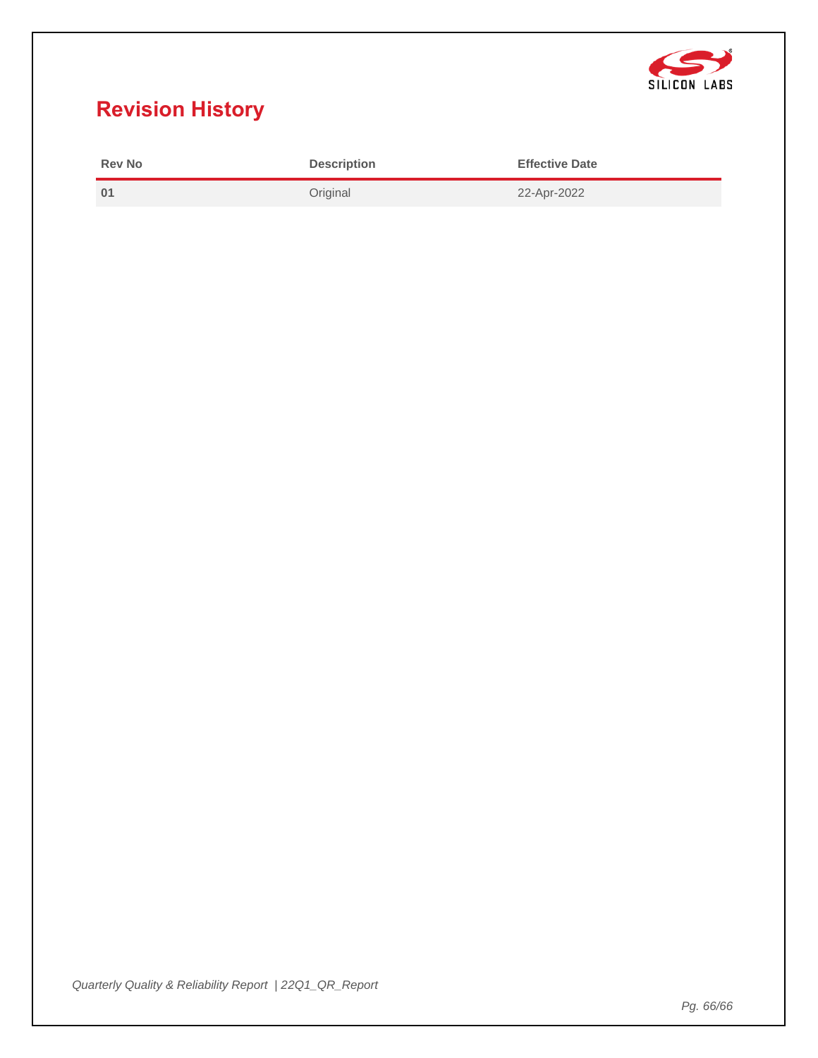# Revision History

| Rev No | Description | Effective Date |
| --- | --- | --- |
| 01 | Original | 22-Apr-2022 |